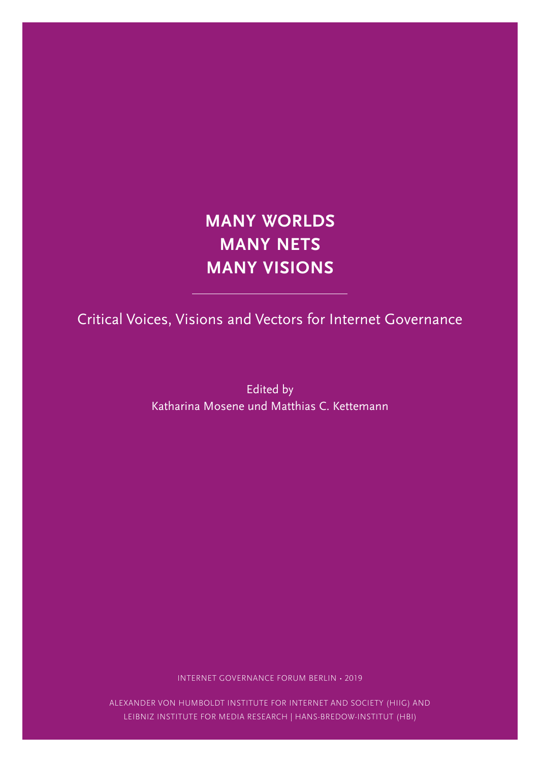# MANY WORLDS
# MANY NETS
# MANY VISIONS

---

Critical Voices, Visions and Vectors for Internet Governance

Edited by
Katharina Mosene und Matthias C. Kettemann

INTERNET GOVERNANCE FORUM BERLIN • 2019

ALEXANDER VON HUMBOLDT INSTITUTE FOR INTERNET AND SOCIETY (HIIG) AND
LEIBNIZ INSTITUTE FOR MEDIA RESEARCH | HANS-BREDOW-INSTITUT (HBI)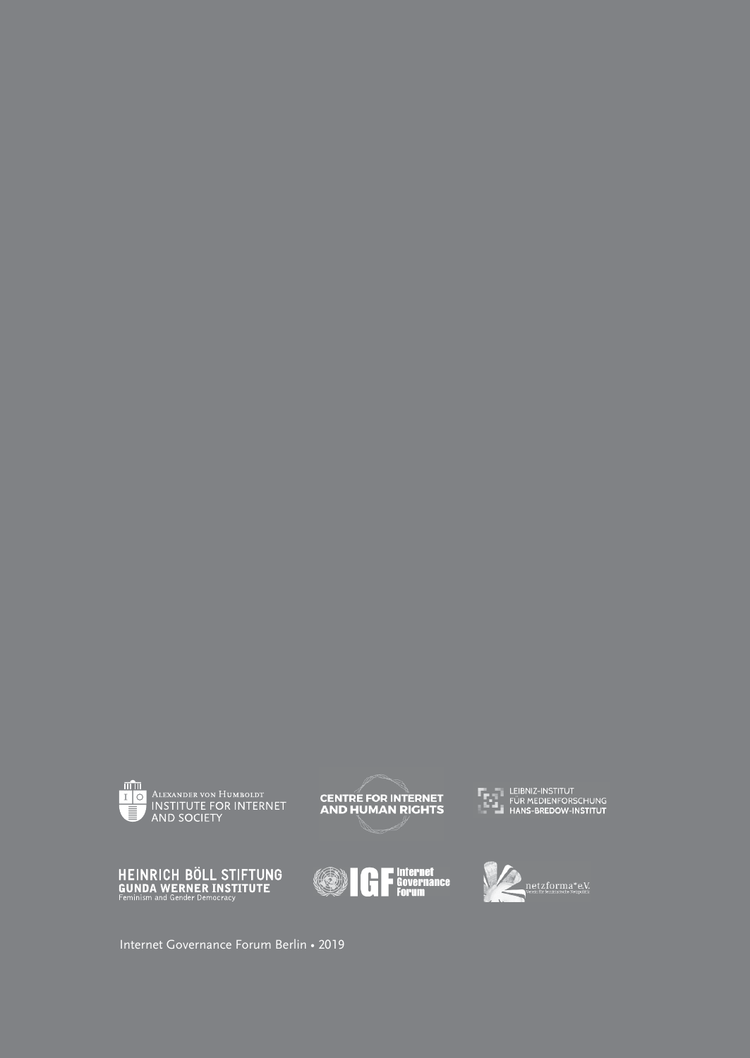Alexander von Humboldt Institute for Internet and Society

Centre for Internet and Human Rights

Leibniz-Institut für Medienforschung Hans-Bredow-Institut

Heinrich Böll Stiftung Gunda Werner Institute
Feminism and Gender Democracy

IGF Internet Governance Forum

netzforma*e.V.

Internet Governance Forum Berlin • 2019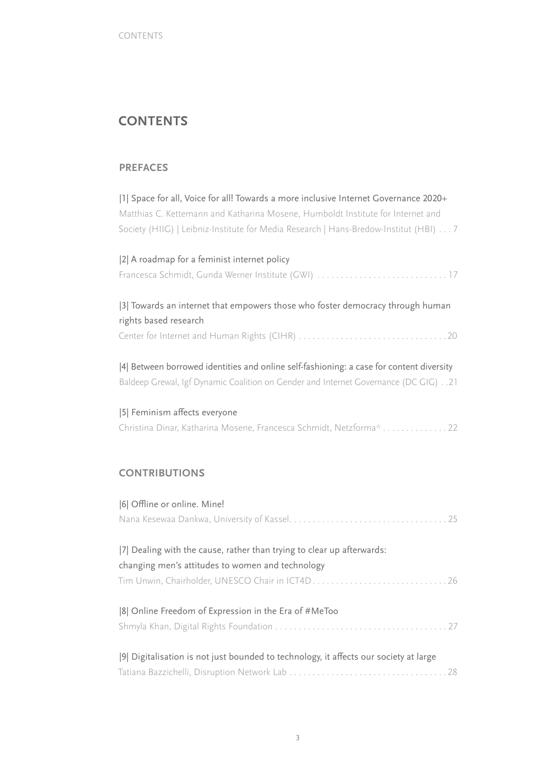# CONTENTS

## PREFACES

|1| Space for all, Voice for all! Towards a more inclusive Internet Governance 2020+
Matthias C. Kettemann and Katharina Mosene, Humboldt Institute for Internet and Society (HIIG) | Leibniz-Institute for Media Research | Hans-Bredow-Institut (HBI) . . . 7

|2| A roadmap for a feminist internet policy
Francesca Schmidt, Gunda Werner Institute (GWI) . . . . . . . . . . . . . . . . . . . . . . . . . . . . 17

|3| Towards an internet that empowers those who foster democracy through human rights based research
Center for Internet and Human Rights (CIHR) . . . . . . . . . . . . . . . . . . . . . . . . . . . . . . . . 20

|4| Between borrowed identities and online self-fashioning: a case for content diversity
Baldeep Grewal, Igf Dynamic Coalition on Gender and Internet Governance (DC GIG) . . 21

|5| Feminism affects everyone
Christina Dinar, Katharina Mosene, Francesca Schmidt, Netzforma* . . . . . . . . . . . . . . 22

## CONTRIBUTIONS

|6| Offline or online. Mine!
Nana Kesewaa Dankwa, University of Kassel. . . . . . . . . . . . . . . . . . . . . . . . . . . . . . . . . . 25

|7| Dealing with the cause, rather than trying to clear up afterwards: changing men's attitudes to women and technology
Tim Unwin, Chairholder, UNESCO Chair in ICT4D . . . . . . . . . . . . . . . . . . . . . . . . . . . . . 26

|8| Online Freedom of Expression in the Era of #MeToo
Shmyla Khan, Digital Rights Foundation . . . . . . . . . . . . . . . . . . . . . . . . . . . . . . . . . . . . . 27

|9| Digitalisation is not just bounded to technology, it affects our society at large
Tatiana Bazzichelli, Disruption Network Lab . . . . . . . . . . . . . . . . . . . . . . . . . . . . . . . . . . 28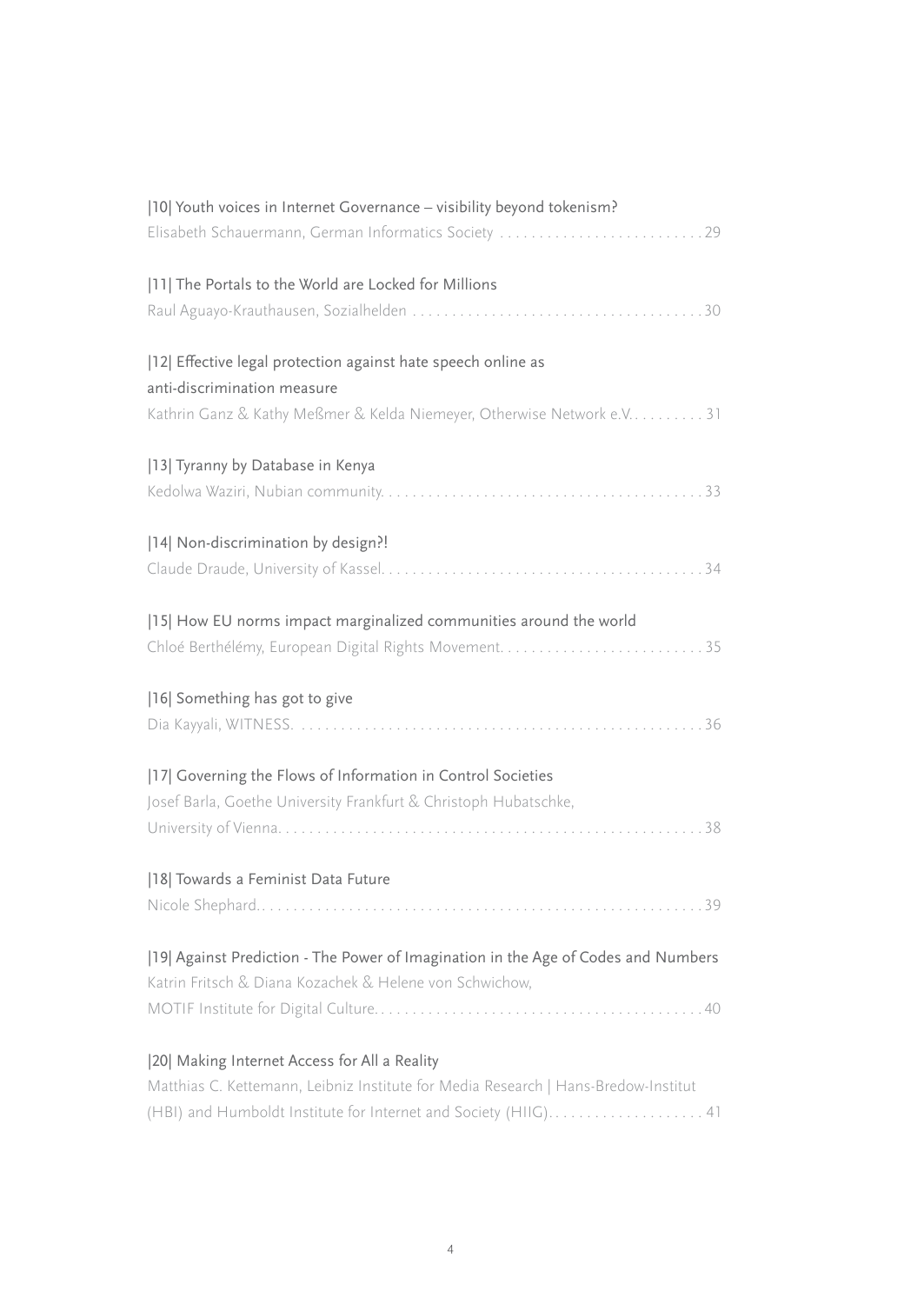|10| Youth voices in Internet Governance – visibility beyond tokenism?
Elisabeth Schauermann, German Informatics Society . . . . . . . . . . . . . . . . . . . . . . . . . . 29

|11| The Portals to the World are Locked for Millions
Raul Aguayo-Krauthausen, Sozialhelden . . . . . . . . . . . . . . . . . . . . . . . . . . . . . . . . . . . . . 30

|12| Effective legal protection against hate speech online as anti-discrimination measure
Kathrin Ganz & Kathy Meßmer & Kelda Niemeyer, Otherwise Network e.V. . . . . . . . . . 31

|13| Tyranny by Database in Kenya
Kedolwa Waziri, Nubian community. . . . . . . . . . . . . . . . . . . . . . . . . . . . . . . . . . . . . . . . 33

|14| Non-discrimination by design?!
Claude Draude, University of Kassel. . . . . . . . . . . . . . . . . . . . . . . . . . . . . . . . . . . . . . . . 34

|15| How EU norms impact marginalized communities around the world
Chloé Berthélémy, European Digital Rights Movement. . . . . . . . . . . . . . . . . . . . . . . . . . 35

|16| Something has got to give
Dia Kayyali, WITNESS. . . . . . . . . . . . . . . . . . . . . . . . . . . . . . . . . . . . . . . . . . . . . . . . . . . 36

|17| Governing the Flows of Information in Control Societies
Josef Barla, Goethe University Frankfurt & Christoph Hubatschke, University of Vienna. . . . . . . . . . . . . . . . . . . . . . . . . . . . . . . . . . . . . . . . . . . . . . . . . . . . . 38

|18| Towards a Feminist Data Future
Nicole Shephard. . . . . . . . . . . . . . . . . . . . . . . . . . . . . . . . . . . . . . . . . . . . . . . . . . . . . . . . 39

|19| Against Prediction - The Power of Imagination in the Age of Codes and Numbers
Katrin Fritsch & Diana Kozachek & Helene von Schwichow, MOTIF Institute for Digital Culture. . . . . . . . . . . . . . . . . . . . . . . . . . . . . . . . . . . . . . . . . . 40

|20| Making Internet Access for All a Reality
Matthias C. Kettemann, Leibniz Institute for Media Research | Hans-Bredow-Institut (HBI) and Humboldt Institute for Internet and Society (HIIG). . . . . . . . . . . . . . . . . . . . 41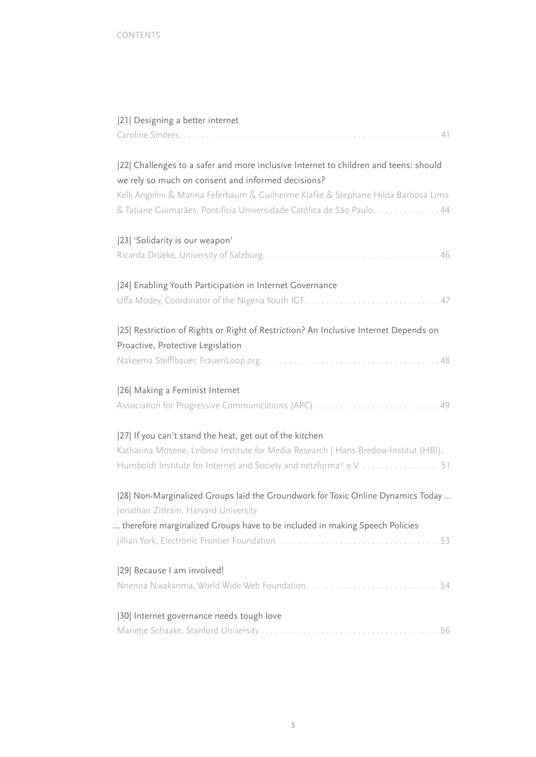# CONTENTS

|21| Designing a better internet
Caroline Sinders. . . . . . . . . . . . . . . . . . . . . . . . . . . . . . . . . . . . . . . . . . . . . . . . . . . . . . . . . 41

|22| Challenges to a safer and more inclusive Internet to children and teens: should we rely so much on consent and informed decisions?
Kelli Angelini & Marina Feferbaum & Guilherme Klafke & Stephane Hilda Barbosa Lima & Tatiane Guimarães, Pontifícia Universidade Católica de São Paulo. . . . . . . . . . . . . . . 44

|23| 'Solidarity is our weapon'
Ricarda Drüeke, University of Salzburg. . . . . . . . . . . . . . . . . . . . . . . . . . . . . . . . . . . . . . . 46

|24| Enabling Youth Participation in Internet Governance
Uffa Modey, Coordinator of the Nigeria Youth IGF. . . . . . . . . . . . . . . . . . . . . . . . . . . . . . 47

|25| Restriction of Rights or Right of Restriction? An Inclusive Internet Depends on Proactive, Protective Legislation
Nakeema Stefflbauer, FrauenLoop.org. . . . . . . . . . . . . . . . . . . . . . . . . . . . . . . . . . . . . . . 48

|26| Making a Feminist Internet
Association for Progressive Communications (APC). . . . . . . . . . . . . . . . . . . . . . . . . . . . 49

|27| If you can't stand the heat, get out of the kitchen
Katharina Mosene, Leibniz Institute for Media Research | Hans-Bredow-Institut (HBI), Humboldt Institute for Internet and Society and netzforma* e.V. . . . . . . . . . . . . . . . . . 51

|28| Non-Marginalized Groups laid the Groundwork for Toxic Online Dynamics Today ...
Jonathan Zittrain, Harvard University
... therefore marginalized Groups have to be included in making Speech Policies
Jillian York, Electronic Frontier Foundation . . . . . . . . . . . . . . . . . . . . . . . . . . . . . . . . . . . 53

|29| Because I am involved!
Nnenna Nwakanma, World Wide Web Foundation. . . . . . . . . . . . . . . . . . . . . . . . . . . . . 54

|30| Internet governance needs tough love
Marietje Schaake, Stanford University. . . . . . . . . . . . . . . . . . . . . . . . . . . . . . . . . . . . . . . . 56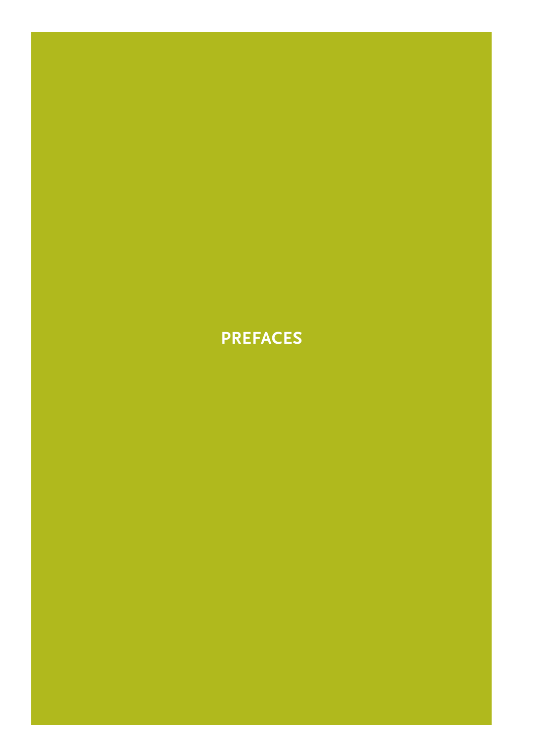# PREFACES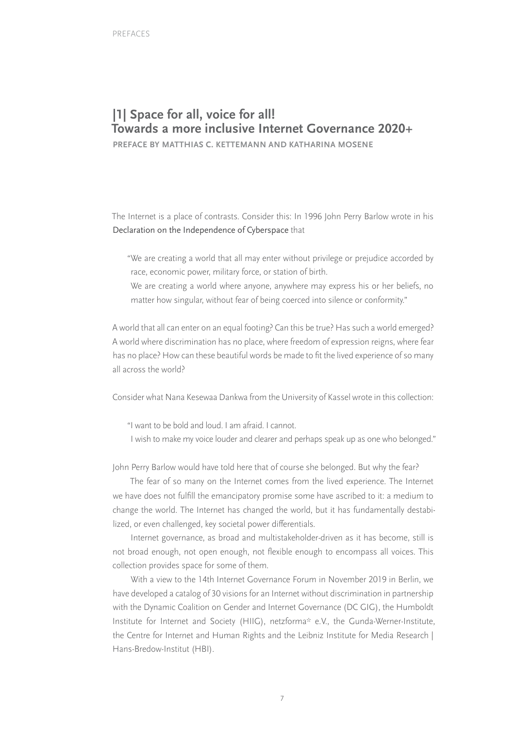## |1| Space for all, voice for all! Towards a more inclusive Internet Governance 2020+

**PREFACE BY MATTHIAS C. KETTEMANN AND KATHARINA MOSENE**

The Internet is a place of contrasts. Consider this: In 1996 John Perry Barlow wrote in his Declaration on the Independence of Cyberspace that

> "We are creating a world that all may enter without privilege or prejudice accorded by race, economic power, military force, or station of birth.
> We are creating a world where anyone, anywhere may express his or her beliefs, no matter how singular, without fear of being coerced into silence or conformity."

A world that all can enter on an equal footing? Can this be true? Has such a world emerged? A world where discrimination has no place, where freedom of expression reigns, where fear has no place? How can these beautiful words be made to fit the lived experience of so many all across the world?

Consider what Nana Kesewaa Dankwa from the University of Kassel wrote in this collection:

> "I want to be bold and loud. I am afraid. I cannot.
> I wish to make my voice louder and clearer and perhaps speak up as one who belonged."

John Perry Barlow would have told here that of course she belonged. But why the fear?

The fear of so many on the Internet comes from the lived experience. The Internet we have does not fulfill the emancipatory promise some have ascribed to it: a medium to change the world. The Internet has changed the world, but it has fundamentally destabilized, or even challenged, key societal power differentials.

Internet governance, as broad and multistakeholder-driven as it has become, still is not broad enough, not open enough, not flexible enough to encompass all voices. This collection provides space for some of them.

With a view to the 14th Internet Governance Forum in November 2019 in Berlin, we have developed a catalog of 30 visions for an Internet without discrimination in partnership with the Dynamic Coalition on Gender and Internet Governance (DC GIG), the Humboldt Institute for Internet and Society (HIIG), netzforma* e.V., the Gunda-Werner-Institute, the Centre for Internet and Human Rights and the Leibniz Institute for Media Research | Hans-Bredow-Institut (HBI).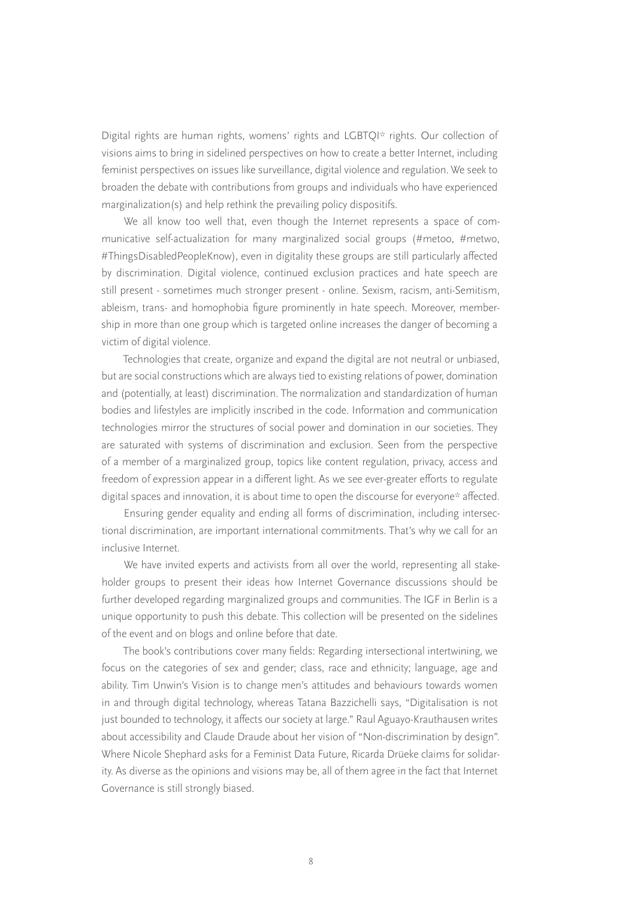Digital rights are human rights, womens' rights and LGBTQI* rights. Our collection of visions aims to bring in sidelined perspectives on how to create a better Internet, including feminist perspectives on issues like surveillance, digital violence and regulation. We seek to broaden the debate with contributions from groups and individuals who have experienced marginalization(s) and help rethink the prevailing policy dispositifs.

We all know too well that, even though the Internet represents a space of communicative self-actualization for many marginalized social groups (#metoo, #metwo, #ThingsDisabledPeopleKnow), even in digitality these groups are still particularly affected by discrimination. Digital violence, continued exclusion practices and hate speech are still present - sometimes much stronger present - online. Sexism, racism, anti-Semitism, ableism, trans- and homophobia figure prominently in hate speech. Moreover, membership in more than one group which is targeted online increases the danger of becoming a victim of digital violence.

Technologies that create, organize and expand the digital are not neutral or unbiased, but are social constructions which are always tied to existing relations of power, domination and (potentially, at least) discrimination. The normalization and standardization of human bodies and lifestyles are implicitly inscribed in the code. Information and communication technologies mirror the structures of social power and domination in our societies. They are saturated with systems of discrimination and exclusion. Seen from the perspective of a member of a marginalized group, topics like content regulation, privacy, access and freedom of expression appear in a different light. As we see ever-greater efforts to regulate digital spaces and innovation, it is about time to open the discourse for everyone* affected.

Ensuring gender equality and ending all forms of discrimination, including intersectional discrimination, are important international commitments. That's why we call for an inclusive Internet.

We have invited experts and activists from all over the world, representing all stakeholder groups to present their ideas how Internet Governance discussions should be further developed regarding marginalized groups and communities. The IGF in Berlin is a unique opportunity to push this debate. This collection will be presented on the sidelines of the event and on blogs and online before that date.

The book's contributions cover many fields: Regarding intersectional intertwining, we focus on the categories of sex and gender; class, race and ethnicity; language, age and ability. Tim Unwin's Vision is to change men's attitudes and behaviours towards women in and through digital technology, whereas Tatana Bazzichelli says, "Digitalisation is not just bounded to technology, it affects our society at large." Raul Aguayo-Krauthausen writes about accessibility and Claude Draude about her vision of "Non-discrimination by design". Where Nicole Shephard asks for a Feminist Data Future, Ricarda Drüeke claims for solidarity. As diverse as the opinions and visions may be, all of them agree in the fact that Internet Governance is still strongly biased.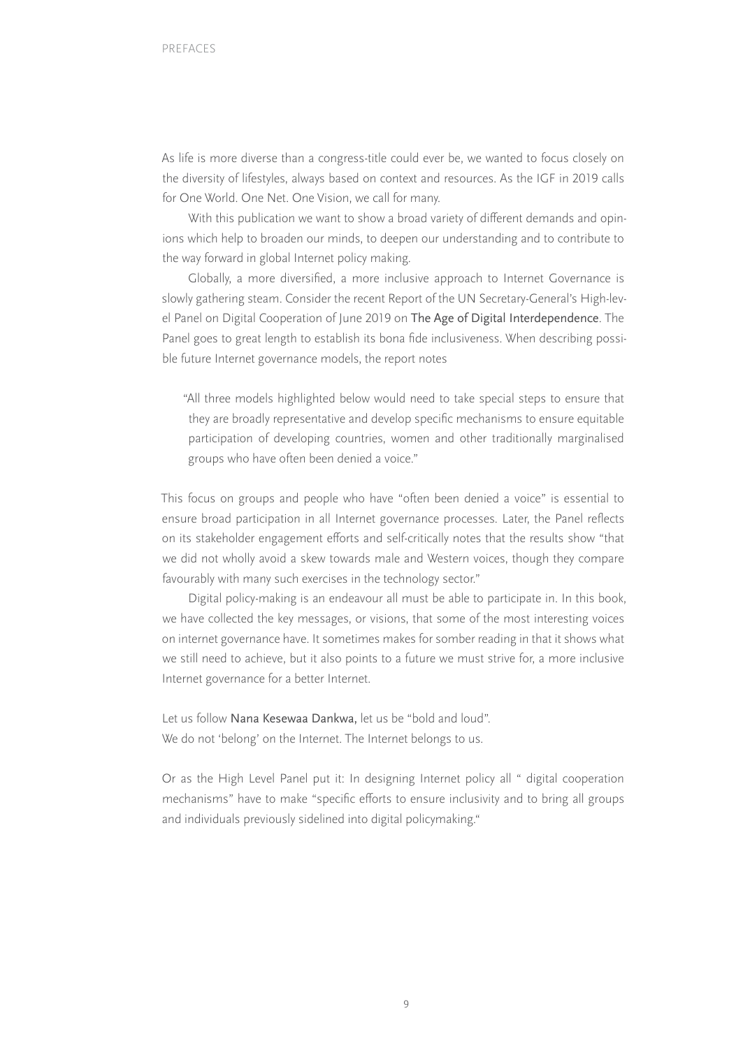As life is more diverse than a congress-title could ever be, we wanted to focus closely on the diversity of lifestyles, always based on context and resources. As the IGF in 2019 calls for One World. One Net. One Vision, we call for many.

With this publication we want to show a broad variety of different demands and opinions which help to broaden our minds, to deepen our understanding and to contribute to the way forward in global Internet policy making.

Globally, a more diversified, a more inclusive approach to Internet Governance is slowly gathering steam. Consider the recent Report of the UN Secretary-General's High-level Panel on Digital Cooperation of June 2019 on The Age of Digital Interdependence. The Panel goes to great length to establish its bona fide inclusiveness. When describing possible future Internet governance models, the report notes

> "All three models highlighted below would need to take special steps to ensure that they are broadly representative and develop specific mechanisms to ensure equitable participation of developing countries, women and other traditionally marginalised groups who have often been denied a voice."

This focus on groups and people who have "often been denied a voice" is essential to ensure broad participation in all Internet governance processes. Later, the Panel reflects on its stakeholder engagement efforts and self-critically notes that the results show "that we did not wholly avoid a skew towards male and Western voices, though they compare favourably with many such exercises in the technology sector."

Digital policy-making is an endeavour all must be able to participate in. In this book, we have collected the key messages, or visions, that some of the most interesting voices on internet governance have. It sometimes makes for somber reading in that it shows what we still need to achieve, but it also points to a future we must strive for, a more inclusive Internet governance for a better Internet.

Let us follow Nana Kesewaa Dankwa, let us be "bold and loud".
We do not 'belong' on the Internet. The Internet belongs to us.

Or as the High Level Panel put it: In designing Internet policy all " digital cooperation mechanisms" have to make "specific efforts to ensure inclusivity and to bring all groups and individuals previously sidelined into digital policymaking."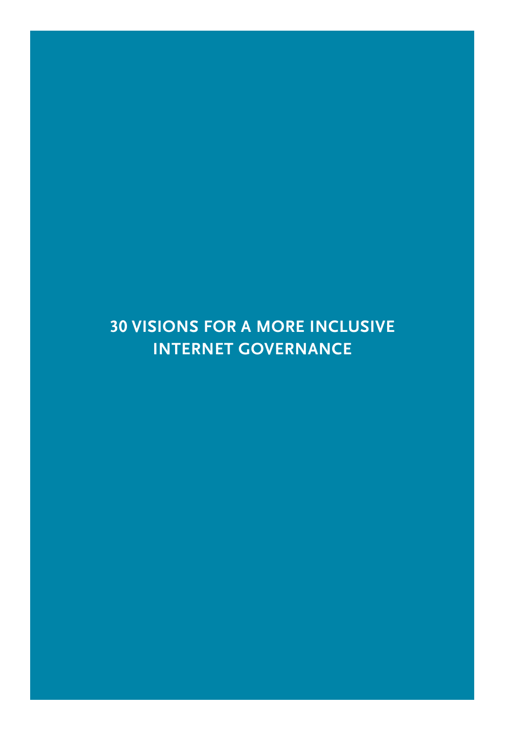# 30 VISIONS FOR A MORE INCLUSIVE INTERNET GOVERNANCE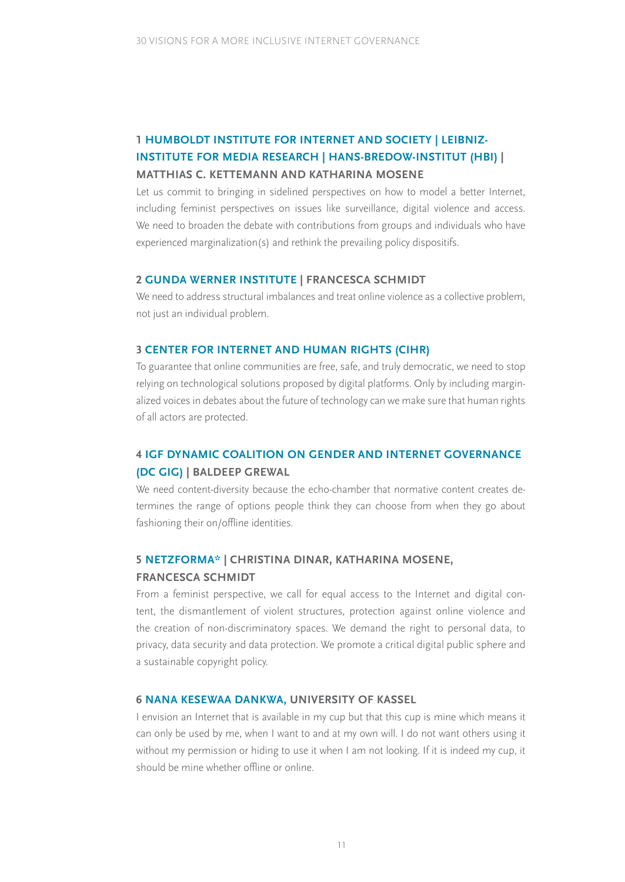### 1 HUMBOLDT INSTITUTE FOR INTERNET AND SOCIETY | LEIBNIZ-INSTITUTE FOR MEDIA RESEARCH | HANS-BREDOW-INSTITUT (HBI) | MATTHIAS C. KETTEMANN AND KATHARINA MOSENE

Let us commit to bringing in sidelined perspectives on how to model a better Internet, including feminist perspectives on issues like surveillance, digital violence and access. We need to broaden the debate with contributions from groups and individuals who have experienced marginalization(s) and rethink the prevailing policy dispositifs.

### 2 GUNDA WERNER INSTITUTE | FRANCESCA SCHMIDT

We need to address structural imbalances and treat online violence as a collective problem, not just an individual problem.

### 3 CENTER FOR INTERNET AND HUMAN RIGHTS (CIHR)

To guarantee that online communities are free, safe, and truly democratic, we need to stop relying on technological solutions proposed by digital platforms. Only by including marginalized voices in debates about the future of technology can we make sure that human rights of all actors are protected.

### 4 IGF DYNAMIC COALITION ON GENDER AND INTERNET GOVERNANCE (DC GIG) | BALDEEP GREWAL

We need content-diversity because the echo-chamber that normative content creates determines the range of options people think they can choose from when they go about fashioning their on/offline identities.

### 5 NETZFORMA* | CHRISTINA DINAR, KATHARINA MOSENE, FRANCESCA SCHMIDT

From a feminist perspective, we call for equal access to the Internet and digital content, the dismantlement of violent structures, protection against online violence and the creation of non-discriminatory spaces. We demand the right to personal data, to privacy, data security and data protection. We promote a critical digital public sphere and a sustainable copyright policy.

### 6 NANA KESEWAA DANKWA, UNIVERSITY OF KASSEL

I envision an Internet that is available in my cup but that this cup is mine which means it can only be used by me, when I want to and at my own will. I do not want others using it without my permission or hiding to use it when I am not looking. If it is indeed my cup, it should be mine whether offline or online.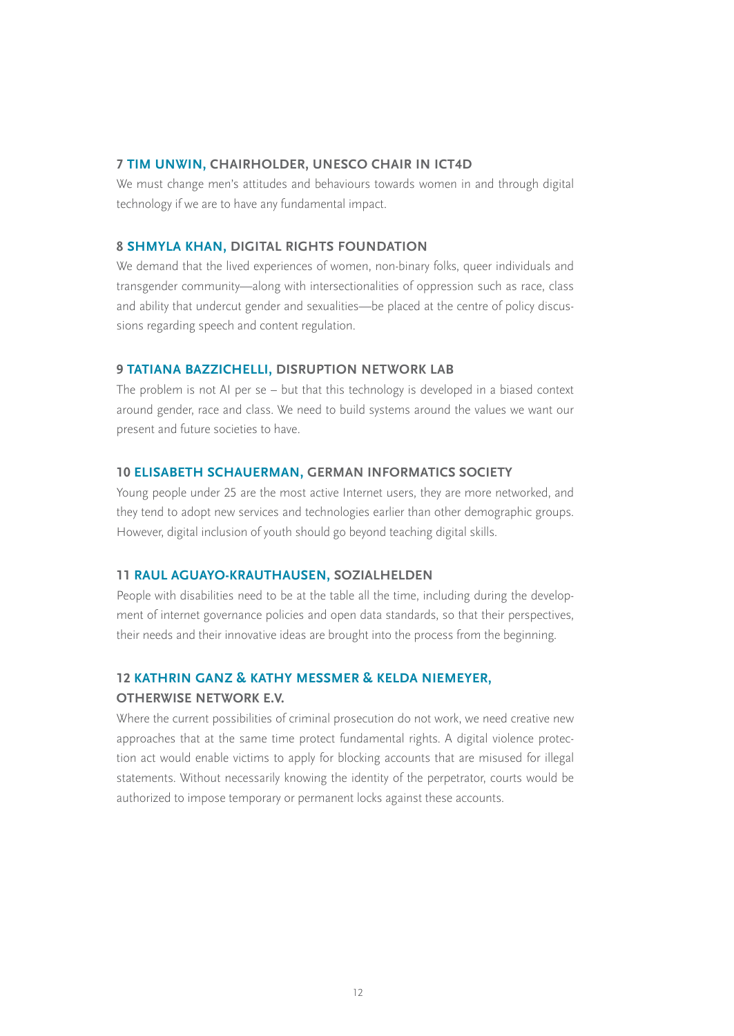### 7 TIM UNWIN, CHAIRHOLDER, UNESCO CHAIR IN ICT4D

We must change men's attitudes and behaviours towards women in and through digital technology if we are to have any fundamental impact.

### 8 SHMYLA KHAN, DIGITAL RIGHTS FOUNDATION

We demand that the lived experiences of women, non-binary folks, queer individuals and transgender community—along with intersectionalities of oppression such as race, class and ability that undercut gender and sexualities—be placed at the centre of policy discussions regarding speech and content regulation.

### 9 TATIANA BAZZICHELLI, DISRUPTION NETWORK LAB

The problem is not AI per se – but that this technology is developed in a biased context around gender, race and class. We need to build systems around the values we want our present and future societies to have.

### 10 ELISABETH SCHAUERMAN, GERMAN INFORMATICS SOCIETY

Young people under 25 are the most active Internet users, they are more networked, and they tend to adopt new services and technologies earlier than other demographic groups. However, digital inclusion of youth should go beyond teaching digital skills.

### 11 RAUL AGUAYO-KRAUTHAUSEN, SOZIALHELDEN

People with disabilities need to be at the table all the time, including during the development of internet governance policies and open data standards, so that their perspectives, their needs and their innovative ideas are brought into the process from the beginning.

### 12 KATHRIN GANZ & KATHY MESSMER & KELDA NIEMEYER, OTHERWISE NETWORK E.V.

Where the current possibilities of criminal prosecution do not work, we need creative new approaches that at the same time protect fundamental rights. A digital violence protection act would enable victims to apply for blocking accounts that are misused for illegal statements. Without necessarily knowing the identity of the perpetrator, courts would be authorized to impose temporary or permanent locks against these accounts.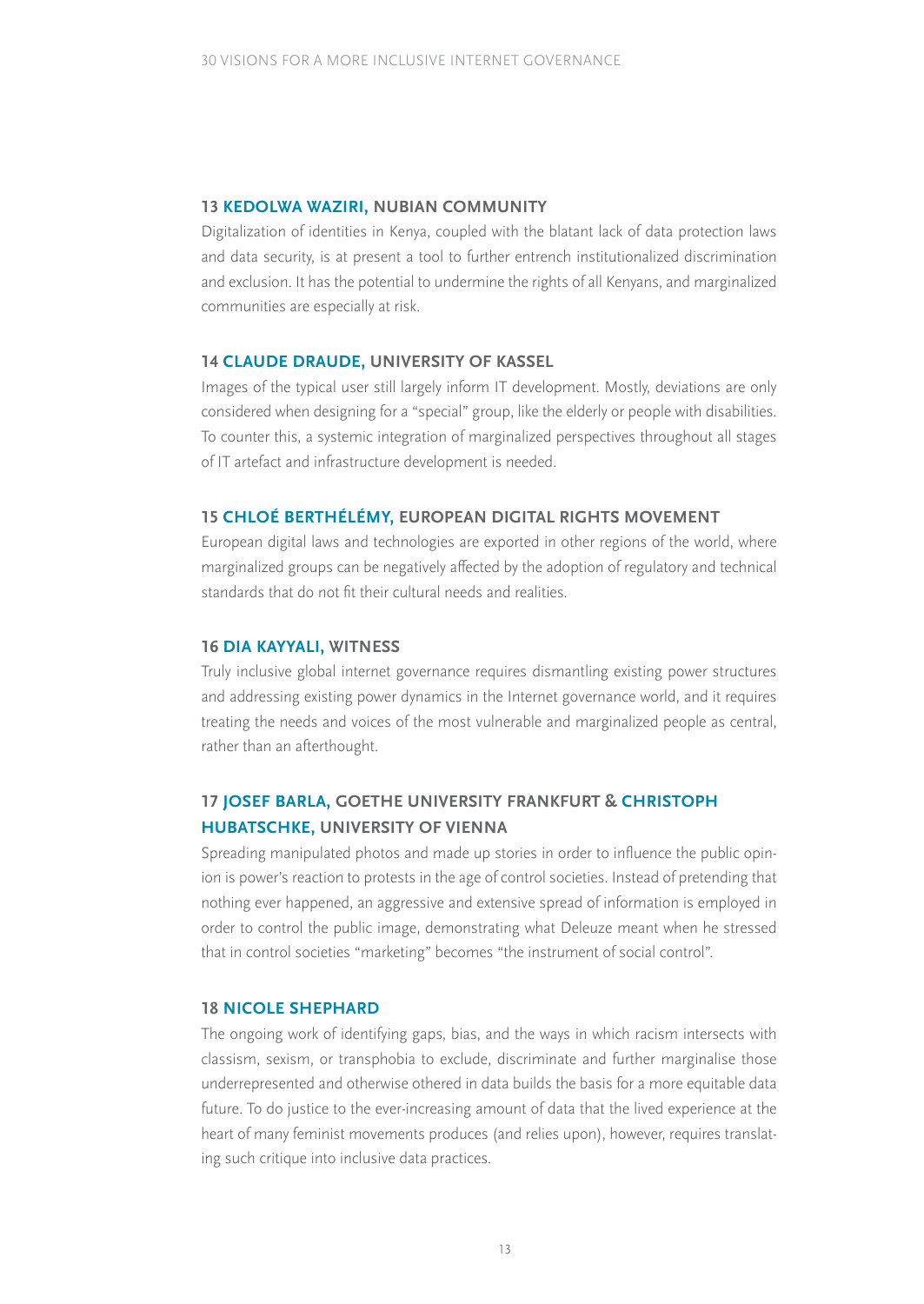### 13 KEDOLWA WAZIRI, NUBIAN COMMUNITY

Digitalization of identities in Kenya, coupled with the blatant lack of data protection laws and data security, is at present a tool to further entrench institutionalized discrimination and exclusion. It has the potential to undermine the rights of all Kenyans, and marginalized communities are especially at risk.

### 14 CLAUDE DRAUDE, UNIVERSITY OF KASSEL

Images of the typical user still largely inform IT development. Mostly, deviations are only considered when designing for a "special" group, like the elderly or people with disabilities. To counter this, a systemic integration of marginalized perspectives throughout all stages of IT artefact and infrastructure development is needed.

### 15 CHLOÉ BERTHÉLÉMY, EUROPEAN DIGITAL RIGHTS MOVEMENT

European digital laws and technologies are exported in other regions of the world, where marginalized groups can be negatively affected by the adoption of regulatory and technical standards that do not fit their cultural needs and realities.

### 16 DIA KAYYALI, WITNESS

Truly inclusive global internet governance requires dismantling existing power structures and addressing existing power dynamics in the Internet governance world, and it requires treating the needs and voices of the most vulnerable and marginalized people as central, rather than an afterthought.

### 17 JOSEF BARLA, GOETHE UNIVERSITY FRANKFURT & CHRISTOPH HUBATSCHKE, UNIVERSITY OF VIENNA

Spreading manipulated photos and made up stories in order to influence the public opinion is power's reaction to protests in the age of control societies. Instead of pretending that nothing ever happened, an aggressive and extensive spread of information is employed in order to control the public image, demonstrating what Deleuze meant when he stressed that in control societies "marketing" becomes "the instrument of social control".

### 18 NICOLE SHEPHARD

The ongoing work of identifying gaps, bias, and the ways in which racism intersects with classism, sexism, or transphobia to exclude, discriminate and further marginalise those underrepresented and otherwise othered in data builds the basis for a more equitable data future. To do justice to the ever-increasing amount of data that the lived experience at the heart of many feminist movements produces (and relies upon), however, requires translating such critique into inclusive data practices.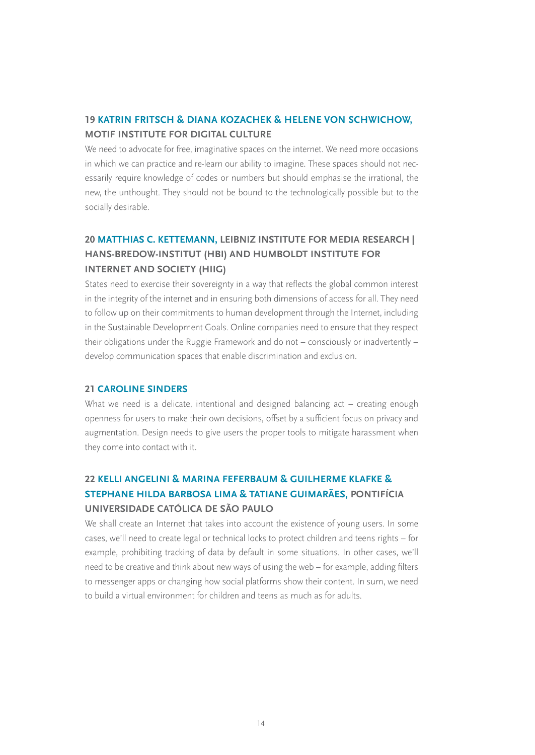### 19 KATRIN FRITSCH & DIANA KOZACHEK & HELENE VON SCHWICHOW, MOTIF INSTITUTE FOR DIGITAL CULTURE

We need to advocate for free, imaginative spaces on the internet. We need more occasions in which we can practice and re-learn our ability to imagine. These spaces should not necessarily require knowledge of codes or numbers but should emphasise the irrational, the new, the unthought. They should not be bound to the technologically possible but to the socially desirable.

### 20 MATTHIAS C. KETTEMANN, LEIBNIZ INSTITUTE FOR MEDIA RESEARCH | HANS-BREDOW-INSTITUT (HBI) AND HUMBOLDT INSTITUTE FOR INTERNET AND SOCIETY (HIIG)

States need to exercise their sovereignty in a way that reflects the global common interest in the integrity of the internet and in ensuring both dimensions of access for all. They need to follow up on their commitments to human development through the Internet, including in the Sustainable Development Goals. Online companies need to ensure that they respect their obligations under the Ruggie Framework and do not – consciously or inadvertently – develop communication spaces that enable discrimination and exclusion.

### 21 CAROLINE SINDERS

What we need is a delicate, intentional and designed balancing act – creating enough openness for users to make their own decisions, offset by a sufficient focus on privacy and augmentation. Design needs to give users the proper tools to mitigate harassment when they come into contact with it.

### 22 KELLI ANGELINI & MARINA FEFERBAUM & GUILHERME KLAFKE & STEPHANE HILDA BARBOSA LIMA & TATIANE GUIMARÃES, PONTIFÍCIA UNIVERSIDADE CATÓLICA DE SÃO PAULO

We shall create an Internet that takes into account the existence of young users. In some cases, we'll need to create legal or technical locks to protect children and teens rights – for example, prohibiting tracking of data by default in some situations. In other cases, we'll need to be creative and think about new ways of using the web – for example, adding filters to messenger apps or changing how social platforms show their content. In sum, we need to build a virtual environment for children and teens as much as for adults.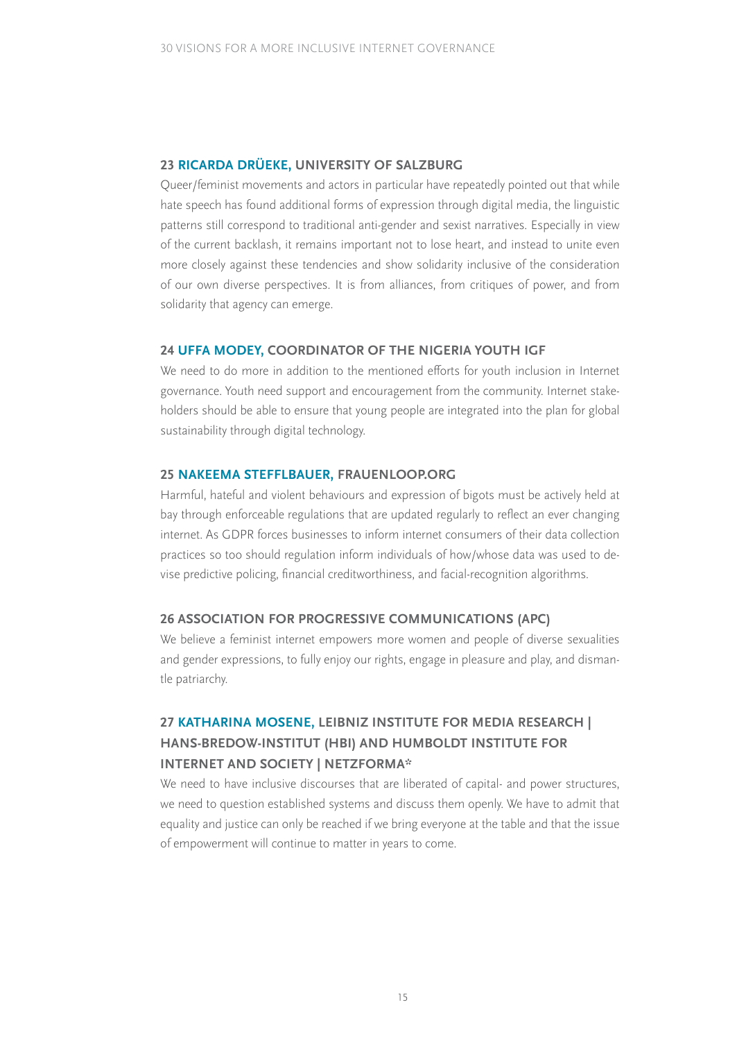### 23 RICARDA DRÜEKE, UNIVERSITY OF SALZBURG

Queer/feminist movements and actors in particular have repeatedly pointed out that while hate speech has found additional forms of expression through digital media, the linguistic patterns still correspond to traditional anti-gender and sexist narratives. Especially in view of the current backlash, it remains important not to lose heart, and instead to unite even more closely against these tendencies and show solidarity inclusive of the consideration of our own diverse perspectives. It is from alliances, from critiques of power, and from solidarity that agency can emerge.

### 24 UFFA MODEY, COORDINATOR OF THE NIGERIA YOUTH IGF

We need to do more in addition to the mentioned efforts for youth inclusion in Internet governance. Youth need support and encouragement from the community. Internet stakeholders should be able to ensure that young people are integrated into the plan for global sustainability through digital technology.

### 25 NAKEEMA STEFFLBAUER, FRAUENLOOP.ORG

Harmful, hateful and violent behaviours and expression of bigots must be actively held at bay through enforceable regulations that are updated regularly to reflect an ever changing internet. As GDPR forces businesses to inform internet consumers of their data collection practices so too should regulation inform individuals of how/whose data was used to devise predictive policing, financial creditworthiness, and facial-recognition algorithms.

### 26 ASSOCIATION FOR PROGRESSIVE COMMUNICATIONS (APC)

We believe a feminist internet empowers more women and people of diverse sexualities and gender expressions, to fully enjoy our rights, engage in pleasure and play, and dismantle patriarchy.

### 27 KATHARINA MOSENE, LEIBNIZ INSTITUTE FOR MEDIA RESEARCH | HANS-BREDOW-INSTITUT (HBI) AND HUMBOLDT INSTITUTE FOR INTERNET AND SOCIETY | NETZFORMA*

We need to have inclusive discourses that are liberated of capital- and power structures, we need to question established systems and discuss them openly. We have to admit that equality and justice can only be reached if we bring everyone at the table and that the issue of empowerment will continue to matter in years to come.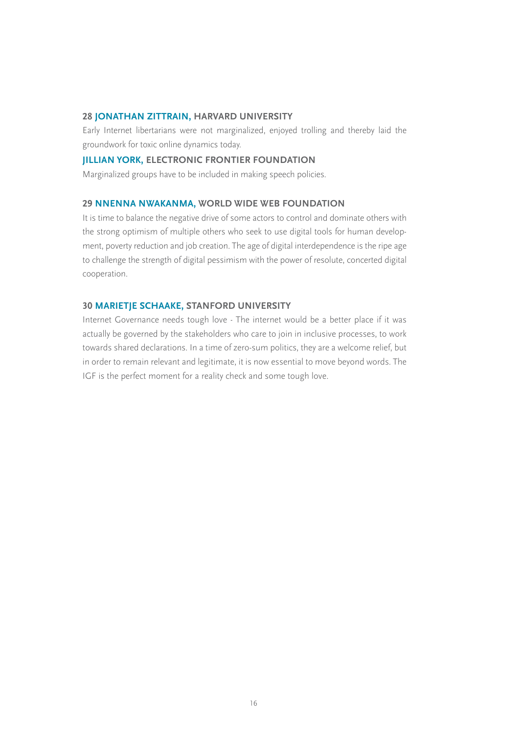### 28 JONATHAN ZITTRAIN, HARVARD UNIVERSITY

Early Internet libertarians were not marginalized, enjoyed trolling and thereby laid the groundwork for toxic online dynamics today.

### JILLIAN YORK, ELECTRONIC FRONTIER FOUNDATION

Marginalized groups have to be included in making speech policies.

### 29 NNENNA NWAKANMA, WORLD WIDE WEB FOUNDATION

It is time to balance the negative drive of some actors to control and dominate others with the strong optimism of multiple others who seek to use digital tools for human development, poverty reduction and job creation. The age of digital interdependence is the ripe age to challenge the strength of digital pessimism with the power of resolute, concerted digital cooperation.

### 30 MARIETJE SCHAAKE, STANFORD UNIVERSITY

Internet Governance needs tough love - The internet would be a better place if it was actually be governed by the stakeholders who care to join in inclusive processes, to work towards shared declarations. In a time of zero-sum politics, they are a welcome relief, but in order to remain relevant and legitimate, it is now essential to move beyond words. The IGF is the perfect moment for a reality check and some tough love.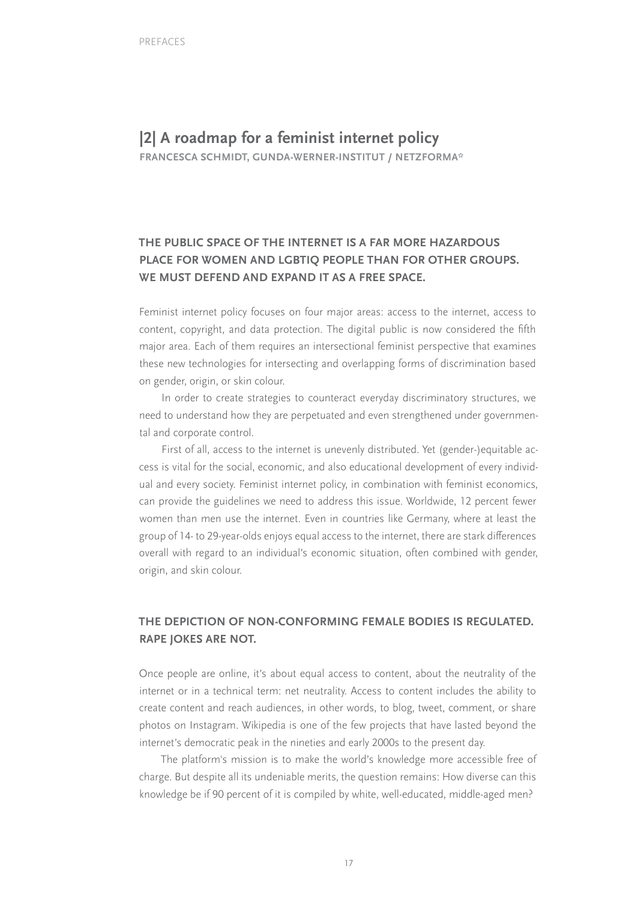## |2| A roadmap for a feminist internet policy

**FRANCESCA SCHMIDT, GUNDA-WERNER-INSTITUT / NETZFORMA\***

### THE PUBLIC SPACE OF THE INTERNET IS A FAR MORE HAZARDOUS PLACE FOR WOMEN AND LGBTIQ PEOPLE THAN FOR OTHER GROUPS. WE MUST DEFEND AND EXPAND IT AS A FREE SPACE.

Feminist internet policy focuses on four major areas: access to the internet, access to content, copyright, and data protection. The digital public is now considered the fifth major area. Each of them requires an intersectional feminist perspective that examines these new technologies for intersecting and overlapping forms of discrimination based on gender, origin, or skin colour.

In order to create strategies to counteract everyday discriminatory structures, we need to understand how they are perpetuated and even strengthened under governmental and corporate control.

First of all, access to the internet is unevenly distributed. Yet (gender-)equitable access is vital for the social, economic, and also educational development of every individual and every society. Feminist internet policy, in combination with feminist economics, can provide the guidelines we need to address this issue. Worldwide, 12 percent fewer women than men use the internet. Even in countries like Germany, where at least the group of 14- to 29-year-olds enjoys equal access to the internet, there are stark differences overall with regard to an individual's economic situation, often combined with gender, origin, and skin colour.

### THE DEPICTION OF NON-CONFORMING FEMALE BODIES IS REGULATED. RAPE JOKES ARE NOT.

Once people are online, it's about equal access to content, about the neutrality of the internet or in a technical term: net neutrality. Access to content includes the ability to create content and reach audiences, in other words, to blog, tweet, comment, or share photos on Instagram. Wikipedia is one of the few projects that have lasted beyond the internet's democratic peak in the nineties and early 2000s to the present day.

The platform's mission is to make the world's knowledge more accessible free of charge. But despite all its undeniable merits, the question remains: How diverse can this knowledge be if 90 percent of it is compiled by white, well-educated, middle-aged men?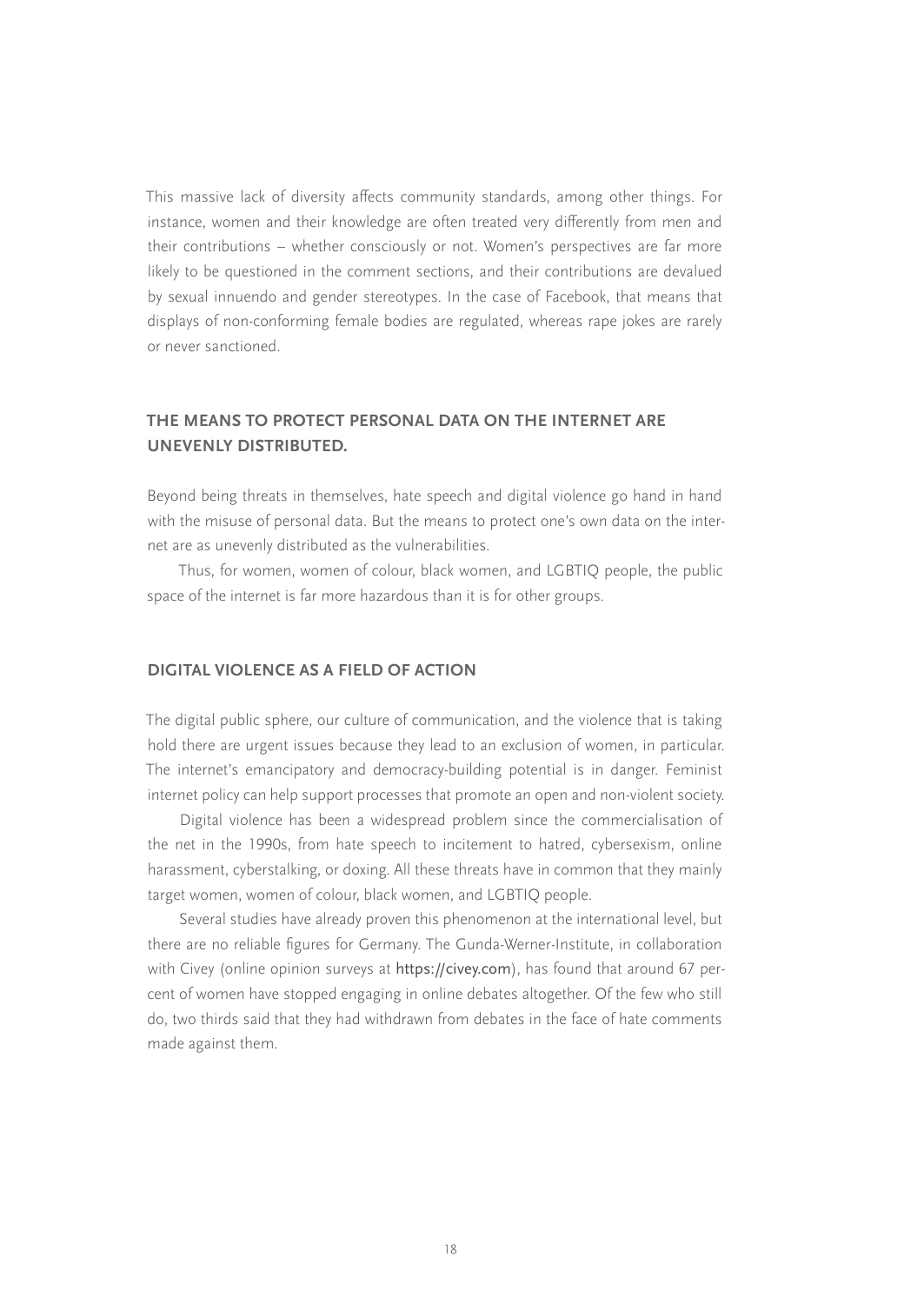This massive lack of diversity affects community standards, among other things. For instance, women and their knowledge are often treated very differently from men and their contributions – whether consciously or not. Women's perspectives are far more likely to be questioned in the comment sections, and their contributions are devalued by sexual innuendo and gender stereotypes. In the case of Facebook, that means that displays of non-conforming female bodies are regulated, whereas rape jokes are rarely or never sanctioned.

## THE MEANS TO PROTECT PERSONAL DATA ON THE INTERNET ARE UNEVENLY DISTRIBUTED.

Beyond being threats in themselves, hate speech and digital violence go hand in hand with the misuse of personal data. But the means to protect one's own data on the internet are as unevenly distributed as the vulnerabilities.

Thus, for women, women of colour, black women, and LGBTIQ people, the public space of the internet is far more hazardous than it is for other groups.

## DIGITAL VIOLENCE AS A FIELD OF ACTION

The digital public sphere, our culture of communication, and the violence that is taking hold there are urgent issues because they lead to an exclusion of women, in particular. The internet's emancipatory and democracy-building potential is in danger. Feminist internet policy can help support processes that promote an open and non-violent society.

Digital violence has been a widespread problem since the commercialisation of the net in the 1990s, from hate speech to incitement to hatred, cybersexism, online harassment, cyberstalking, or doxing. All these threats have in common that they mainly target women, women of colour, black women, and LGBTIQ people.

Several studies have already proven this phenomenon at the international level, but there are no reliable figures for Germany. The Gunda-Werner-Institute, in collaboration with Civey (online opinion surveys at https://civey.com), has found that around 67 percent of women have stopped engaging in online debates altogether. Of the few who still do, two thirds said that they had withdrawn from debates in the face of hate comments made against them.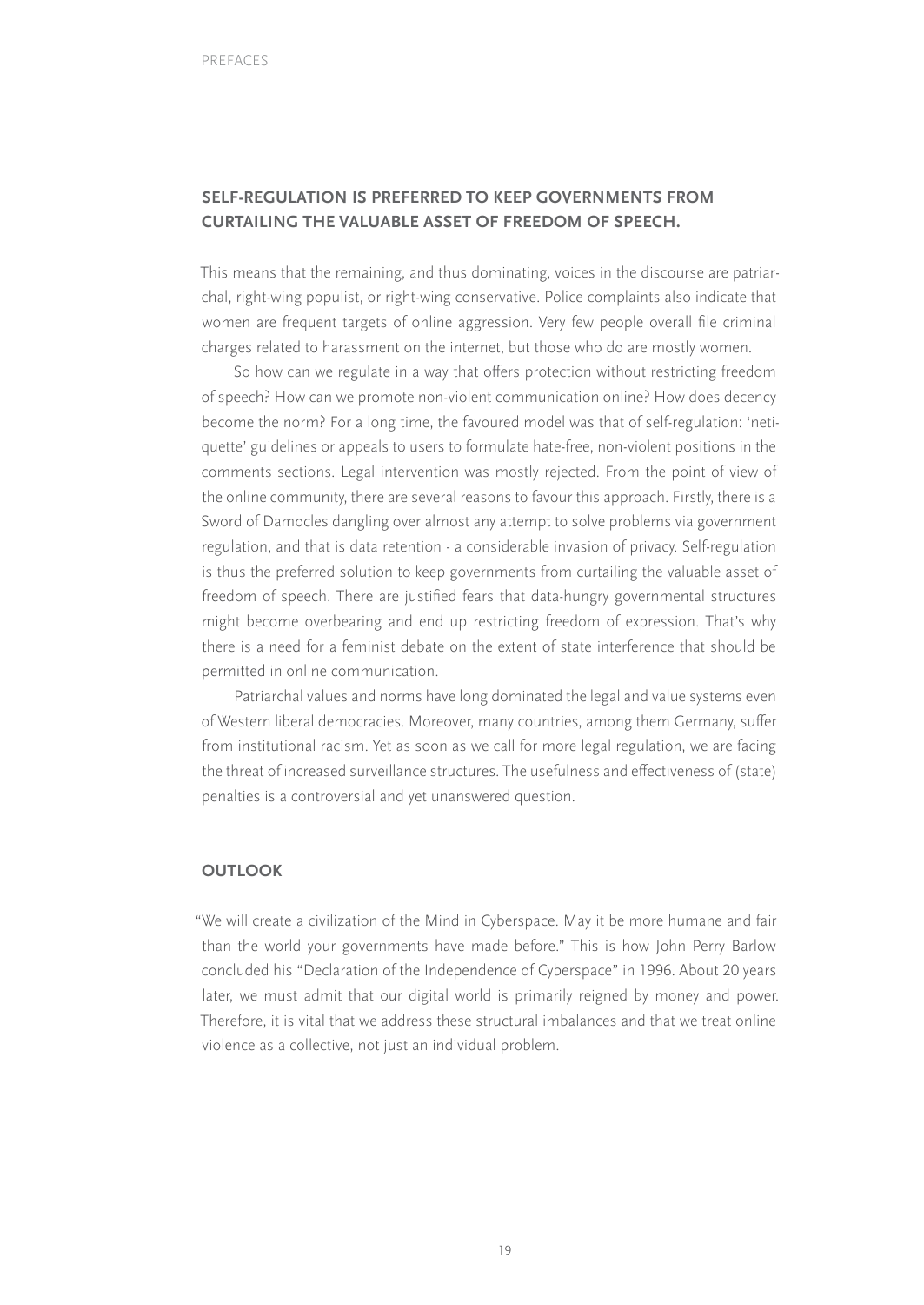### SELF-REGULATION IS PREFERRED TO KEEP GOVERNMENTS FROM CURTAILING THE VALUABLE ASSET OF FREEDOM OF SPEECH.

This means that the remaining, and thus dominating, voices in the discourse are patriarchal, right-wing populist, or right-wing conservative. Police complaints also indicate that women are frequent targets of online aggression. Very few people overall file criminal charges related to harassment on the internet, but those who do are mostly women.

So how can we regulate in a way that offers protection without restricting freedom of speech? How can we promote non-violent communication online? How does decency become the norm? For a long time, the favoured model was that of self-regulation: 'netiquette' guidelines or appeals to users to formulate hate-free, non-violent positions in the comments sections. Legal intervention was mostly rejected. From the point of view of the online community, there are several reasons to favour this approach. Firstly, there is a Sword of Damocles dangling over almost any attempt to solve problems via government regulation, and that is data retention - a considerable invasion of privacy. Self-regulation is thus the preferred solution to keep governments from curtailing the valuable asset of freedom of speech. There are justified fears that data-hungry governmental structures might become overbearing and end up restricting freedom of expression. That's why there is a need for a feminist debate on the extent of state interference that should be permitted in online communication.

Patriarchal values and norms have long dominated the legal and value systems even of Western liberal democracies. Moreover, many countries, among them Germany, suffer from institutional racism. Yet as soon as we call for more legal regulation, we are facing the threat of increased surveillance structures. The usefulness and effectiveness of (state) penalties is a controversial and yet unanswered question.

### OUTLOOK

"We will create a civilization of the Mind in Cyberspace. May it be more humane and fair than the world your governments have made before." This is how John Perry Barlow concluded his "Declaration of the Independence of Cyberspace" in 1996. About 20 years later, we must admit that our digital world is primarily reigned by money and power. Therefore, it is vital that we address these structural imbalances and that we treat online violence as a collective, not just an individual problem.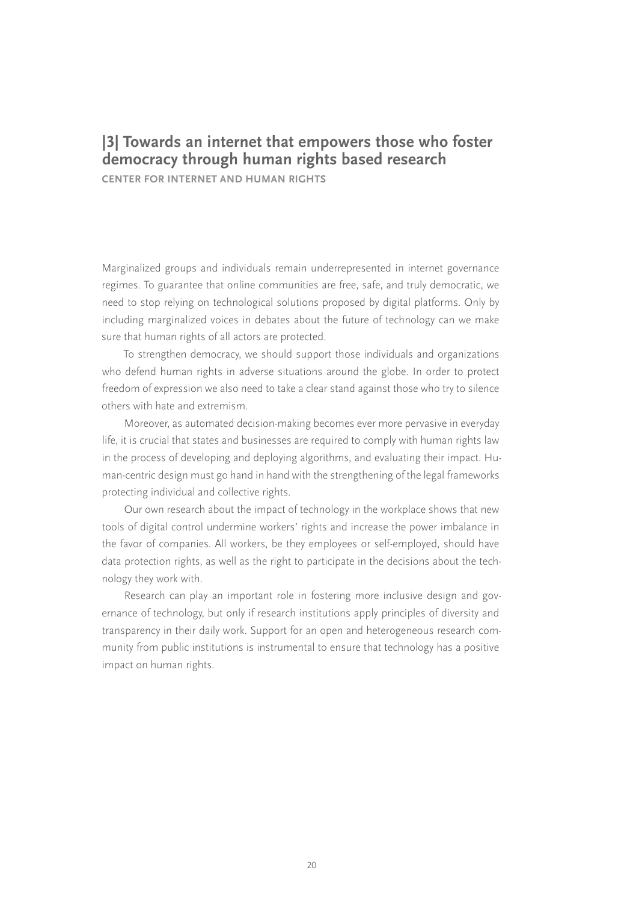## |3| Towards an internet that empowers those who foster democracy through human rights based research

**CENTER FOR INTERNET AND HUMAN RIGHTS**

Marginalized groups and individuals remain underrepresented in internet governance regimes. To guarantee that online communities are free, safe, and truly democratic, we need to stop relying on technological solutions proposed by digital platforms. Only by including marginalized voices in debates about the future of technology can we make sure that human rights of all actors are protected.

To strengthen democracy, we should support those individuals and organizations who defend human rights in adverse situations around the globe. In order to protect freedom of expression we also need to take a clear stand against those who try to silence others with hate and extremism.

Moreover, as automated decision-making becomes ever more pervasive in everyday life, it is crucial that states and businesses are required to comply with human rights law in the process of developing and deploying algorithms, and evaluating their impact. Human-centric design must go hand in hand with the strengthening of the legal frameworks protecting individual and collective rights.

Our own research about the impact of technology in the workplace shows that new tools of digital control undermine workers' rights and increase the power imbalance in the favor of companies. All workers, be they employees or self-employed, should have data protection rights, as well as the right to participate in the decisions about the technology they work with.

Research can play an important role in fostering more inclusive design and governance of technology, but only if research institutions apply principles of diversity and transparency in their daily work. Support for an open and heterogeneous research community from public institutions is instrumental to ensure that technology has a positive impact on human rights.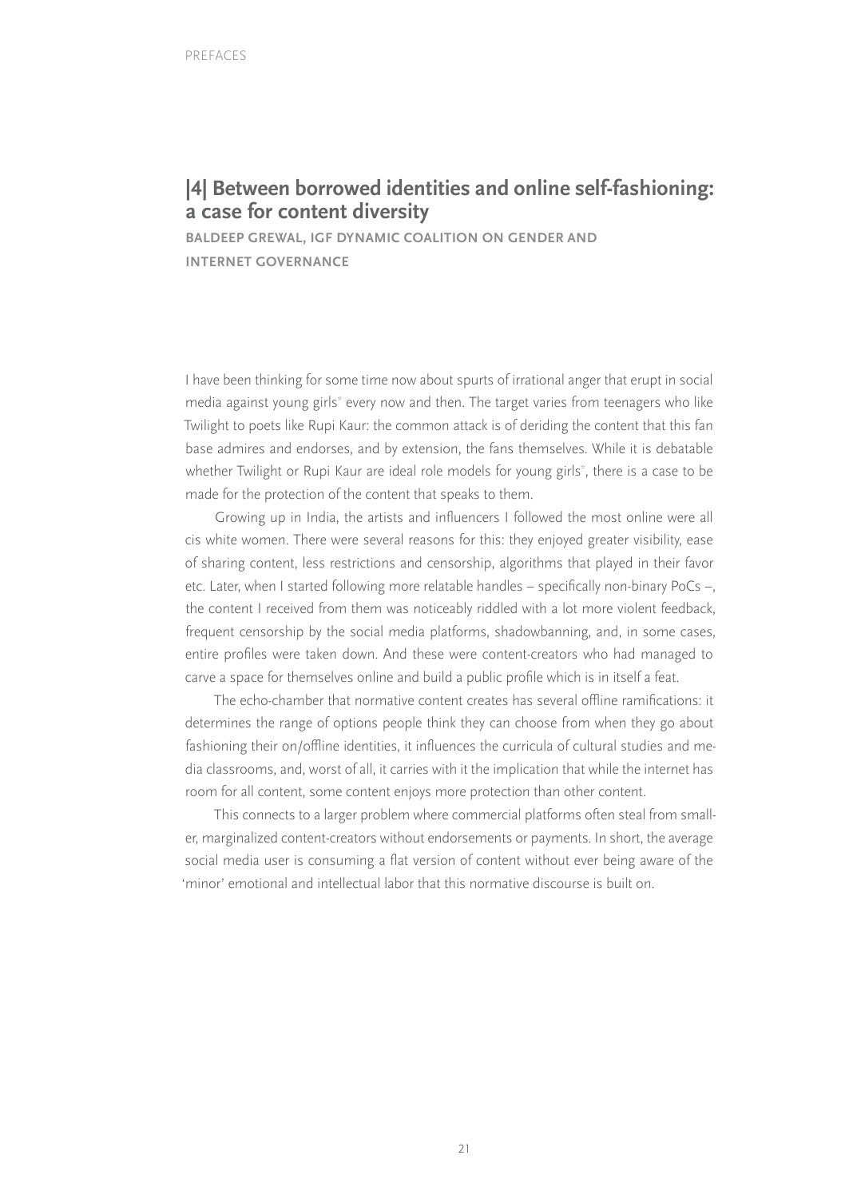## |4| Between borrowed identities and online self-fashioning: a case for content diversity

**BALDEEP GREWAL, IGF DYNAMIC COALITION ON GENDER AND INTERNET GOVERNANCE**

I have been thinking for some time now about spurts of irrational anger that erupt in social media against young girls* every now and then. The target varies from teenagers who like Twilight to poets like Rupi Kaur: the common attack is of deriding the content that this fan base admires and endorses, and by extension, the fans themselves. While it is debatable whether Twilight or Rupi Kaur are ideal role models for young girls*, there is a case to be made for the protection of the content that speaks to them.

Growing up in India, the artists and influencers I followed the most online were all cis white women. There were several reasons for this: they enjoyed greater visibility, ease of sharing content, less restrictions and censorship, algorithms that played in their favor etc. Later, when I started following more relatable handles – specifically non-binary PoCs –, the content I received from them was noticeably riddled with a lot more violent feedback, frequent censorship by the social media platforms, shadowbanning, and, in some cases, entire profiles were taken down. And these were content-creators who had managed to carve a space for themselves online and build a public profile which is in itself a feat.

The echo-chamber that normative content creates has several offline ramifications: it determines the range of options people think they can choose from when they go about fashioning their on/offline identities, it influences the curricula of cultural studies and media classrooms, and, worst of all, it carries with it the implication that while the internet has room for all content, some content enjoys more protection than other content.

This connects to a larger problem where commercial platforms often steal from smaller, marginalized content-creators without endorsements or payments. In short, the average social media user is consuming a flat version of content without ever being aware of the 'minor' emotional and intellectual labor that this normative discourse is built on.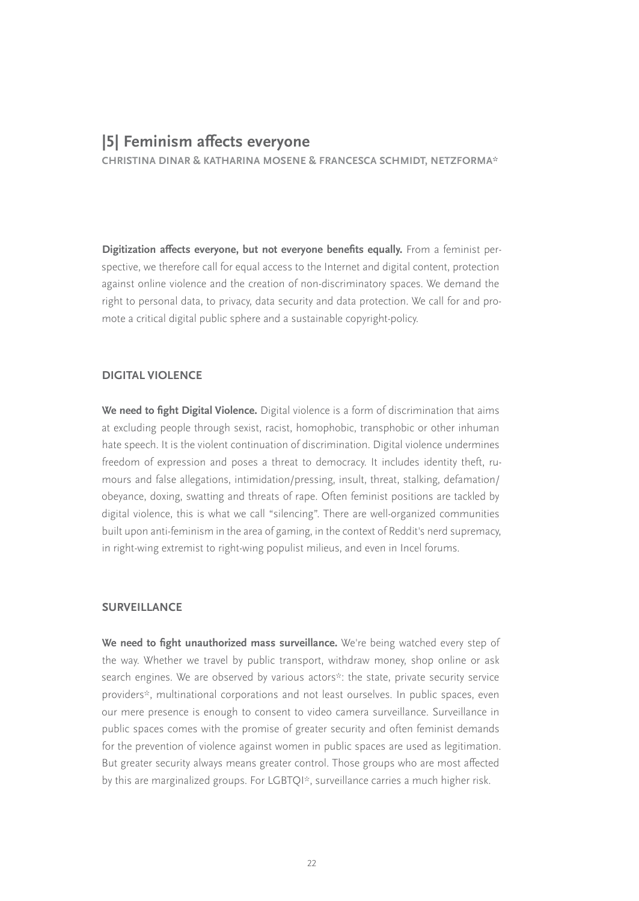# |5| Feminism affects everyone

**CHRISTINA DINAR & KATHARINA MOSENE & FRANCESCA SCHMIDT, NETZFORMA***

**Digitization affects everyone, but not everyone benefits equally.** From a feminist perspective, we therefore call for equal access to the Internet and digital content, protection against online violence and the creation of non-discriminatory spaces. We demand the right to personal data, to privacy, data security and data protection. We call for and promote a critical digital public sphere and a sustainable copyright-policy.

## DIGITAL VIOLENCE

**We need to fight Digital Violence.** Digital violence is a form of discrimination that aims at excluding people through sexist, racist, homophobic, transphobic or other inhuman hate speech. It is the violent continuation of discrimination. Digital violence undermines freedom of expression and poses a threat to democracy. It includes identity theft, rumours and false allegations, intimidation/pressing, insult, threat, stalking, defamation/obeyance, doxing, swatting and threats of rape. Often feminist positions are tackled by digital violence, this is what we call "silencing". There are well-organized communities built upon anti-feminism in the area of gaming, in the context of Reddit's nerd supremacy, in right-wing extremist to right-wing populist milieus, and even in Incel forums.

## SURVEILLANCE

**We need to fight unauthorized mass surveillance.** We're being watched every step of the way. Whether we travel by public transport, withdraw money, shop online or ask search engines. We are observed by various actors*: the state, private security service providers*, multinational corporations and not least ourselves. In public spaces, even our mere presence is enough to consent to video camera surveillance. Surveillance in public spaces comes with the promise of greater security and often feminist demands for the prevention of violence against women in public spaces are used as legitimation. But greater security always means greater control. Those groups who are most affected by this are marginalized groups. For LGBTQI*, surveillance carries a much higher risk.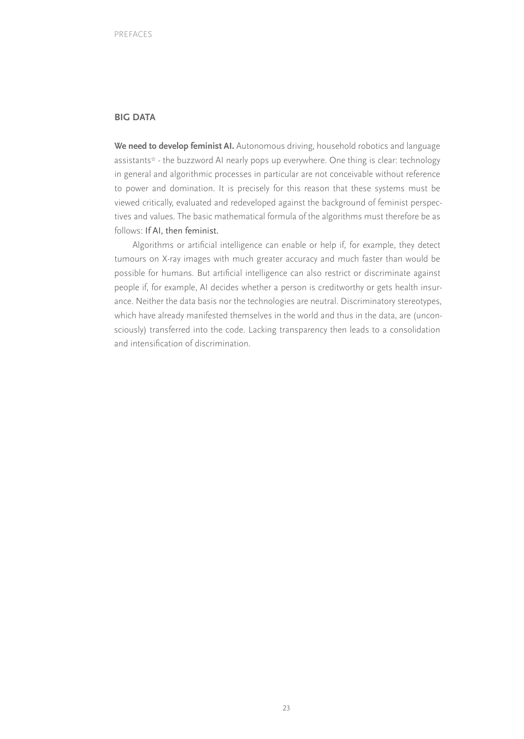## BIG DATA

**We need to develop feminist AI.** Autonomous driving, household robotics and language assistants* - the buzzword AI nearly pops up everywhere. One thing is clear: technology in general and algorithmic processes in particular are not conceivable without reference to power and domination. It is precisely for this reason that these systems must be viewed critically, evaluated and redeveloped against the background of feminist perspectives and values. The basic mathematical formula of the algorithms must therefore be as follows: If AI, then feminist.

Algorithms or artificial intelligence can enable or help if, for example, they detect tumours on X-ray images with much greater accuracy and much faster than would be possible for humans. But artificial intelligence can also restrict or discriminate against people if, for example, AI decides whether a person is creditworthy or gets health insurance. Neither the data basis nor the technologies are neutral. Discriminatory stereotypes, which have already manifested themselves in the world and thus in the data, are (unconsciously) transferred into the code. Lacking transparency then leads to a consolidation and intensification of discrimination.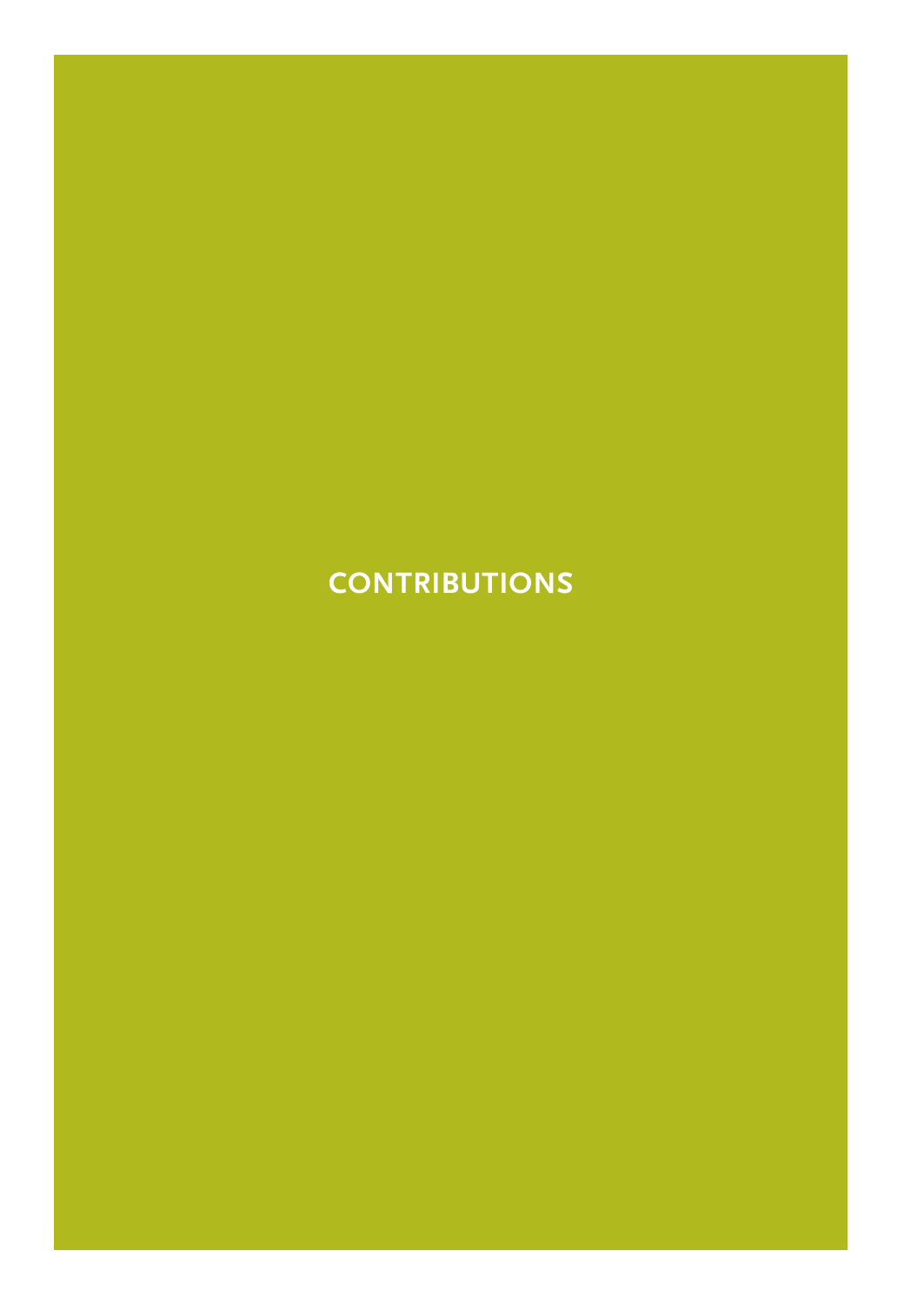# CONTRIBUTIONS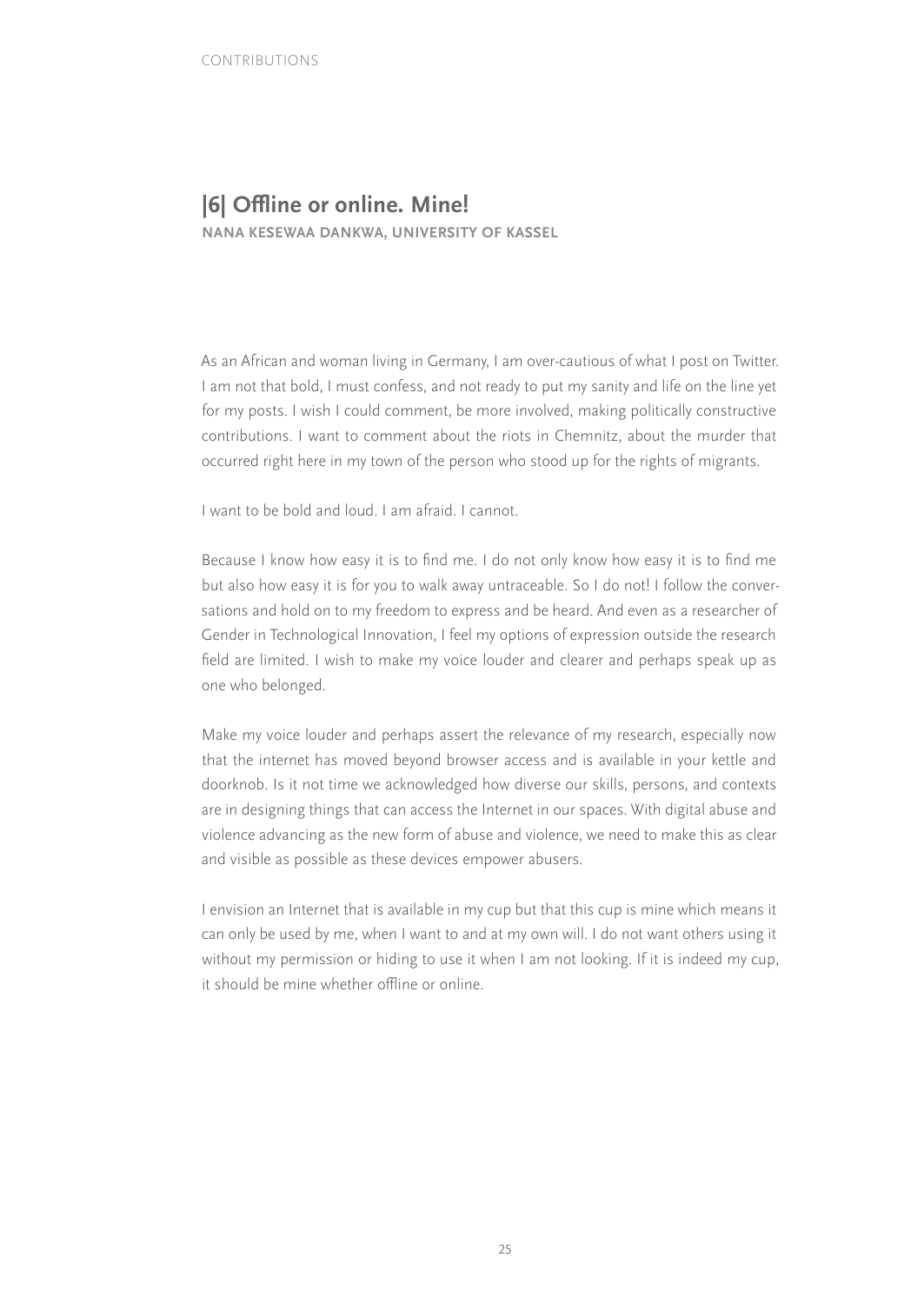## |6| Offline or online. Mine!

**NANA KESEWAA DANKWA, UNIVERSITY OF KASSEL**

As an African and woman living in Germany, I am over-cautious of what I post on Twitter. I am not that bold, I must confess, and not ready to put my sanity and life on the line yet for my posts. I wish I could comment, be more involved, making politically constructive contributions. I want to comment about the riots in Chemnitz, about the murder that occurred right here in my town of the person who stood up for the rights of migrants.

I want to be bold and loud. I am afraid. I cannot.

Because I know how easy it is to find me. I do not only know how easy it is to find me but also how easy it is for you to walk away untraceable. So I do not! I follow the conversations and hold on to my freedom to express and be heard. And even as a researcher of Gender in Technological Innovation, I feel my options of expression outside the research field are limited. I wish to make my voice louder and clearer and perhaps speak up as one who belonged.

Make my voice louder and perhaps assert the relevance of my research, especially now that the internet has moved beyond browser access and is available in your kettle and doorknob. Is it not time we acknowledged how diverse our skills, persons, and contexts are in designing things that can access the Internet in our spaces. With digital abuse and violence advancing as the new form of abuse and violence, we need to make this as clear and visible as possible as these devices empower abusers.

I envision an Internet that is available in my cup but that this cup is mine which means it can only be used by me, when I want to and at my own will. I do not want others using it without my permission or hiding to use it when I am not looking. If it is indeed my cup, it should be mine whether offline or online.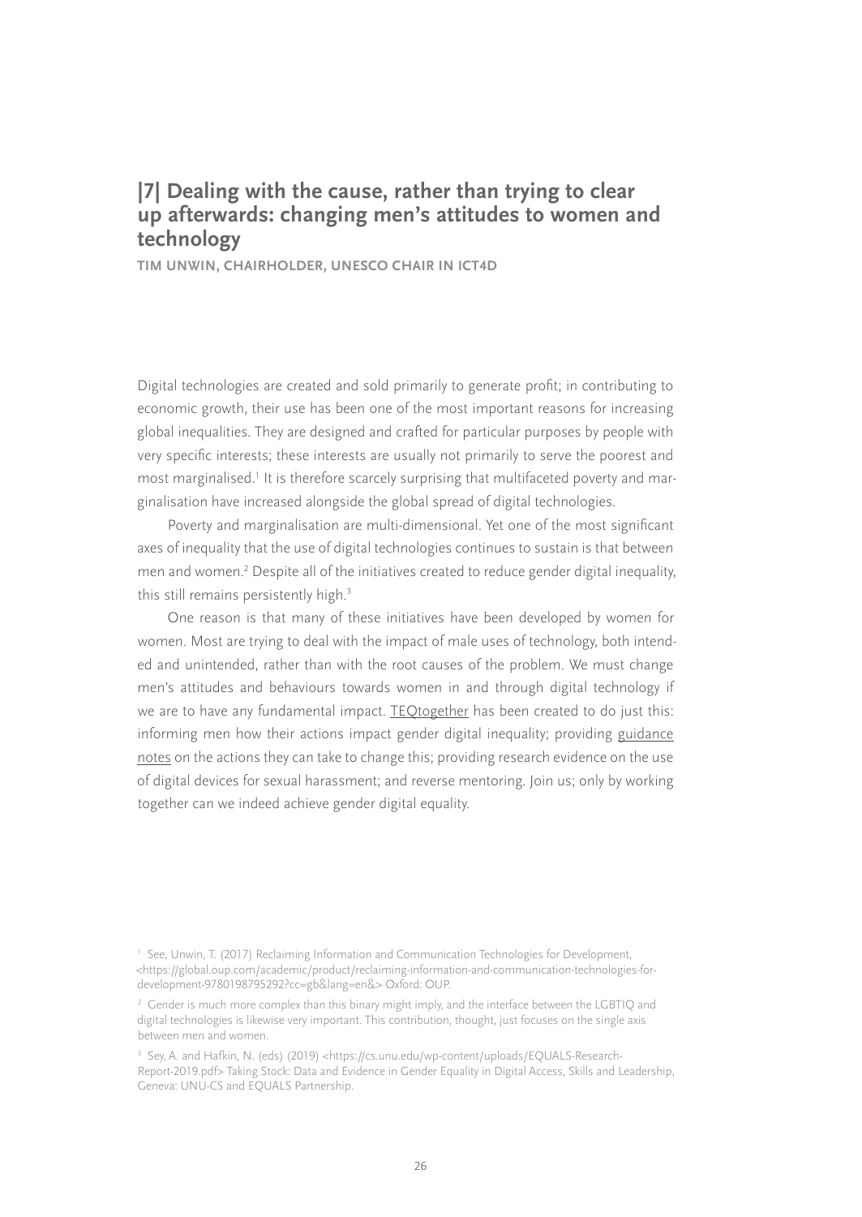## |7| Dealing with the cause, rather than trying to clear up afterwards: changing men's attitudes to women and technology

**TIM UNWIN, CHAIRHOLDER, UNESCO CHAIR IN ICT4D**

Digital technologies are created and sold primarily to generate profit; in contributing to economic growth, their use has been one of the most important reasons for increasing global inequalities. They are designed and crafted for particular purposes by people with very specific interests; these interests are usually not primarily to serve the poorest and most marginalised.[1] It is therefore scarcely surprising that multifaceted poverty and marginalisation have increased alongside the global spread of digital technologies.

Poverty and marginalisation are multi-dimensional. Yet one of the most significant axes of inequality that the use of digital technologies continues to sustain is that between men and women.[2] Despite all of the initiatives created to reduce gender digital inequality, this still remains persistently high.[3]

One reason is that many of these initiatives have been developed by women for women. Most are trying to deal with the impact of male uses of technology, both intended and unintended, rather than with the root causes of the problem. We must change men's attitudes and behaviours towards women in and through digital technology if we are to have any fundamental impact. TEQtogether has been created to do just this: informing men how their actions impact gender digital inequality; providing guidance notes on the actions they can take to change this; providing research evidence on the use of digital devices for sexual harassment; and reverse mentoring. Join us; only by working together can we indeed achieve gender digital equality.

[1] See, Unwin, T. (2017) Reclaiming Information and Communication Technologies for Development, <https://global.oup.com/academic/product/reclaiming-information-and-communication-technologies-for-development-9780198795292?cc=gb&lang=en&> Oxford: OUP.

[2] Gender is much more complex than this binary might imply, and the interface between the LGBTIQ and digital technologies is likewise very important. This contribution, thought, just focuses on the single axis between men and women.

[3] Sey, A. and Hafkin, N. (eds) (2019) <https://cs.unu.edu/wp-content/uploads/EQUALS-Research-Report-2019.pdf> Taking Stock: Data and Evidence in Gender Equality in Digital Access, Skills and Leadership, Geneva: UNU-CS and EQUALS Partnership.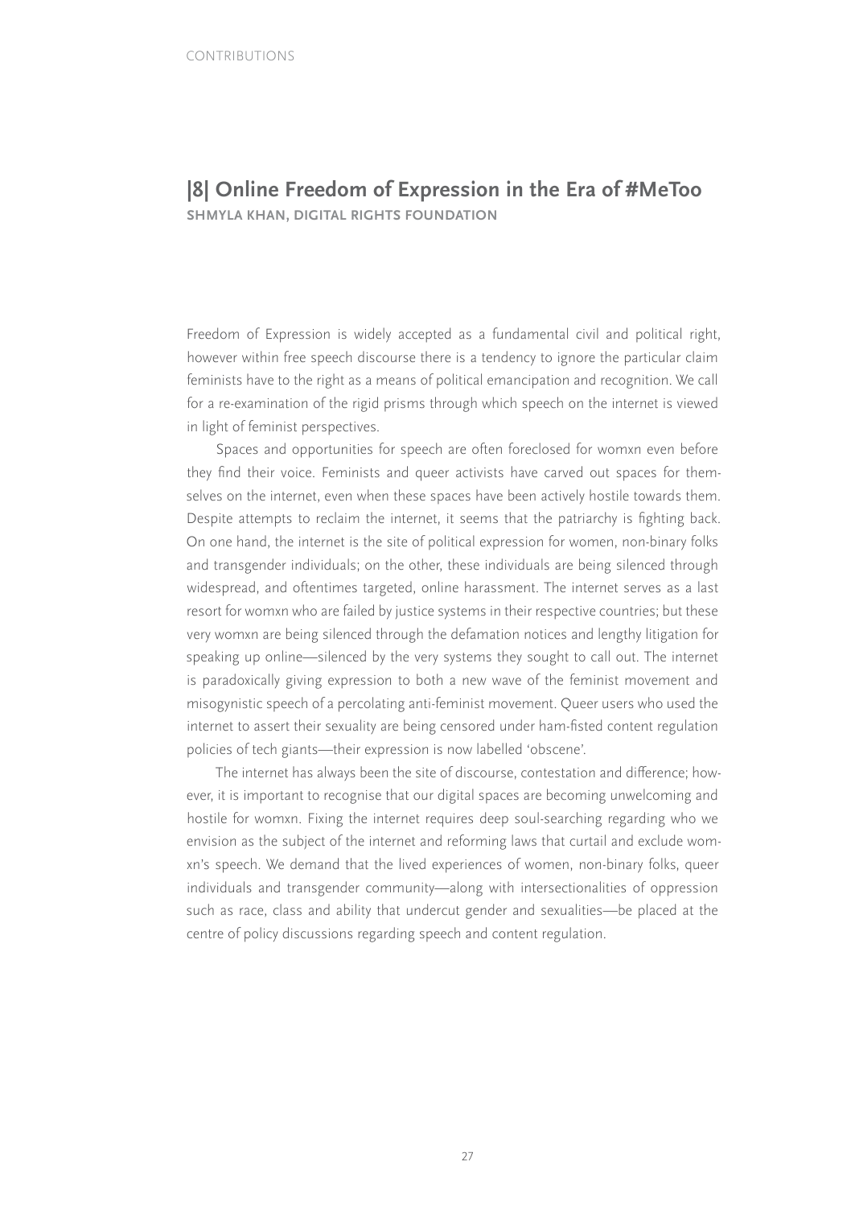## |8| Online Freedom of Expression in the Era of #MeToo

**SHMYLA KHAN, DIGITAL RIGHTS FOUNDATION**

Freedom of Expression is widely accepted as a fundamental civil and political right, however within free speech discourse there is a tendency to ignore the particular claim feminists have to the right as a means of political emancipation and recognition. We call for a re-examination of the rigid prisms through which speech on the internet is viewed in light of feminist perspectives.

Spaces and opportunities for speech are often foreclosed for womxn even before they find their voice. Feminists and queer activists have carved out spaces for themselves on the internet, even when these spaces have been actively hostile towards them. Despite attempts to reclaim the internet, it seems that the patriarchy is fighting back. On one hand, the internet is the site of political expression for women, non-binary folks and transgender individuals; on the other, these individuals are being silenced through widespread, and oftentimes targeted, online harassment. The internet serves as a last resort for womxn who are failed by justice systems in their respective countries; but these very womxn are being silenced through the defamation notices and lengthy litigation for speaking up online—silenced by the very systems they sought to call out. The internet is paradoxically giving expression to both a new wave of the feminist movement and misogynistic speech of a percolating anti-feminist movement. Queer users who used the internet to assert their sexuality are being censored under ham-fisted content regulation policies of tech giants—their expression is now labelled 'obscene'.

The internet has always been the site of discourse, contestation and difference; however, it is important to recognise that our digital spaces are becoming unwelcoming and hostile for womxn. Fixing the internet requires deep soul-searching regarding who we envision as the subject of the internet and reforming laws that curtail and exclude womxn's speech. We demand that the lived experiences of women, non-binary folks, queer individuals and transgender community—along with intersectionalities of oppression such as race, class and ability that undercut gender and sexualities—be placed at the centre of policy discussions regarding speech and content regulation.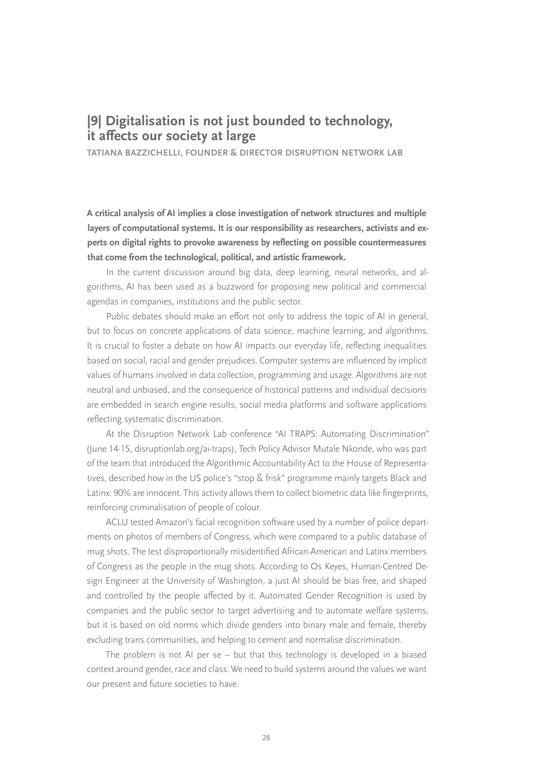## |9| Digitalisation is not just bounded to technology, it affects our society at large

**TATIANA BAZZICHELLI, FOUNDER & DIRECTOR DISRUPTION NETWORK LAB**

**A critical analysis of AI implies a close investigation of network structures and multiple layers of computational systems. It is our responsibility as researchers, activists and experts on digital rights to provoke awareness by reflecting on possible countermeasures that come from the technological, political, and artistic framework.**

In the current discussion around big data, deep learning, neural networks, and algorithms, AI has been used as a buzzword for proposing new political and commercial agendas in companies, institutions and the public sector.

Public debates should make an effort not only to address the topic of AI in general, but to focus on concrete applications of data science, machine learning, and algorithms. It is crucial to foster a debate on how AI impacts our everyday life, reflecting inequalities based on social, racial and gender prejudices. Computer systems are influenced by implicit values of humans involved in data collection, programming and usage. Algorithms are not neutral and unbiased, and the consequence of historical patterns and individual decisions are embedded in search engine results, social media platforms and software applications reflecting systematic discrimination.

At the Disruption Network Lab conference "AI TRAPS: Automating Discrimination" (June 14-15, disruptionlab.org/ai-traps), Tech Policy Advisor Mutale Nkonde, who was part of the team that introduced the Algorithmic Accountability Act to the House of Representatives, described how in the US police's "stop & frisk" programme mainly targets Black and Latinx: 90% are innocent. This activity allows them to collect biometric data like fingerprints, reinforcing criminalisation of people of colour.

ACLU tested Amazon's facial recognition software used by a number of police departments on photos of members of Congress, which were compared to a public database of mug shots. The test disproportionally misidentified African-American and Latinx members of Congress as the people in the mug shots. According to Os Keyes, Human-Centred Design Engineer at the University of Washington, a just AI should be bias free, and shaped and controlled by the people affected by it. Automated Gender Recognition is used by companies and the public sector to target advertising and to automate welfare systems, but it is based on old norms which divide genders into binary male and female, thereby excluding trans communities, and helping to cement and normalise discrimination.

The problem is not AI per se – but that this technology is developed in a biased context around gender, race and class. We need to build systems around the values we want our present and future societies to have.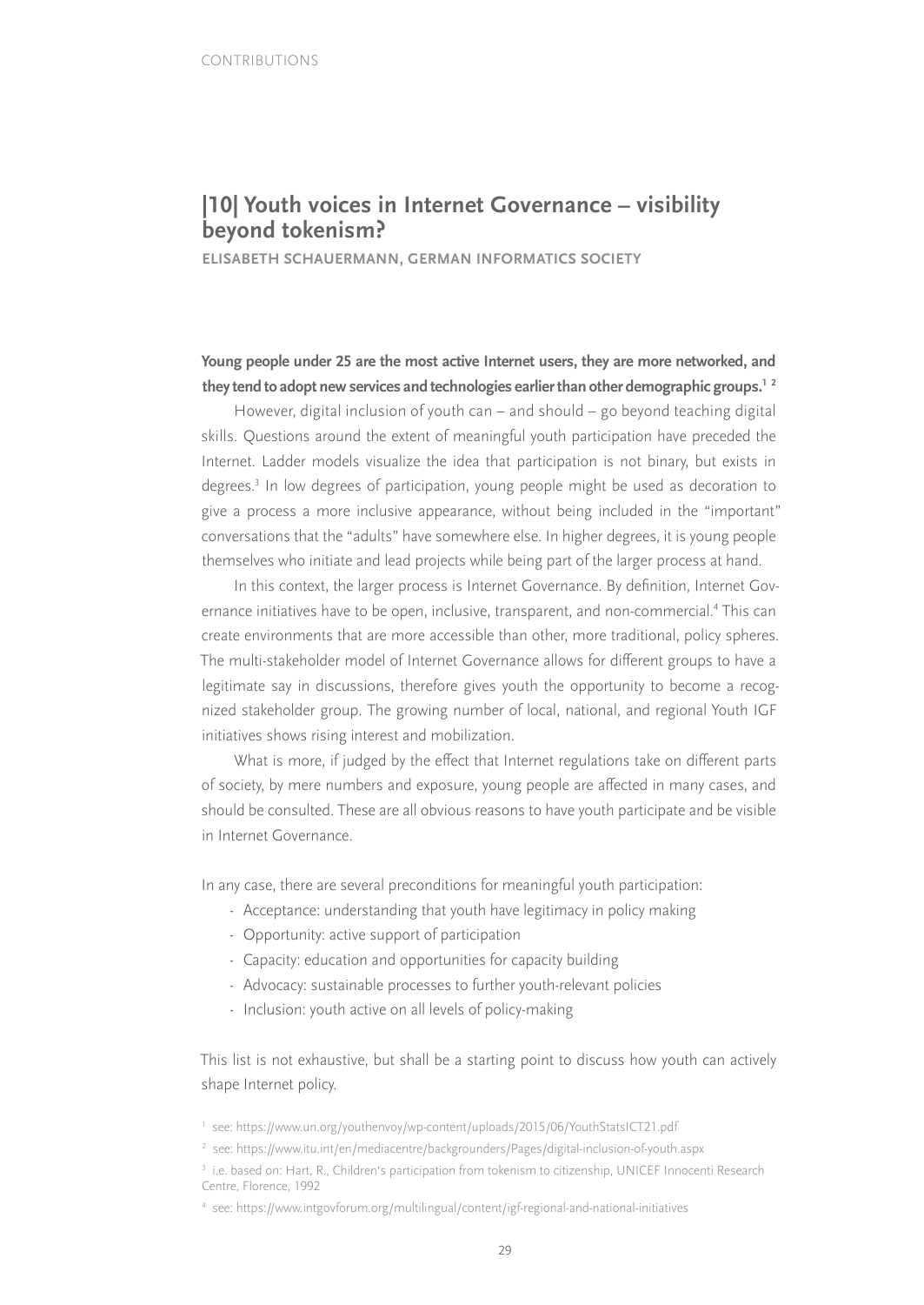## |10| Youth voices in Internet Governance – visibility beyond tokenism?

**ELISABETH SCHAUERMANN, GERMAN INFORMATICS SOCIETY**

**Young people under 25 are the most active Internet users, they are more networked, and they tend to adopt new services and technologies earlier than other demographic groups.[1] [2]**

However, digital inclusion of youth can – and should – go beyond teaching digital skills. Questions around the extent of meaningful youth participation have preceded the Internet. Ladder models visualize the idea that participation is not binary, but exists in degrees.[3] In low degrees of participation, young people might be used as decoration to give a process a more inclusive appearance, without being included in the "important" conversations that the "adults" have somewhere else. In higher degrees, it is young people themselves who initiate and lead projects while being part of the larger process at hand.

In this context, the larger process is Internet Governance. By definition, Internet Governance initiatives have to be open, inclusive, transparent, and non-commercial.[4] This can create environments that are more accessible than other, more traditional, policy spheres. The multi-stakeholder model of Internet Governance allows for different groups to have a legitimate say in discussions, therefore gives youth the opportunity to become a recognized stakeholder group. The growing number of local, national, and regional Youth IGF initiatives shows rising interest and mobilization.

What is more, if judged by the effect that Internet regulations take on different parts of society, by mere numbers and exposure, young people are affected in many cases, and should be consulted. These are all obvious reasons to have youth participate and be visible in Internet Governance.

In any case, there are several preconditions for meaningful youth participation:

- Acceptance: understanding that youth have legitimacy in policy making
- Opportunity: active support of participation
- Capacity: education and opportunities for capacity building
- Advocacy: sustainable processes to further youth-relevant policies
- Inclusion: youth active on all levels of policy-making

This list is not exhaustive, but shall be a starting point to discuss how youth can actively shape Internet policy.

[1] see: https://www.un.org/youthenvoy/wp-content/uploads/2015/06/YouthStatsICT21.pdf

[2] see: https://www.itu.int/en/mediacentre/backgrounders/Pages/digital-inclusion-of-youth.aspx

[3] i.e. based on: Hart, R., Children's participation from tokenism to citizenship, UNICEF Innocenti Research Centre, Florence, 1992

[4] see: https://www.intgovforum.org/multilingual/content/igf-regional-and-national-initiatives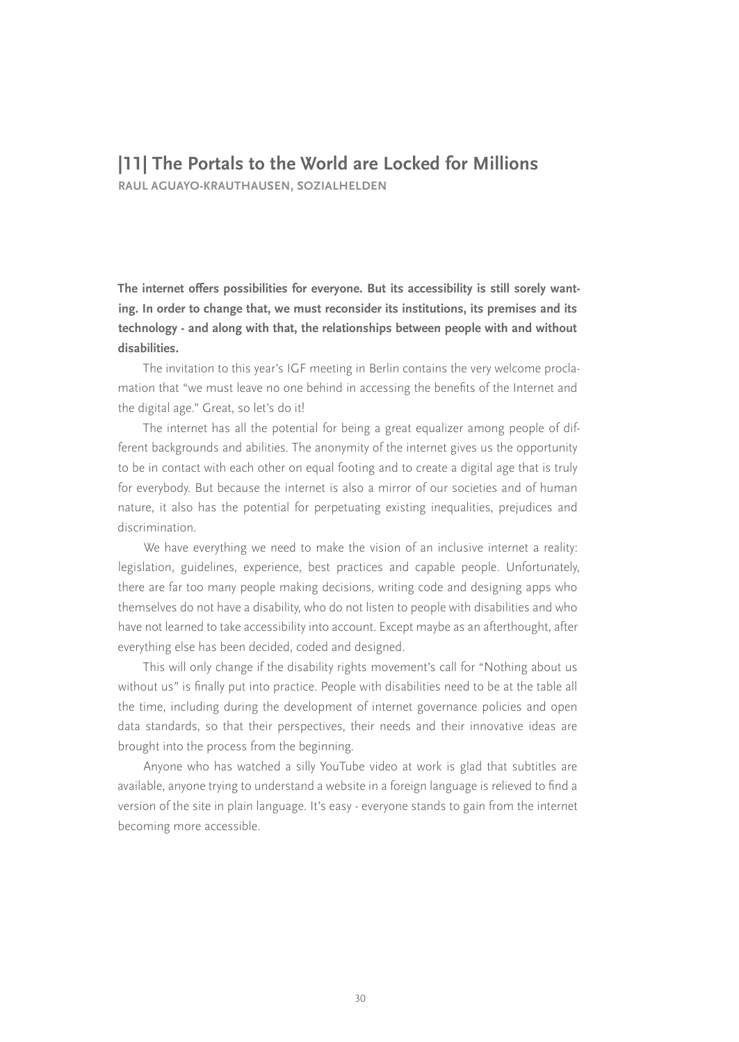## |11| The Portals to the World are Locked for Millions

**RAUL AGUAYO-KRAUTHAUSEN, SOZIALHELDEN**

**The internet offers possibilities for everyone. But its accessibility is still sorely wanting. In order to change that, we must reconsider its institutions, its premises and its technology - and along with that, the relationships between people with and without disabilities.**

The invitation to this year's IGF meeting in Berlin contains the very welcome proclamation that "we must leave no one behind in accessing the benefits of the Internet and the digital age." Great, so let's do it!

The internet has all the potential for being a great equalizer among people of different backgrounds and abilities. The anonymity of the internet gives us the opportunity to be in contact with each other on equal footing and to create a digital age that is truly for everybody. But because the internet is also a mirror of our societies and of human nature, it also has the potential for perpetuating existing inequalities, prejudices and discrimination.

We have everything we need to make the vision of an inclusive internet a reality: legislation, guidelines, experience, best practices and capable people. Unfortunately, there are far too many people making decisions, writing code and designing apps who themselves do not have a disability, who do not listen to people with disabilities and who have not learned to take accessibility into account. Except maybe as an afterthought, after everything else has been decided, coded and designed.

This will only change if the disability rights movement's call for "Nothing about us without us" is finally put into practice. People with disabilities need to be at the table all the time, including during the development of internet governance policies and open data standards, so that their perspectives, their needs and their innovative ideas are brought into the process from the beginning.

Anyone who has watched a silly YouTube video at work is glad that subtitles are available, anyone trying to understand a website in a foreign language is relieved to find a version of the site in plain language. It's easy - everyone stands to gain from the internet becoming more accessible.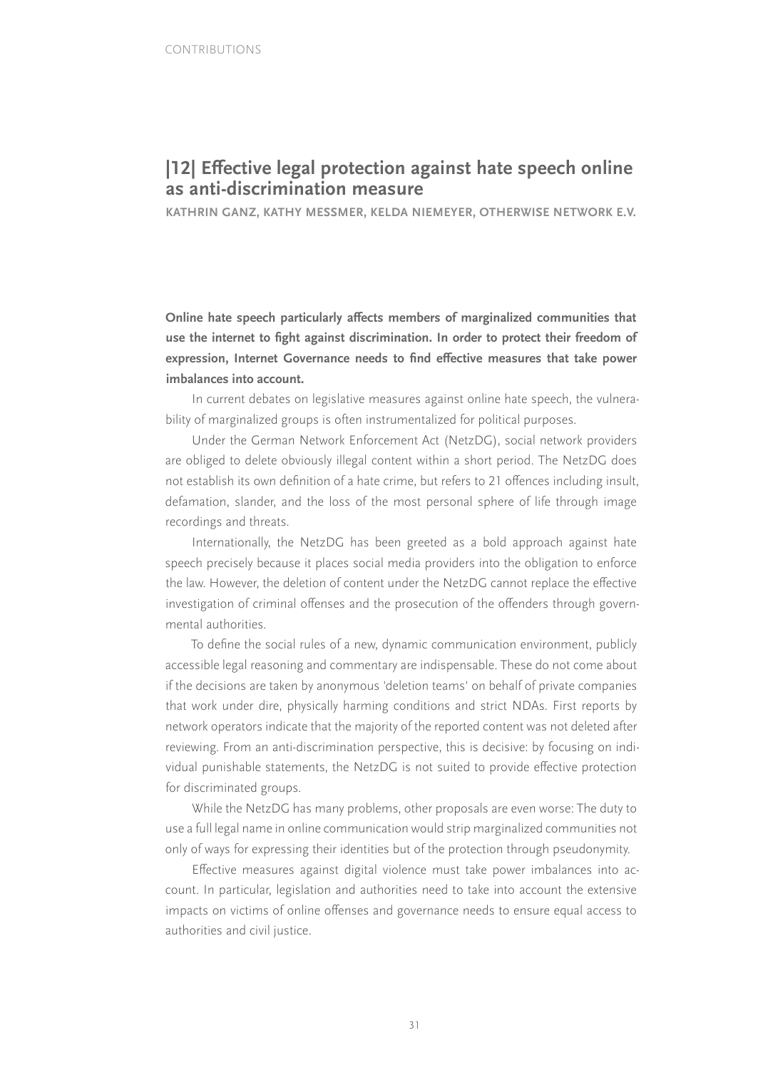## |12| Effective legal protection against hate speech online as anti-discrimination measure

**KATHRIN GANZ, KATHY MESSMER, KELDA NIEMEYER, OTHERWISE NETWORK E.V.**

**Online hate speech particularly affects members of marginalized communities that use the internet to fight against discrimination. In order to protect their freedom of expression, Internet Governance needs to find effective measures that take power imbalances into account.**

In current debates on legislative measures against online hate speech, the vulnerability of marginalized groups is often instrumentalized for political purposes.

Under the German Network Enforcement Act (NetzDG), social network providers are obliged to delete obviously illegal content within a short period. The NetzDG does not establish its own definition of a hate crime, but refers to 21 offences including insult, defamation, slander, and the loss of the most personal sphere of life through image recordings and threats.

Internationally, the NetzDG has been greeted as a bold approach against hate speech precisely because it places social media providers into the obligation to enforce the law. However, the deletion of content under the NetzDG cannot replace the effective investigation of criminal offenses and the prosecution of the offenders through governmental authorities.

To define the social rules of a new, dynamic communication environment, publicly accessible legal reasoning and commentary are indispensable. These do not come about if the decisions are taken by anonymous 'deletion teams' on behalf of private companies that work under dire, physically harming conditions and strict NDAs. First reports by network operators indicate that the majority of the reported content was not deleted after reviewing. From an anti-discrimination perspective, this is decisive: by focusing on individual punishable statements, the NetzDG is not suited to provide effective protection for discriminated groups.

While the NetzDG has many problems, other proposals are even worse: The duty to use a full legal name in online communication would strip marginalized communities not only of ways for expressing their identities but of the protection through pseudonymity.

Effective measures against digital violence must take power imbalances into account. In particular, legislation and authorities need to take into account the extensive impacts on victims of online offenses and governance needs to ensure equal access to authorities and civil justice.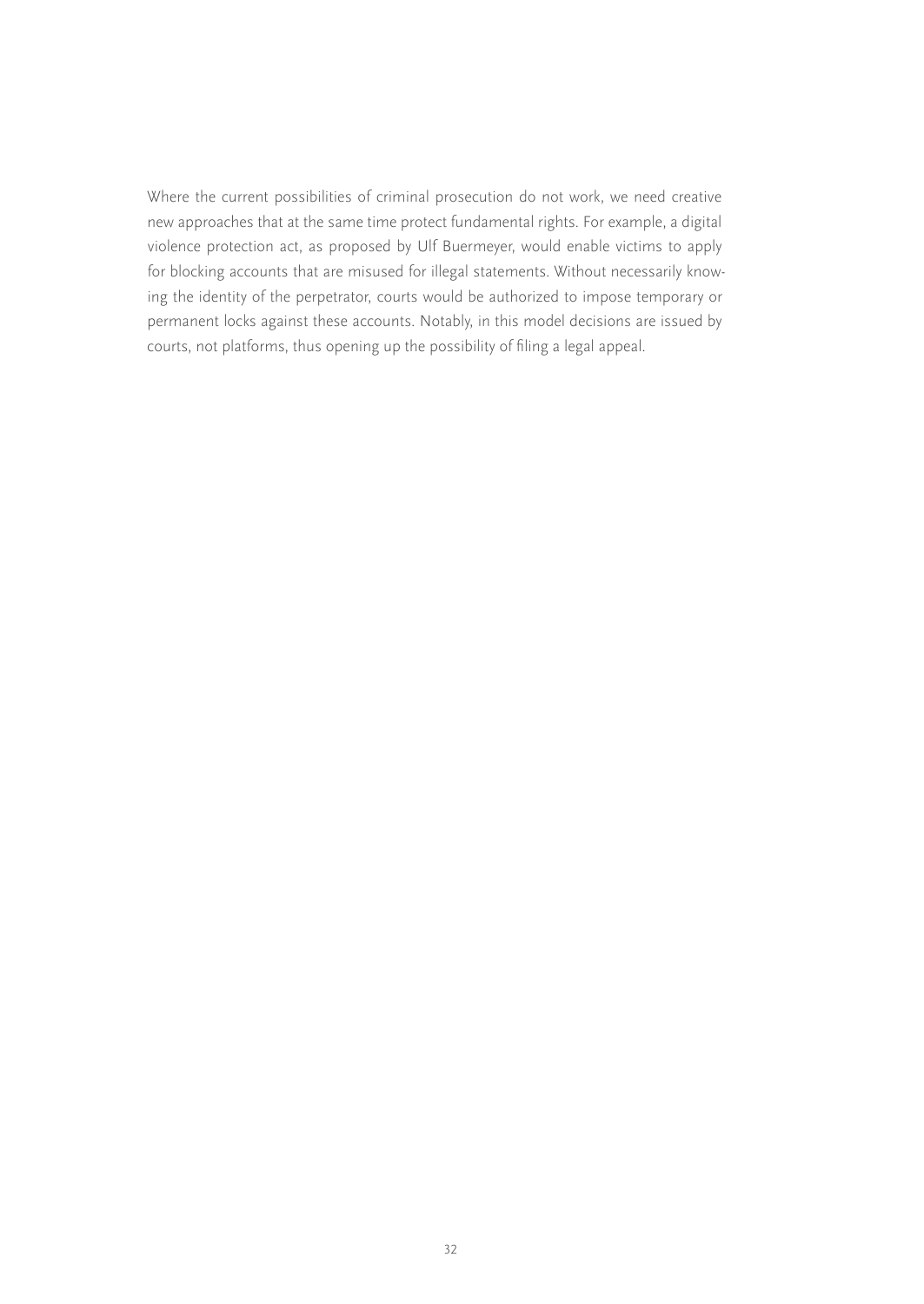Where the current possibilities of criminal prosecution do not work, we need creative new approaches that at the same time protect fundamental rights. For example, a digital violence protection act, as proposed by Ulf Buermeyer, would enable victims to apply for blocking accounts that are misused for illegal statements. Without necessarily knowing the identity of the perpetrator, courts would be authorized to impose temporary or permanent locks against these accounts. Notably, in this model decisions are issued by courts, not platforms, thus opening up the possibility of filing a legal appeal.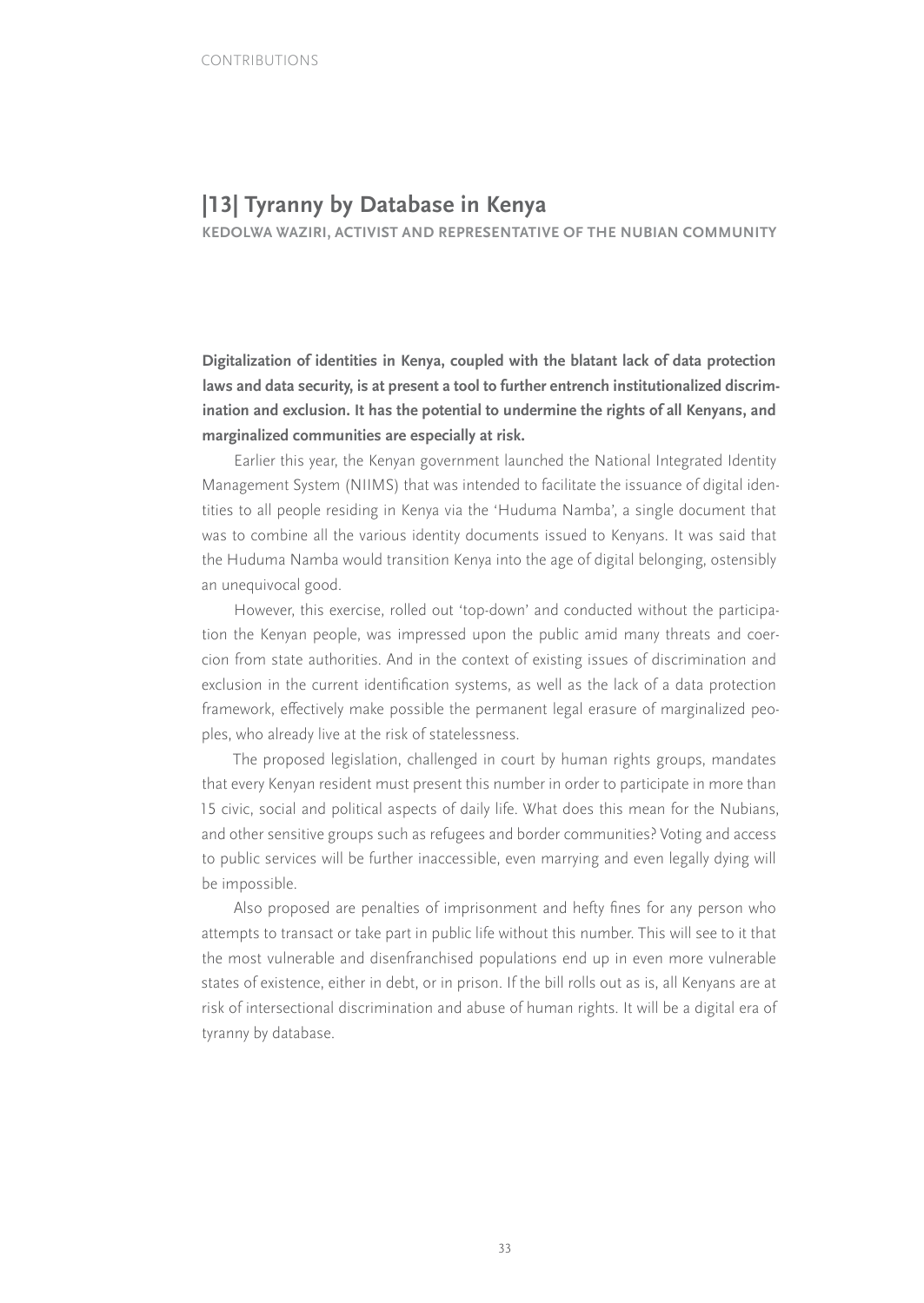## |13| Tyranny by Database in Kenya

**KEDOLWA WAZIRI, ACTIVIST AND REPRESENTATIVE OF THE NUBIAN COMMUNITY**

**Digitalization of identities in Kenya, coupled with the blatant lack of data protection laws and data security, is at present a tool to further entrench institutionalized discrimination and exclusion. It has the potential to undermine the rights of all Kenyans, and marginalized communities are especially at risk.**

Earlier this year, the Kenyan government launched the National Integrated Identity Management System (NIIMS) that was intended to facilitate the issuance of digital identities to all people residing in Kenya via the 'Huduma Namba', a single document that was to combine all the various identity documents issued to Kenyans. It was said that the Huduma Namba would transition Kenya into the age of digital belonging, ostensibly an unequivocal good.

However, this exercise, rolled out 'top-down' and conducted without the participation the Kenyan people, was impressed upon the public amid many threats and coercion from state authorities. And in the context of existing issues of discrimination and exclusion in the current identification systems, as well as the lack of a data protection framework, effectively make possible the permanent legal erasure of marginalized peoples, who already live at the risk of statelessness.

The proposed legislation, challenged in court by human rights groups, mandates that every Kenyan resident must present this number in order to participate in more than 15 civic, social and political aspects of daily life. What does this mean for the Nubians, and other sensitive groups such as refugees and border communities? Voting and access to public services will be further inaccessible, even marrying and even legally dying will be impossible.

Also proposed are penalties of imprisonment and hefty fines for any person who attempts to transact or take part in public life without this number. This will see to it that the most vulnerable and disenfranchised populations end up in even more vulnerable states of existence, either in debt, or in prison. If the bill rolls out as is, all Kenyans are at risk of intersectional discrimination and abuse of human rights. It will be a digital era of tyranny by database.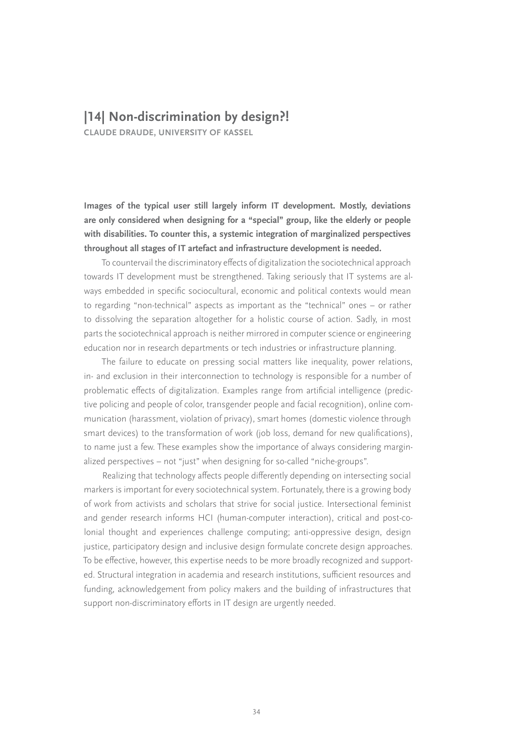## |14| Non-discrimination by design?!

**CLAUDE DRAUDE, UNIVERSITY OF KASSEL**

**Images of the typical user still largely inform IT development. Mostly, deviations are only considered when designing for a "special" group, like the elderly or people with disabilities. To counter this, a systemic integration of marginalized perspectives throughout all stages of IT artefact and infrastructure development is needed.**

To countervail the discriminatory effects of digitalization the sociotechnical approach towards IT development must be strengthened. Taking seriously that IT systems are always embedded in specific sociocultural, economic and political contexts would mean to regarding "non-technical" aspects as important as the "technical" ones – or rather to dissolving the separation altogether for a holistic course of action. Sadly, in most parts the sociotechnical approach is neither mirrored in computer science or engineering education nor in research departments or tech industries or infrastructure planning.

The failure to educate on pressing social matters like inequality, power relations, in- and exclusion in their interconnection to technology is responsible for a number of problematic effects of digitalization. Examples range from artificial intelligence (predictive policing and people of color, transgender people and facial recognition), online communication (harassment, violation of privacy), smart homes (domestic violence through smart devices) to the transformation of work (job loss, demand for new qualifications), to name just a few. These examples show the importance of always considering marginalized perspectives – not "just" when designing for so-called "niche-groups".

Realizing that technology affects people differently depending on intersecting social markers is important for every sociotechnical system. Fortunately, there is a growing body of work from activists and scholars that strive for social justice. Intersectional feminist and gender research informs HCI (human-computer interaction), critical and post-colonial thought and experiences challenge computing; anti-oppressive design, design justice, participatory design and inclusive design formulate concrete design approaches. To be effective, however, this expertise needs to be more broadly recognized and supported. Structural integration in academia and research institutions, sufficient resources and funding, acknowledgement from policy makers and the building of infrastructures that support non-discriminatory efforts in IT design are urgently needed.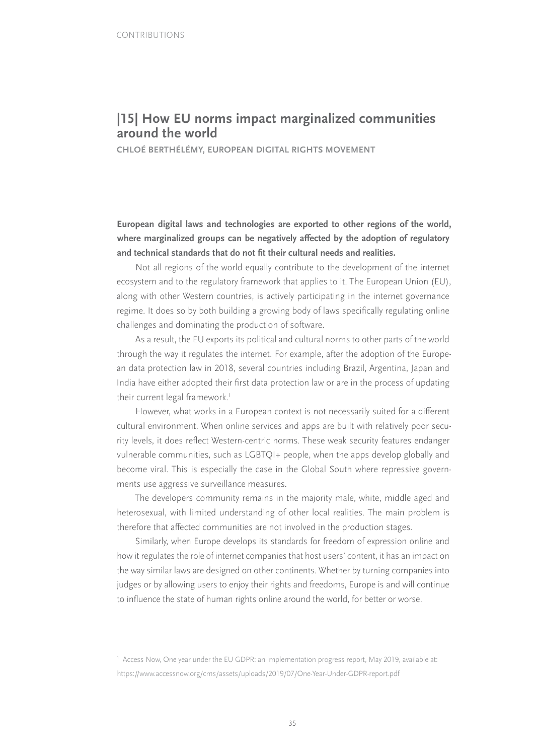## |15| How EU norms impact marginalized communities around the world

**CHLOÉ BERTHÉLÉMY, EUROPEAN DIGITAL RIGHTS MOVEMENT**

**European digital laws and technologies are exported to other regions of the world, where marginalized groups can be negatively affected by the adoption of regulatory and technical standards that do not fit their cultural needs and realities.**

Not all regions of the world equally contribute to the development of the internet ecosystem and to the regulatory framework that applies to it. The European Union (EU), along with other Western countries, is actively participating in the internet governance regime. It does so by both building a growing body of laws specifically regulating online challenges and dominating the production of software.

As a result, the EU exports its political and cultural norms to other parts of the world through the way it regulates the internet. For example, after the adoption of the European data protection law in 2018, several countries including Brazil, Argentina, Japan and India have either adopted their first data protection law or are in the process of updating their current legal framework.[1]

However, what works in a European context is not necessarily suited for a different cultural environment. When online services and apps are built with relatively poor security levels, it does reflect Western-centric norms. These weak security features endanger vulnerable communities, such as LGBTQI+ people, when the apps develop globally and become viral. This is especially the case in the Global South where repressive governments use aggressive surveillance measures.

The developers community remains in the majority male, white, middle aged and heterosexual, with limited understanding of other local realities. The main problem is therefore that affected communities are not involved in the production stages.

Similarly, when Europe develops its standards for freedom of expression online and how it regulates the role of internet companies that host users' content, it has an impact on the way similar laws are designed on other continents. Whether by turning companies into judges or by allowing users to enjoy their rights and freedoms, Europe is and will continue to influence the state of human rights online around the world, for better or worse.

[1] Access Now, One year under the EU GDPR: an implementation progress report, May 2019, available at: https://www.accessnow.org/cms/assets/uploads/2019/07/One-Year-Under-GDPR-report.pdf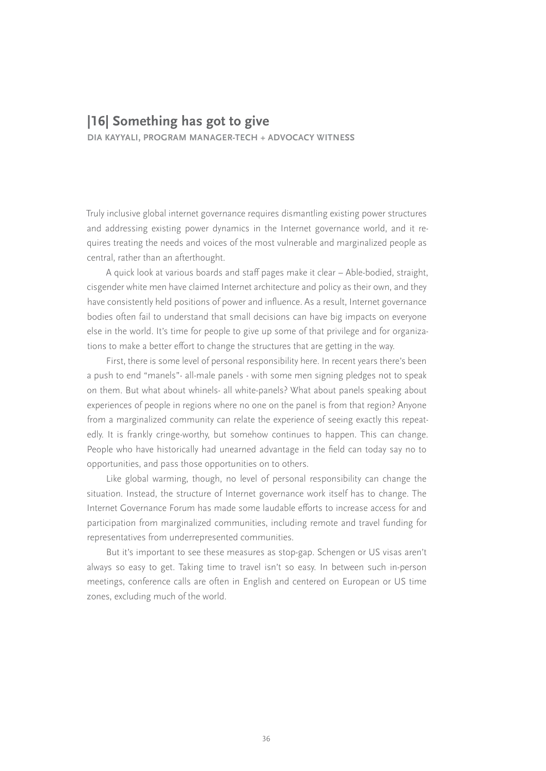## |16| Something has got to give

**DIA KAYYALI, PROGRAM MANAGER-TECH + ADVOCACY WITNESS**

Truly inclusive global internet governance requires dismantling existing power structures and addressing existing power dynamics in the Internet governance world, and it requires treating the needs and voices of the most vulnerable and marginalized people as central, rather than an afterthought.

A quick look at various boards and staff pages make it clear – Able-bodied, straight, cisgender white men have claimed Internet architecture and policy as their own, and they have consistently held positions of power and influence. As a result, Internet governance bodies often fail to understand that small decisions can have big impacts on everyone else in the world. It's time for people to give up some of that privilege and for organizations to make a better effort to change the structures that are getting in the way.

First, there is some level of personal responsibility here. In recent years there's been a push to end "manels"- all-male panels - with some men signing pledges not to speak on them. But what about whinels- all white-panels? What about panels speaking about experiences of people in regions where no one on the panel is from that region? Anyone from a marginalized community can relate the experience of seeing exactly this repeatedly. It is frankly cringe-worthy, but somehow continues to happen. This can change. People who have historically had unearned advantage in the field can today say no to opportunities, and pass those opportunities on to others.

Like global warming, though, no level of personal responsibility can change the situation. Instead, the structure of Internet governance work itself has to change. The Internet Governance Forum has made some laudable efforts to increase access for and participation from marginalized communities, including remote and travel funding for representatives from underrepresented communities.

But it's important to see these measures as stop-gap. Schengen or US visas aren't always so easy to get. Taking time to travel isn't so easy. In between such in-person meetings, conference calls are often in English and centered on European or US time zones, excluding much of the world.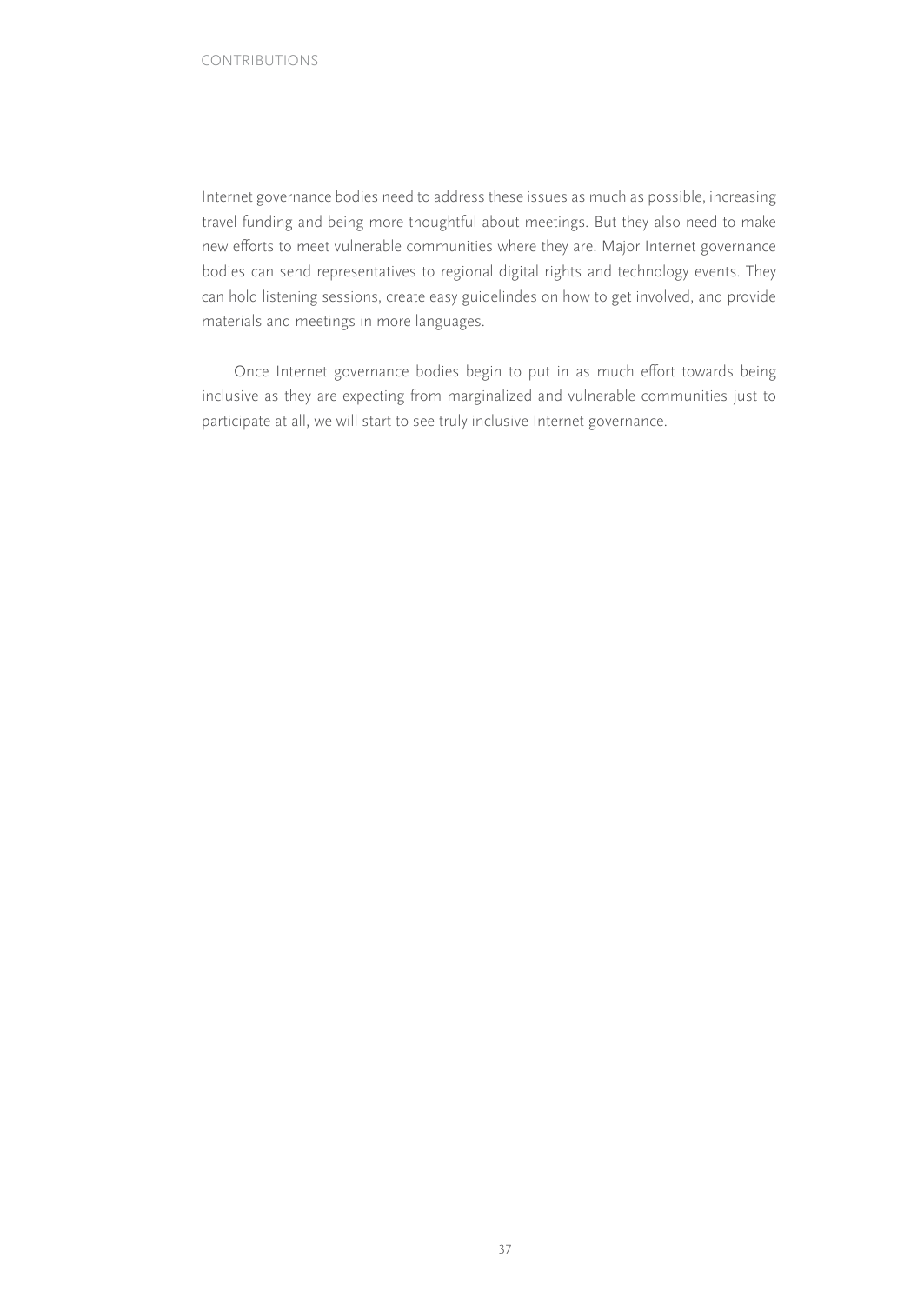Internet governance bodies need to address these issues as much as possible, increasing travel funding and being more thoughtful about meetings. But they also need to make new efforts to meet vulnerable communities where they are. Major Internet governance bodies can send representatives to regional digital rights and technology events. They can hold listening sessions, create easy guidelindes on how to get involved, and provide materials and meetings in more languages.

Once Internet governance bodies begin to put in as much effort towards being inclusive as they are expecting from marginalized and vulnerable communities just to participate at all, we will start to see truly inclusive Internet governance.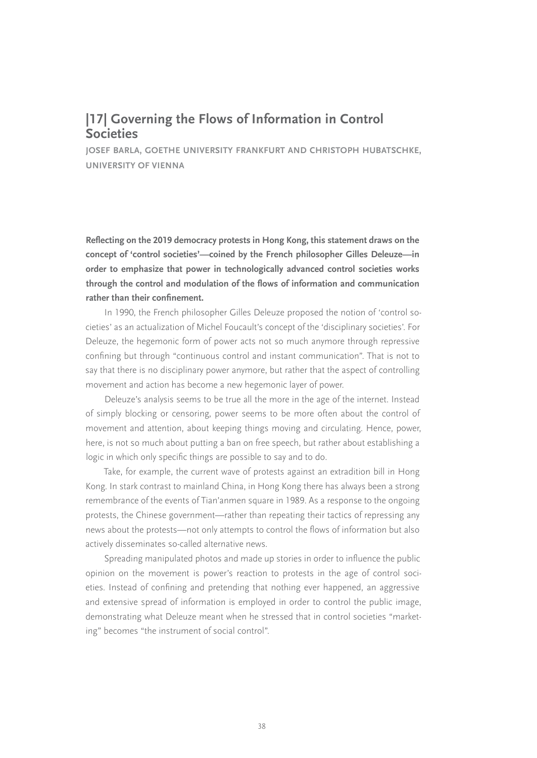## |17| Governing the Flows of Information in Control Societies

**JOSEF BARLA, GOETHE UNIVERSITY FRANKFURT AND CHRISTOPH HUBATSCHKE, UNIVERSITY OF VIENNA**

**Reflecting on the 2019 democracy protests in Hong Kong, this statement draws on the concept of 'control societies'—coined by the French philosopher Gilles Deleuze—in order to emphasize that power in technologically advanced control societies works through the control and modulation of the flows of information and communication rather than their confinement.**

In 1990, the French philosopher Gilles Deleuze proposed the notion of 'control societies' as an actualization of Michel Foucault's concept of the 'disciplinary societies'. For Deleuze, the hegemonic form of power acts not so much anymore through repressive confining but through "continuous control and instant communication". That is not to say that there is no disciplinary power anymore, but rather that the aspect of controlling movement and action has become a new hegemonic layer of power.

Deleuze's analysis seems to be true all the more in the age of the internet. Instead of simply blocking or censoring, power seems to be more often about the control of movement and attention, about keeping things moving and circulating. Hence, power, here, is not so much about putting a ban on free speech, but rather about establishing a logic in which only specific things are possible to say and to do.

Take, for example, the current wave of protests against an extradition bill in Hong Kong. In stark contrast to mainland China, in Hong Kong there has always been a strong remembrance of the events of Tian'anmen square in 1989. As a response to the ongoing protests, the Chinese government—rather than repeating their tactics of repressing any news about the protests—not only attempts to control the flows of information but also actively disseminates so-called alternative news.

Spreading manipulated photos and made up stories in order to influence the public opinion on the movement is power's reaction to protests in the age of control societies. Instead of confining and pretending that nothing ever happened, an aggressive and extensive spread of information is employed in order to control the public image, demonstrating what Deleuze meant when he stressed that in control societies "marketing" becomes "the instrument of social control".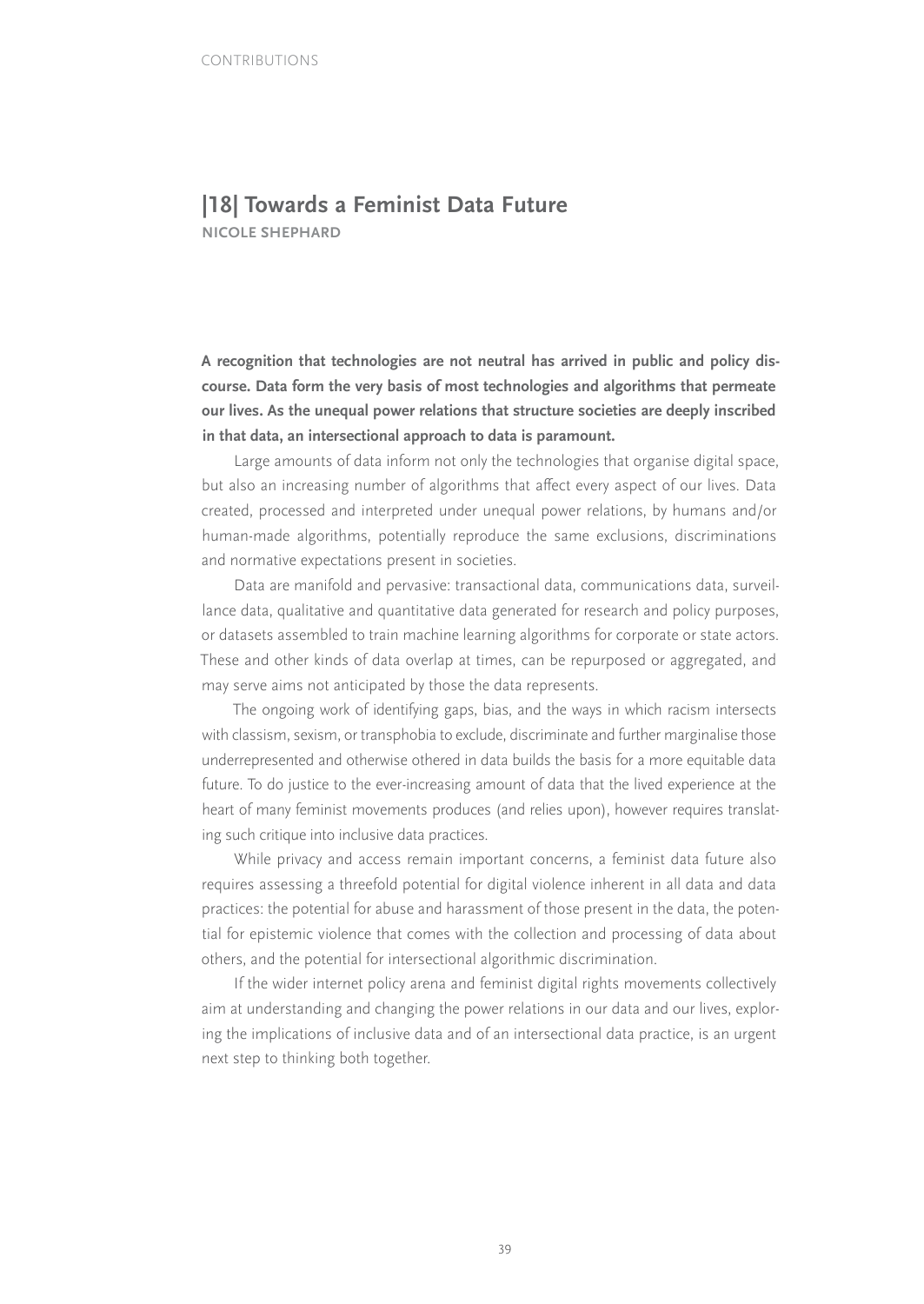## |18| Towards a Feminist Data Future

**NICOLE SHEPHARD**

**A recognition that technologies are not neutral has arrived in public and policy discourse. Data form the very basis of most technologies and algorithms that permeate our lives. As the unequal power relations that structure societies are deeply inscribed in that data, an intersectional approach to data is paramount.**

Large amounts of data inform not only the technologies that organise digital space, but also an increasing number of algorithms that affect every aspect of our lives. Data created, processed and interpreted under unequal power relations, by humans and/or human-made algorithms, potentially reproduce the same exclusions, discriminations and normative expectations present in societies.

Data are manifold and pervasive: transactional data, communications data, surveillance data, qualitative and quantitative data generated for research and policy purposes, or datasets assembled to train machine learning algorithms for corporate or state actors. These and other kinds of data overlap at times, can be repurposed or aggregated, and may serve aims not anticipated by those the data represents.

The ongoing work of identifying gaps, bias, and the ways in which racism intersects with classism, sexism, or transphobia to exclude, discriminate and further marginalise those underrepresented and otherwise othered in data builds the basis for a more equitable data future. To do justice to the ever-increasing amount of data that the lived experience at the heart of many feminist movements produces (and relies upon), however requires translating such critique into inclusive data practices.

While privacy and access remain important concerns, a feminist data future also requires assessing a threefold potential for digital violence inherent in all data and data practices: the potential for abuse and harassment of those present in the data, the potential for epistemic violence that comes with the collection and processing of data about others, and the potential for intersectional algorithmic discrimination.

If the wider internet policy arena and feminist digital rights movements collectively aim at understanding and changing the power relations in our data and our lives, exploring the implications of inclusive data and of an intersectional data practice, is an urgent next step to thinking both together.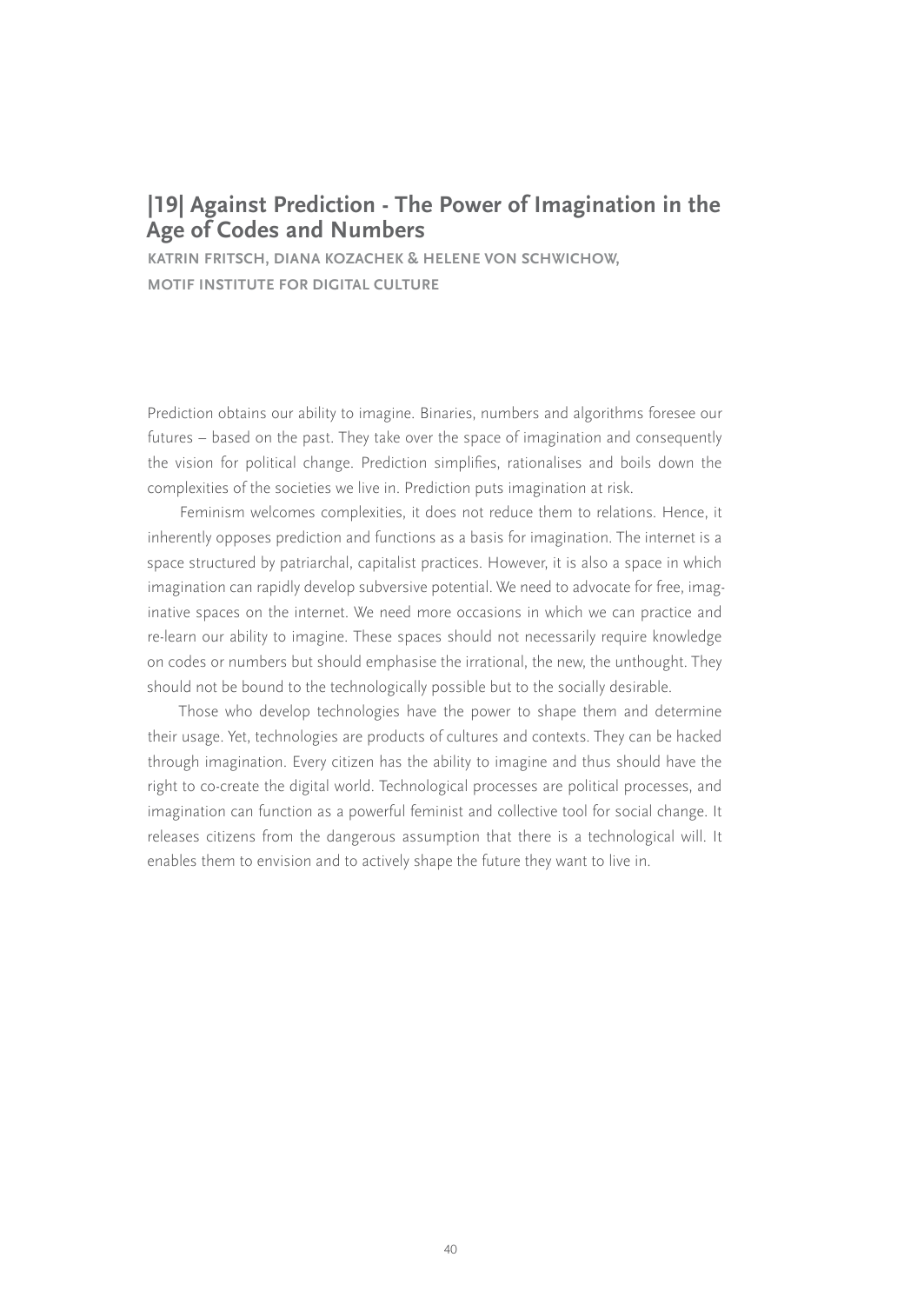## |19| Against Prediction - The Power of Imagination in the Age of Codes and Numbers

**KATRIN FRITSCH, DIANA KOZACHEK & HELENE VON SCHWICHOW, MOTIF INSTITUTE FOR DIGITAL CULTURE**

Prediction obtains our ability to imagine. Binaries, numbers and algorithms foresee our futures – based on the past. They take over the space of imagination and consequently the vision for political change. Prediction simplifies, rationalises and boils down the complexities of the societies we live in. Prediction puts imagination at risk.

Feminism welcomes complexities, it does not reduce them to relations. Hence, it inherently opposes prediction and functions as a basis for imagination. The internet is a space structured by patriarchal, capitalist practices. However, it is also a space in which imagination can rapidly develop subversive potential. We need to advocate for free, imaginative spaces on the internet. We need more occasions in which we can practice and re-learn our ability to imagine. These spaces should not necessarily require knowledge on codes or numbers but should emphasise the irrational, the new, the unthought. They should not be bound to the technologically possible but to the socially desirable.

Those who develop technologies have the power to shape them and determine their usage. Yet, technologies are products of cultures and contexts. They can be hacked through imagination. Every citizen has the ability to imagine and thus should have the right to co-create the digital world. Technological processes are political processes, and imagination can function as a powerful feminist and collective tool for social change. It releases citizens from the dangerous assumption that there is a technological will. It enables them to envision and to actively shape the future they want to live in.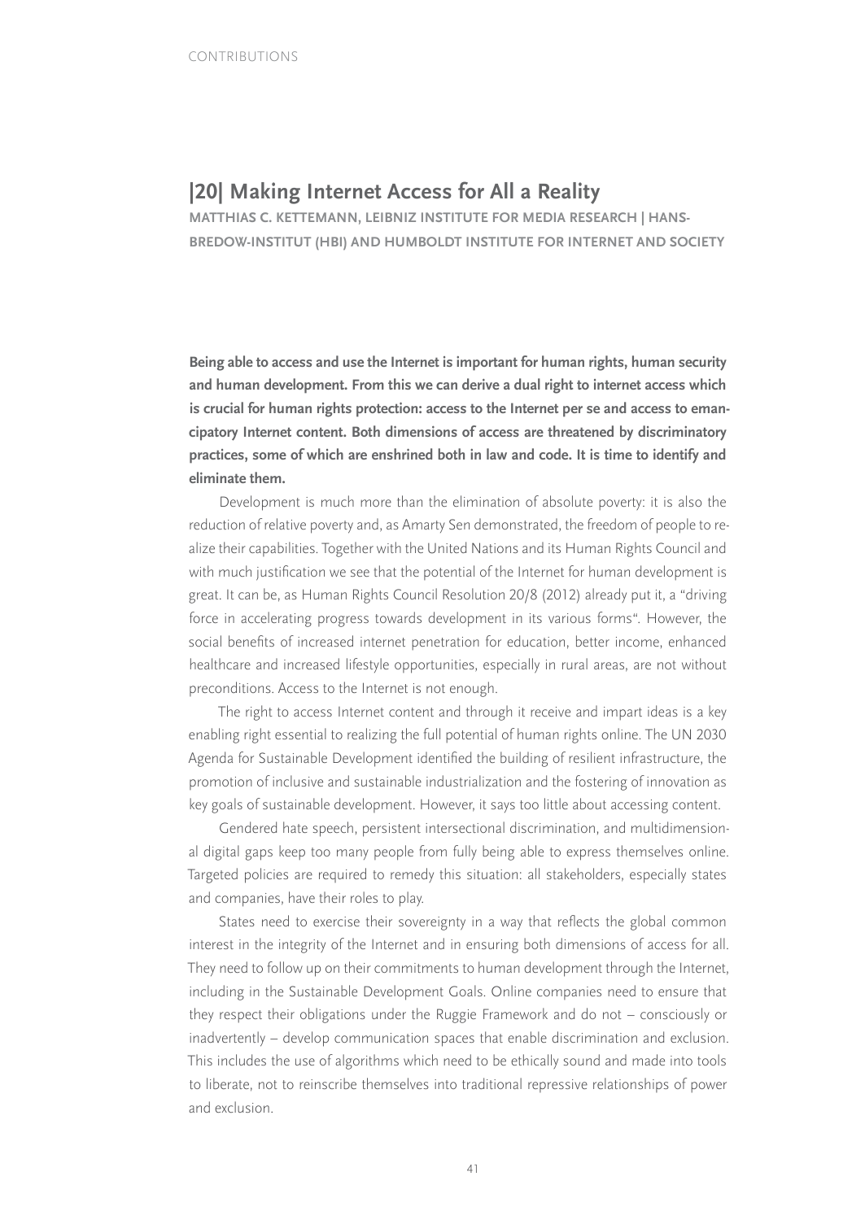## |20| Making Internet Access for All a Reality

**MATTHIAS C. KETTEMANN, LEIBNIZ INSTITUTE FOR MEDIA RESEARCH | HANS-BREDOW-INSTITUT (HBI) AND HUMBOLDT INSTITUTE FOR INTERNET AND SOCIETY**

**Being able to access and use the Internet is important for human rights, human security and human development. From this we can derive a dual right to internet access which is crucial for human rights protection: access to the Internet per se and access to emancipatory Internet content. Both dimensions of access are threatened by discriminatory practices, some of which are enshrined both in law and code. It is time to identify and eliminate them.**

Development is much more than the elimination of absolute poverty: it is also the reduction of relative poverty and, as Amarty Sen demonstrated, the freedom of people to realize their capabilities. Together with the United Nations and its Human Rights Council and with much justification we see that the potential of the Internet for human development is great. It can be, as Human Rights Council Resolution 20/8 (2012) already put it, a "driving force in accelerating progress towards development in its various forms". However, the social benefits of increased internet penetration for education, better income, enhanced healthcare and increased lifestyle opportunities, especially in rural areas, are not without preconditions. Access to the Internet is not enough.

The right to access Internet content and through it receive and impart ideas is a key enabling right essential to realizing the full potential of human rights online. The UN 2030 Agenda for Sustainable Development identified the building of resilient infrastructure, the promotion of inclusive and sustainable industrialization and the fostering of innovation as key goals of sustainable development. However, it says too little about accessing content.

Gendered hate speech, persistent intersectional discrimination, and multidimensional digital gaps keep too many people from fully being able to express themselves online. Targeted policies are required to remedy this situation: all stakeholders, especially states and companies, have their roles to play.

States need to exercise their sovereignty in a way that reflects the global common interest in the integrity of the Internet and in ensuring both dimensions of access for all. They need to follow up on their commitments to human development through the Internet, including in the Sustainable Development Goals. Online companies need to ensure that they respect their obligations under the Ruggie Framework and do not – consciously or inadvertently – develop communication spaces that enable discrimination and exclusion. This includes the use of algorithms which need to be ethically sound and made into tools to liberate, not to reinscribe themselves into traditional repressive relationships of power and exclusion.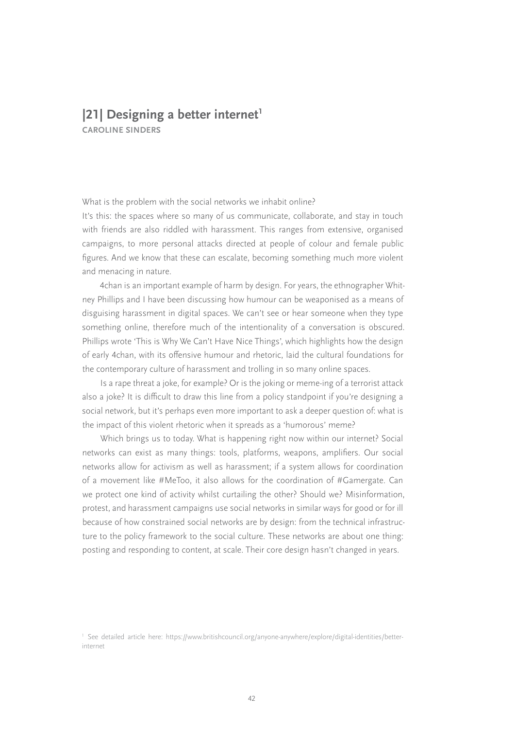## |21| Designing a better internet[1]

**CAROLINE SINDERS**

What is the problem with the social networks we inhabit online?

It's this: the spaces where so many of us communicate, collaborate, and stay in touch with friends are also riddled with harassment. This ranges from extensive, organised campaigns, to more personal attacks directed at people of colour and female public figures. And we know that these can escalate, becoming something much more violent and menacing in nature.

4chan is an important example of harm by design. For years, the ethnographer Whitney Phillips and I have been discussing how humour can be weaponised as a means of disguising harassment in digital spaces. We can't see or hear someone when they type something online, therefore much of the intentionality of a conversation is obscured. Phillips wrote 'This is Why We Can't Have Nice Things', which highlights how the design of early 4chan, with its offensive humour and rhetoric, laid the cultural foundations for the contemporary culture of harassment and trolling in so many online spaces.

Is a rape threat a joke, for example? Or is the joking or meme-ing of a terrorist attack also a joke? It is difficult to draw this line from a policy standpoint if you're designing a social network, but it's perhaps even more important to ask a deeper question of: what is the impact of this violent rhetoric when it spreads as a 'humorous' meme?

Which brings us to today. What is happening right now within our internet? Social networks can exist as many things: tools, platforms, weapons, amplifiers. Our social networks allow for activism as well as harassment; if a system allows for coordination of a movement like #MeToo, it also allows for the coordination of #Gamergate. Can we protect one kind of activity whilst curtailing the other? Should we? Misinformation, protest, and harassment campaigns use social networks in similar ways for good or for ill because of how constrained social networks are by design: from the technical infrastructure to the policy framework to the social culture. These networks are about one thing: posting and responding to content, at scale. Their core design hasn't changed in years.

[1] See detailed article here: https://www.britishcouncil.org/anyone-anywhere/explore/digital-identities/better-internet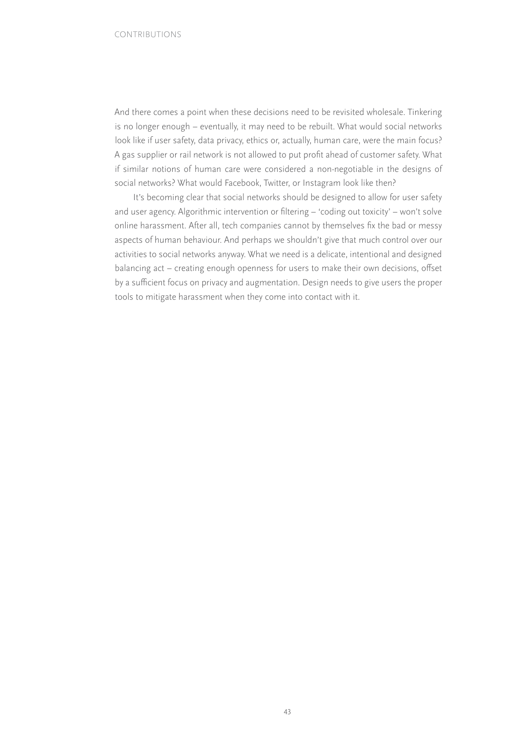And there comes a point when these decisions need to be revisited wholesale. Tinkering is no longer enough – eventually, it may need to be rebuilt. What would social networks look like if user safety, data privacy, ethics or, actually, human care, were the main focus? A gas supplier or rail network is not allowed to put profit ahead of customer safety. What if similar notions of human care were considered a non-negotiable in the designs of social networks? What would Facebook, Twitter, or Instagram look like then?

It's becoming clear that social networks should be designed to allow for user safety and user agency. Algorithmic intervention or filtering – 'coding out toxicity' – won't solve online harassment. After all, tech companies cannot by themselves fix the bad or messy aspects of human behaviour. And perhaps we shouldn't give that much control over our activities to social networks anyway. What we need is a delicate, intentional and designed balancing act – creating enough openness for users to make their own decisions, offset by a sufficient focus on privacy and augmentation. Design needs to give users the proper tools to mitigate harassment when they come into contact with it.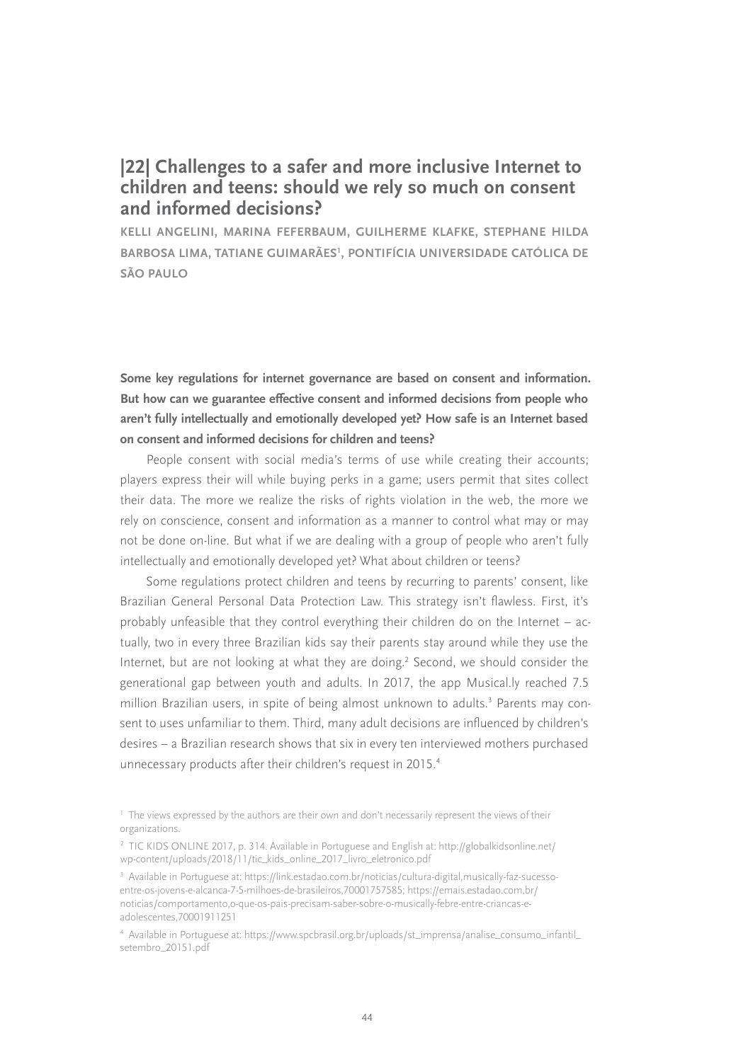## |22| Challenges to a safer and more inclusive Internet to children and teens: should we rely so much on consent and informed decisions?

**KELLI ANGELINI, MARINA FEFERBAUM, GUILHERME KLAFKE, STEPHANE HILDA BARBOSA LIMA, TATIANE GUIMARÃES[1], PONTIFÍCIA UNIVERSIDADE CATÓLICA DE SÃO PAULO**

**Some key regulations for internet governance are based on consent and information. But how can we guarantee effective consent and informed decisions from people who aren't fully intellectually and emotionally developed yet? How safe is an Internet based on consent and informed decisions for children and teens?**

People consent with social media's terms of use while creating their accounts; players express their will while buying perks in a game; users permit that sites collect their data. The more we realize the risks of rights violation in the web, the more we rely on conscience, consent and information as a manner to control what may or may not be done on-line. But what if we are dealing with a group of people who aren't fully intellectually and emotionally developed yet? What about children or teens?

Some regulations protect children and teens by recurring to parents' consent, like Brazilian General Personal Data Protection Law. This strategy isn't flawless. First, it's probably unfeasible that they control everything their children do on the Internet – actually, two in every three Brazilian kids say their parents stay around while they use the Internet, but are not looking at what they are doing.[2] Second, we should consider the generational gap between youth and adults. In 2017, the app Musical.ly reached 7.5 million Brazilian users, in spite of being almost unknown to adults.[3] Parents may consent to uses unfamiliar to them. Third, many adult decisions are influenced by children's desires – a Brazilian research shows that six in every ten interviewed mothers purchased unnecessary products after their children's request in 2015.[4]

---

[1] The views expressed by the authors are their own and don't necessarily represent the views of their organizations.

[2] TIC KIDS ONLINE 2017, p. 314. Available in Portuguese and English at: http://globalkidsonline.net/wp-content/uploads/2018/11/tic_kids_online_2017_livro_eletronico.pdf

[3] Available in Portuguese at: https://link.estadao.com.br/noticias/cultura-digital,musically-faz-sucesso-entre-os-jovens-e-alcanca-7-5-milhoes-de-brasileiros,70001757585; https://emais.estadao.com.br/noticias/comportamento,o-que-os-pais-precisam-saber-sobre-o-musically-febre-entre-criancas-e-adolescentes,70001911251

[4] Available in Portuguese at: https://www.spcbrasil.org.br/uploads/st_imprensa/analise_consumo_infantil_setembro_20151.pdf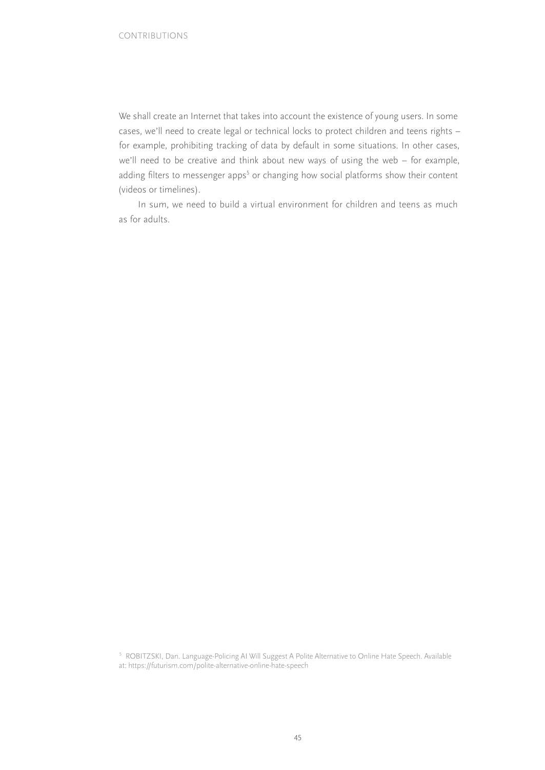We shall create an Internet that takes into account the existence of young users. In some cases, we'll need to create legal or technical locks to protect children and teens rights – for example, prohibiting tracking of data by default in some situations. In other cases, we'll need to be creative and think about new ways of using the web – for example, adding filters to messenger apps[5] or changing how social platforms show their content (videos or timelines).

In sum, we need to build a virtual environment for children and teens as much as for adults.

[5] ROBITZSKI, Dan. Language-Policing AI Will Suggest A Polite Alternative to Online Hate Speech. Available at: https://futurism.com/polite-alternative-online-hate-speech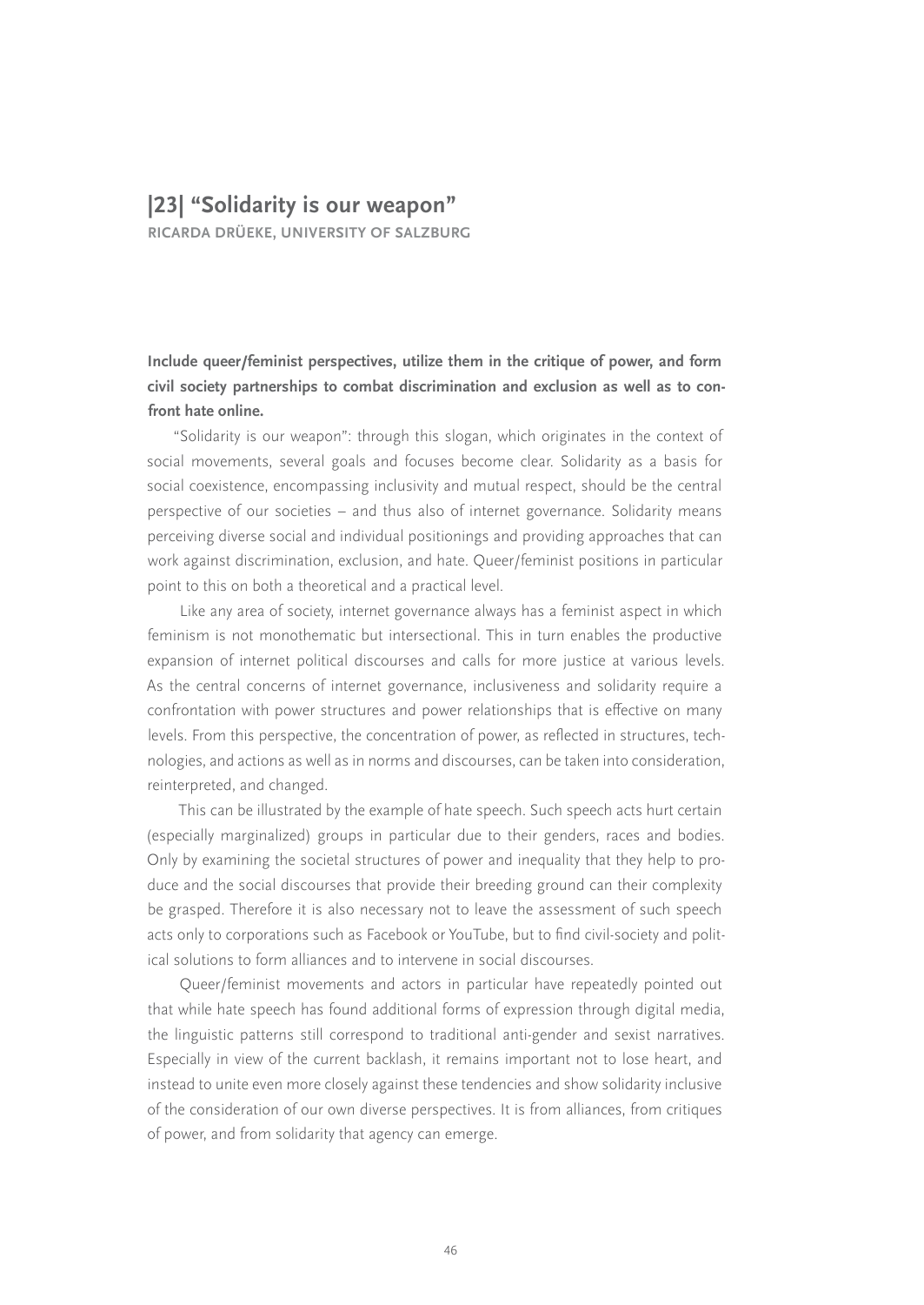## |23| "Solidarity is our weapon"

**RICARDA DRÜEKE, UNIVERSITY OF SALZBURG**

**Include queer/feminist perspectives, utilize them in the critique of power, and form civil society partnerships to combat discrimination and exclusion as well as to confront hate online.**

"Solidarity is our weapon": through this slogan, which originates in the context of social movements, several goals and focuses become clear. Solidarity as a basis for social coexistence, encompassing inclusivity and mutual respect, should be the central perspective of our societies – and thus also of internet governance. Solidarity means perceiving diverse social and individual positionings and providing approaches that can work against discrimination, exclusion, and hate. Queer/feminist positions in particular point to this on both a theoretical and a practical level.

Like any area of society, internet governance always has a feminist aspect in which feminism is not monothematic but intersectional. This in turn enables the productive expansion of internet political discourses and calls for more justice at various levels. As the central concerns of internet governance, inclusiveness and solidarity require a confrontation with power structures and power relationships that is effective on many levels. From this perspective, the concentration of power, as reflected in structures, technologies, and actions as well as in norms and discourses, can be taken into consideration, reinterpreted, and changed.

This can be illustrated by the example of hate speech. Such speech acts hurt certain (especially marginalized) groups in particular due to their genders, races and bodies. Only by examining the societal structures of power and inequality that they help to produce and the social discourses that provide their breeding ground can their complexity be grasped. Therefore it is also necessary not to leave the assessment of such speech acts only to corporations such as Facebook or YouTube, but to find civil-society and political solutions to form alliances and to intervene in social discourses.

Queer/feminist movements and actors in particular have repeatedly pointed out that while hate speech has found additional forms of expression through digital media, the linguistic patterns still correspond to traditional anti-gender and sexist narratives. Especially in view of the current backlash, it remains important not to lose heart, and instead to unite even more closely against these tendencies and show solidarity inclusive of the consideration of our own diverse perspectives. It is from alliances, from critiques of power, and from solidarity that agency can emerge.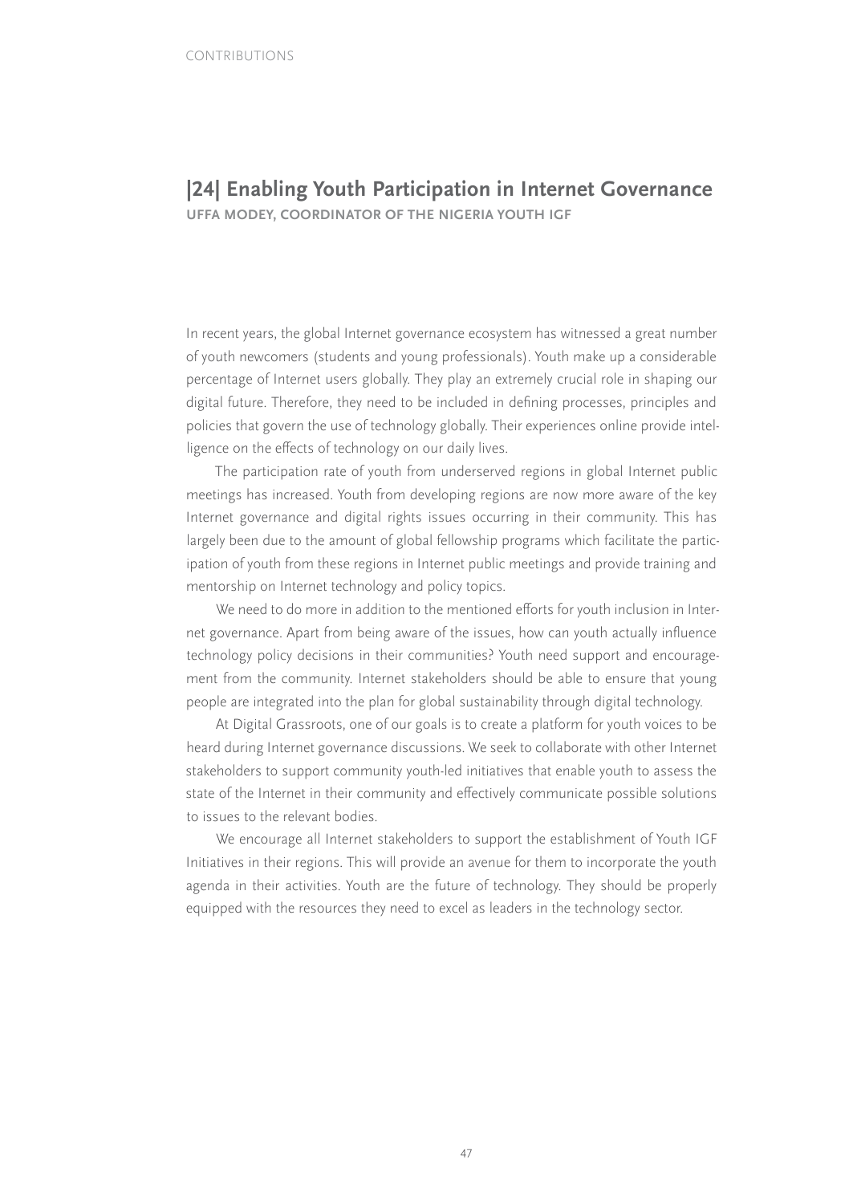## |24| Enabling Youth Participation in Internet Governance

**UFFA MODEY, COORDINATOR OF THE NIGERIA YOUTH IGF**

In recent years, the global Internet governance ecosystem has witnessed a great number of youth newcomers (students and young professionals). Youth make up a considerable percentage of Internet users globally. They play an extremely crucial role in shaping our digital future. Therefore, they need to be included in defining processes, principles and policies that govern the use of technology globally. Their experiences online provide intelligence on the effects of technology on our daily lives.

The participation rate of youth from underserved regions in global Internet public meetings has increased. Youth from developing regions are now more aware of the key Internet governance and digital rights issues occurring in their community. This has largely been due to the amount of global fellowship programs which facilitate the participation of youth from these regions in Internet public meetings and provide training and mentorship on Internet technology and policy topics.

We need to do more in addition to the mentioned efforts for youth inclusion in Internet governance. Apart from being aware of the issues, how can youth actually influence technology policy decisions in their communities? Youth need support and encouragement from the community. Internet stakeholders should be able to ensure that young people are integrated into the plan for global sustainability through digital technology.

At Digital Grassroots, one of our goals is to create a platform for youth voices to be heard during Internet governance discussions. We seek to collaborate with other Internet stakeholders to support community youth-led initiatives that enable youth to assess the state of the Internet in their community and effectively communicate possible solutions to issues to the relevant bodies.

We encourage all Internet stakeholders to support the establishment of Youth IGF Initiatives in their regions. This will provide an avenue for them to incorporate the youth agenda in their activities. Youth are the future of technology. They should be properly equipped with the resources they need to excel as leaders in the technology sector.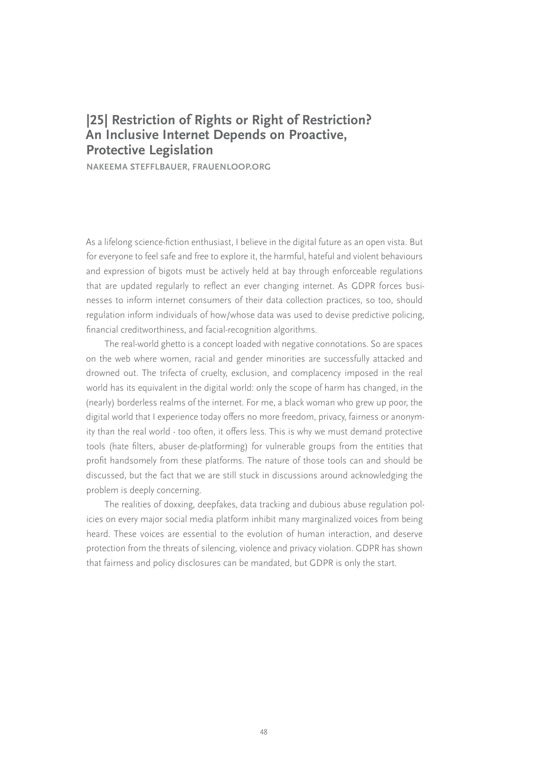## |25| Restriction of Rights or Right of Restriction? An Inclusive Internet Depends on Proactive, Protective Legislation

**NAKEEMA STEFFLBAUER, FRAUENLOOP.ORG**

As a lifelong science-fiction enthusiast, I believe in the digital future as an open vista. But for everyone to feel safe and free to explore it, the harmful, hateful and violent behaviours and expression of bigots must be actively held at bay through enforceable regulations that are updated regularly to reflect an ever changing internet. As GDPR forces businesses to inform internet consumers of their data collection practices, so too, should regulation inform individuals of how/whose data was used to devise predictive policing, financial creditworthiness, and facial-recognition algorithms.

The real-world ghetto is a concept loaded with negative connotations. So are spaces on the web where women, racial and gender minorities are successfully attacked and drowned out. The trifecta of cruelty, exclusion, and complacency imposed in the real world has its equivalent in the digital world: only the scope of harm has changed, in the (nearly) borderless realms of the internet. For me, a black woman who grew up poor, the digital world that I experience today offers no more freedom, privacy, fairness or anonymity than the real world - too often, it offers less. This is why we must demand protective tools (hate filters, abuser de-platforming) for vulnerable groups from the entities that profit handsomely from these platforms. The nature of those tools can and should be discussed, but the fact that we are still stuck in discussions around acknowledging the problem is deeply concerning.

The realities of doxxing, deepfakes, data tracking and dubious abuse regulation policies on every major social media platform inhibit many marginalized voices from being heard. These voices are essential to the evolution of human interaction, and deserve protection from the threats of silencing, violence and privacy violation. GDPR has shown that fairness and policy disclosures can be mandated, but GDPR is only the start.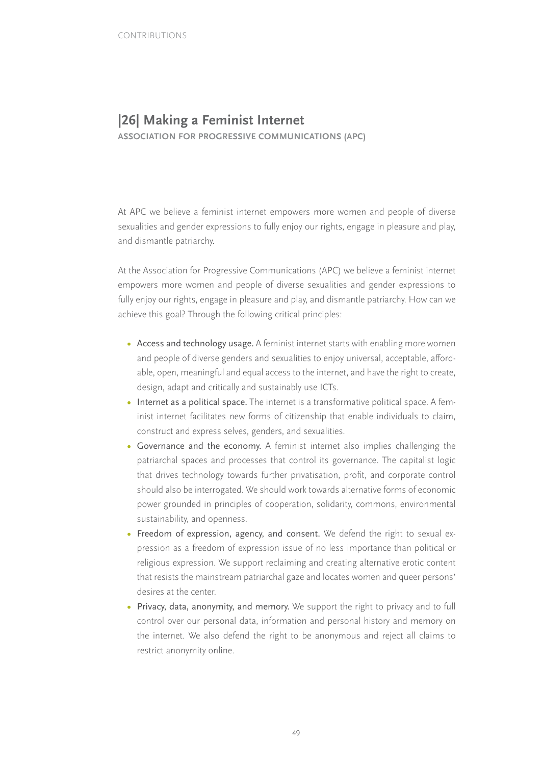## |26| Making a Feminist Internet

**ASSOCIATION FOR PROGRESSIVE COMMUNICATIONS (APC)**

At APC we believe a feminist internet empowers more women and people of diverse sexualities and gender expressions to fully enjoy our rights, engage in pleasure and play, and dismantle patriarchy.

At the Association for Progressive Communications (APC) we believe a feminist internet empowers more women and people of diverse sexualities and gender expressions to fully enjoy our rights, engage in pleasure and play, and dismantle patriarchy. How can we achieve this goal? Through the following critical principles:

- **Access and technology usage.** A feminist internet starts with enabling more women and people of diverse genders and sexualities to enjoy universal, acceptable, affordable, open, meaningful and equal access to the internet, and have the right to create, design, adapt and critically and sustainably use ICTs.
- **Internet as a political space.** The internet is a transformative political space. A feminist internet facilitates new forms of citizenship that enable individuals to claim, construct and express selves, genders, and sexualities.
- **Governance and the economy.** A feminist internet also implies challenging the patriarchal spaces and processes that control its governance. The capitalist logic that drives technology towards further privatisation, profit, and corporate control should also be interrogated. We should work towards alternative forms of economic power grounded in principles of cooperation, solidarity, commons, environmental sustainability, and openness.
- **Freedom of expression, agency, and consent.** We defend the right to sexual expression as a freedom of expression issue of no less importance than political or religious expression. We support reclaiming and creating alternative erotic content that resists the mainstream patriarchal gaze and locates women and queer persons' desires at the center.
- **Privacy, data, anonymity, and memory.** We support the right to privacy and to full control over our personal data, information and personal history and memory on the internet. We also defend the right to be anonymous and reject all claims to restrict anonymity online.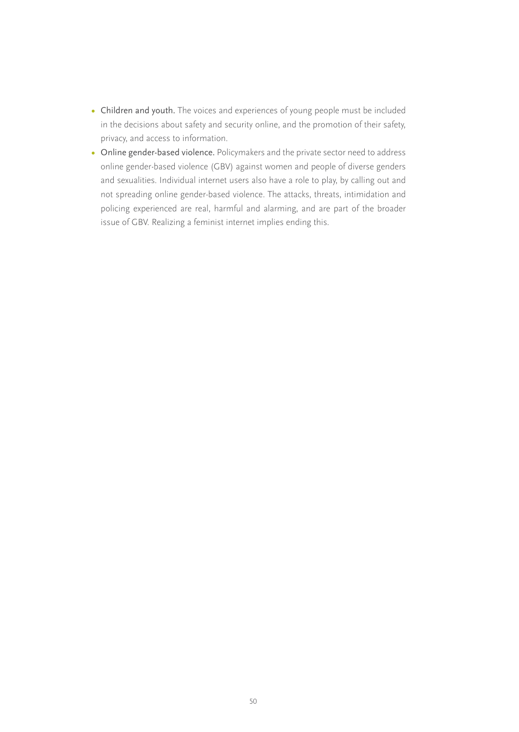- **Children and youth.** The voices and experiences of young people must be included in the decisions about safety and security online, and the promotion of their safety, privacy, and access to information.
- **Online gender-based violence.** Policymakers and the private sector need to address online gender-based violence (GBV) against women and people of diverse genders and sexualities. Individual internet users also have a role to play, by calling out and not spreading online gender-based violence. The attacks, threats, intimidation and policing experienced are real, harmful and alarming, and are part of the broader issue of GBV. Realizing a feminist internet implies ending this.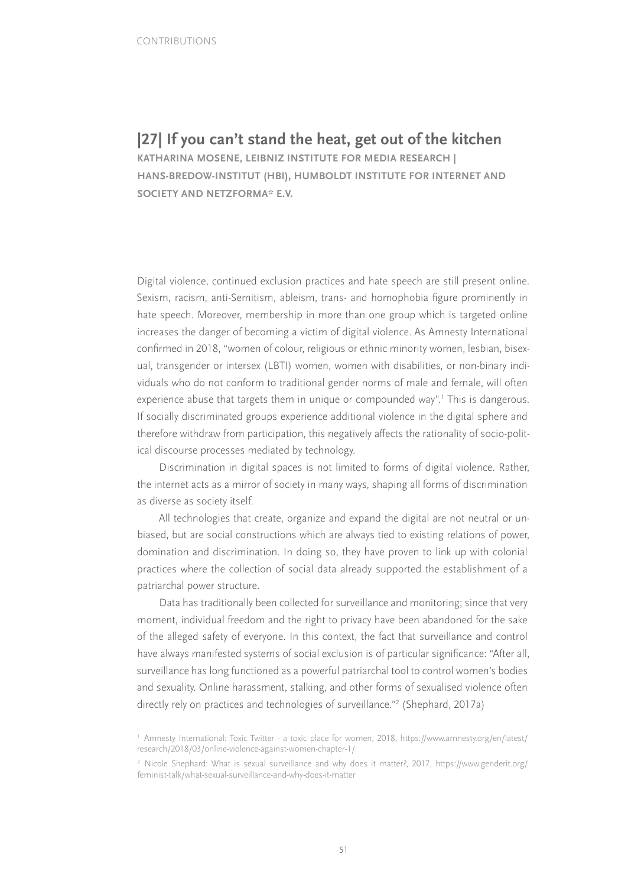## |27| If you can't stand the heat, get out of the kitchen

**KATHARINA MOSENE, LEIBNIZ INSTITUTE FOR MEDIA RESEARCH | HANS-BREDOW-INSTITUT (HBI), HUMBOLDT INSTITUTE FOR INTERNET AND SOCIETY AND NETZFORMA* E.V.**

Digital violence, continued exclusion practices and hate speech are still present online. Sexism, racism, anti-Semitism, ableism, trans- and homophobia figure prominently in hate speech. Moreover, membership in more than one group which is targeted online increases the danger of becoming a victim of digital violence. As Amnesty International confirmed in 2018, "women of colour, religious or ethnic minority women, lesbian, bisexual, transgender or intersex (LBTI) women, women with disabilities, or non-binary individuals who do not conform to traditional gender norms of male and female, will often experience abuse that targets them in unique or compounded way".[1] This is dangerous. If socially discriminated groups experience additional violence in the digital sphere and therefore withdraw from participation, this negatively affects the rationality of socio-political discourse processes mediated by technology.

Discrimination in digital spaces is not limited to forms of digital violence. Rather, the internet acts as a mirror of society in many ways, shaping all forms of discrimination as diverse as society itself.

All technologies that create, organize and expand the digital are not neutral or unbiased, but are social constructions which are always tied to existing relations of power, domination and discrimination. In doing so, they have proven to link up with colonial practices where the collection of social data already supported the establishment of a patriarchal power structure.

Data has traditionally been collected for surveillance and monitoring; since that very moment, individual freedom and the right to privacy have been abandoned for the sake of the alleged safety of everyone. In this context, the fact that surveillance and control have always manifested systems of social exclusion is of particular significance: "After all, surveillance has long functioned as a powerful patriarchal tool to control women's bodies and sexuality. Online harassment, stalking, and other forms of sexualised violence often directly rely on practices and technologies of surveillance."[2] (Shephard, 2017a)

[1] Amnesty International: Toxic Twitter - a toxic place for women, 2018, https://www.amnesty.org/en/latest/research/2018/03/online-violence-against-women-chapter-1/

[2] Nicole Shephard: What is sexual surveillance and why does it matter?, 2017, https://www.genderit.org/feminist-talk/what-sexual-surveillance-and-why-does-it-matter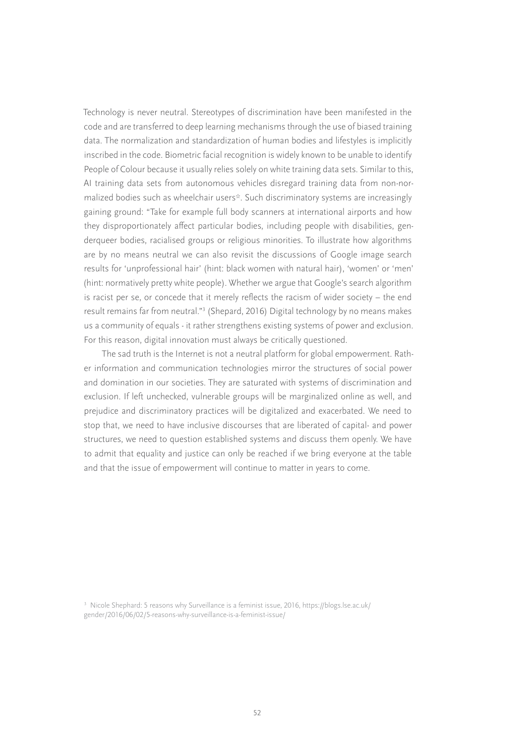Technology is never neutral. Stereotypes of discrimination have been manifested in the code and are transferred to deep learning mechanisms through the use of biased training data. The normalization and standardization of human bodies and lifestyles is implicitly inscribed in the code. Biometric facial recognition is widely known to be unable to identify People of Colour because it usually relies solely on white training data sets. Similar to this, AI training data sets from autonomous vehicles disregard training data from non-normalized bodies such as wheelchair users*. Such discriminatory systems are increasingly gaining ground: "Take for example full body scanners at international airports and how they disproportionately affect particular bodies, including people with disabilities, genderqueer bodies, racialised groups or religious minorities. To illustrate how algorithms are by no means neutral we can also revisit the discussions of Google image search results for 'unprofessional hair' (hint: black women with natural hair), 'women' or 'men' (hint: normatively pretty white people). Whether we argue that Google's search algorithm is racist per se, or concede that it merely reflects the racism of wider society – the end result remains far from neutral."[3] (Shepard, 2016) Digital technology by no means makes us a community of equals - it rather strengthens existing systems of power and exclusion. For this reason, digital innovation must always be critically questioned.

The sad truth is the Internet is not a neutral platform for global empowerment. Rather information and communication technologies mirror the structures of social power and domination in our societies. They are saturated with systems of discrimination and exclusion. If left unchecked, vulnerable groups will be marginalized online as well, and prejudice and discriminatory practices will be digitalized and exacerbated. We need to stop that, we need to have inclusive discourses that are liberated of capital- and power structures, we need to question established systems and discuss them openly. We have to admit that equality and justice can only be reached if we bring everyone at the table and that the issue of empowerment will continue to matter in years to come.

[3] Nicole Shephard: 5 reasons why Surveillance is a feminist issue, 2016, https://blogs.lse.ac.uk/gender/2016/06/02/5-reasons-why-surveillance-is-a-feminist-issue/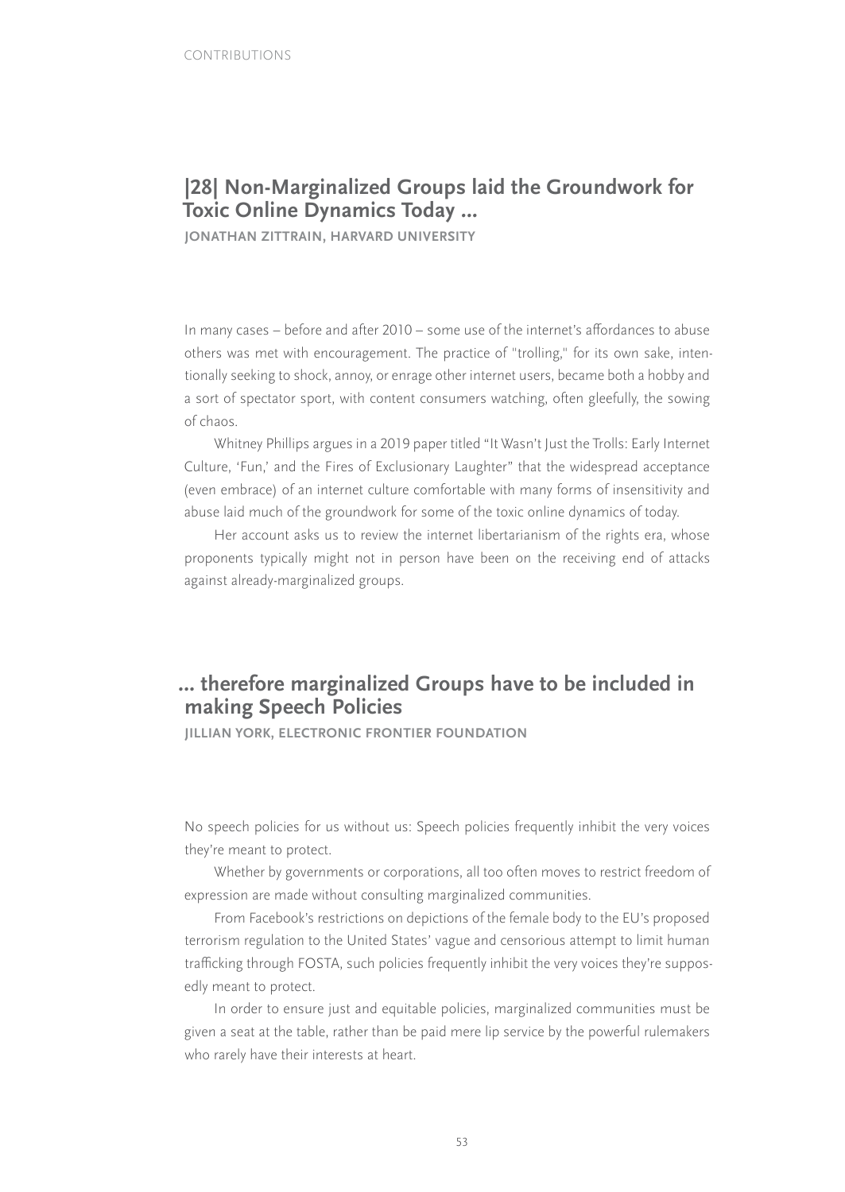## |28| Non-Marginalized Groups laid the Groundwork for Toxic Online Dynamics Today ...

**JONATHAN ZITTRAIN, HARVARD UNIVERSITY**

In many cases – before and after 2010 – some use of the internet's affordances to abuse others was met with encouragement. The practice of "trolling," for its own sake, intentionally seeking to shock, annoy, or enrage other internet users, became both a hobby and a sort of spectator sport, with content consumers watching, often gleefully, the sowing of chaos.

Whitney Phillips argues in a 2019 paper titled "It Wasn't Just the Trolls: Early Internet Culture, 'Fun,' and the Fires of Exclusionary Laughter" that the widespread acceptance (even embrace) of an internet culture comfortable with many forms of insensitivity and abuse laid much of the groundwork for some of the toxic online dynamics of today.

Her account asks us to review the internet libertarianism of the rights era, whose proponents typically might not in person have been on the receiving end of attacks against already-marginalized groups.

## ... therefore marginalized Groups have to be included in making Speech Policies

**JILLIAN YORK, ELECTRONIC FRONTIER FOUNDATION**

No speech policies for us without us: Speech policies frequently inhibit the very voices they're meant to protect.

Whether by governments or corporations, all too often moves to restrict freedom of expression are made without consulting marginalized communities.

From Facebook's restrictions on depictions of the female body to the EU's proposed terrorism regulation to the United States' vague and censorious attempt to limit human trafficking through FOSTA, such policies frequently inhibit the very voices they're supposedly meant to protect.

In order to ensure just and equitable policies, marginalized communities must be given a seat at the table, rather than be paid mere lip service by the powerful rulemakers who rarely have their interests at heart.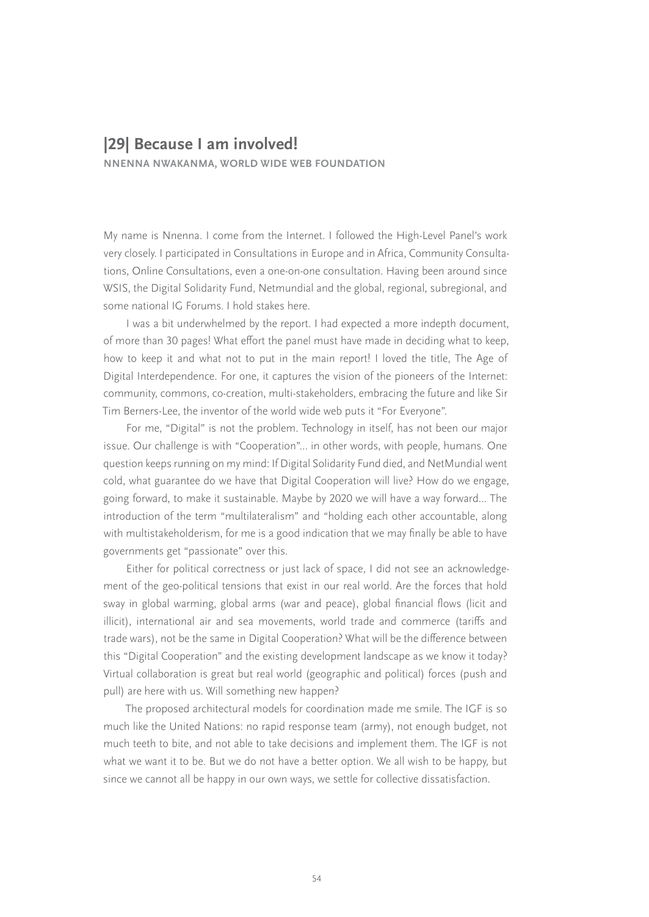## |29| Because I am involved!

**NNENNA NWAKANMA, WORLD WIDE WEB FOUNDATION**

My name is Nnenna. I come from the Internet. I followed the High-Level Panel's work very closely. I participated in Consultations in Europe and in Africa, Community Consultations, Online Consultations, even a one-on-one consultation. Having been around since WSIS, the Digital Solidarity Fund, Netmundial and the global, regional, subregional, and some national IG Forums. I hold stakes here.

I was a bit underwhelmed by the report. I had expected a more indepth document, of more than 30 pages! What effort the panel must have made in deciding what to keep, how to keep it and what not to put in the main report! I loved the title, The Age of Digital Interdependence. For one, it captures the vision of the pioneers of the Internet: community, commons, co-creation, multi-stakeholders, embracing the future and like Sir Tim Berners-Lee, the inventor of the world wide web puts it "For Everyone".

For me, "Digital" is not the problem. Technology in itself, has not been our major issue. Our challenge is with "Cooperation"... in other words, with people, humans. One question keeps running on my mind: If Digital Solidarity Fund died, and NetMundial went cold, what guarantee do we have that Digital Cooperation will live? How do we engage, going forward, to make it sustainable. Maybe by 2020 we will have a way forward... The introduction of the term "multilateralism" and "holding each other accountable, along with multistakeholderism, for me is a good indication that we may finally be able to have governments get "passionate" over this.

Either for political correctness or just lack of space, I did not see an acknowledgement of the geo-political tensions that exist in our real world. Are the forces that hold sway in global warming, global arms (war and peace), global financial flows (licit and illicit), international air and sea movements, world trade and commerce (tariffs and trade wars), not be the same in Digital Cooperation? What will be the difference between this "Digital Cooperation" and the existing development landscape as we know it today? Virtual collaboration is great but real world (geographic and political) forces (push and pull) are here with us. Will something new happen?

The proposed architectural models for coordination made me smile. The IGF is so much like the United Nations: no rapid response team (army), not enough budget, not much teeth to bite, and not able to take decisions and implement them. The IGF is not what we want it to be. But we do not have a better option. We all wish to be happy, but since we cannot all be happy in our own ways, we settle for collective dissatisfaction.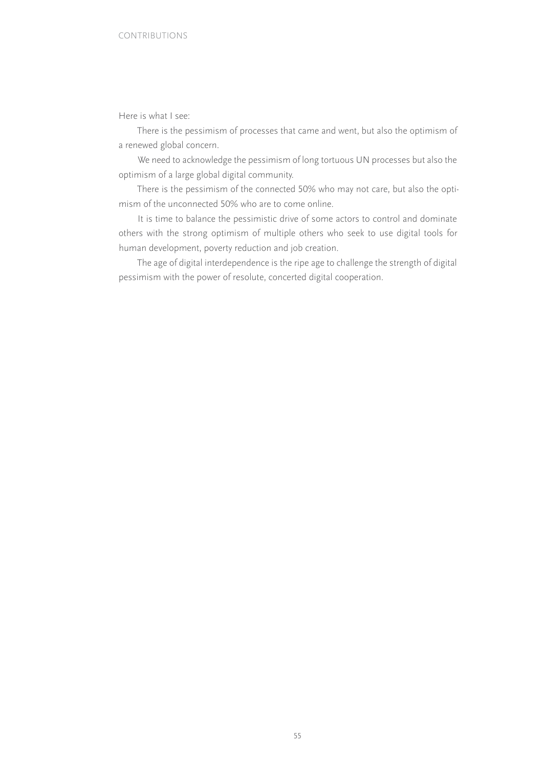Here is what I see:

There is the pessimism of processes that came and went, but also the optimism of a renewed global concern.

We need to acknowledge the pessimism of long tortuous UN processes but also the optimism of a large global digital community.

There is the pessimism of the connected 50% who may not care, but also the optimism of the unconnected 50% who are to come online.

It is time to balance the pessimistic drive of some actors to control and dominate others with the strong optimism of multiple others who seek to use digital tools for human development, poverty reduction and job creation.

The age of digital interdependence is the ripe age to challenge the strength of digital pessimism with the power of resolute, concerted digital cooperation.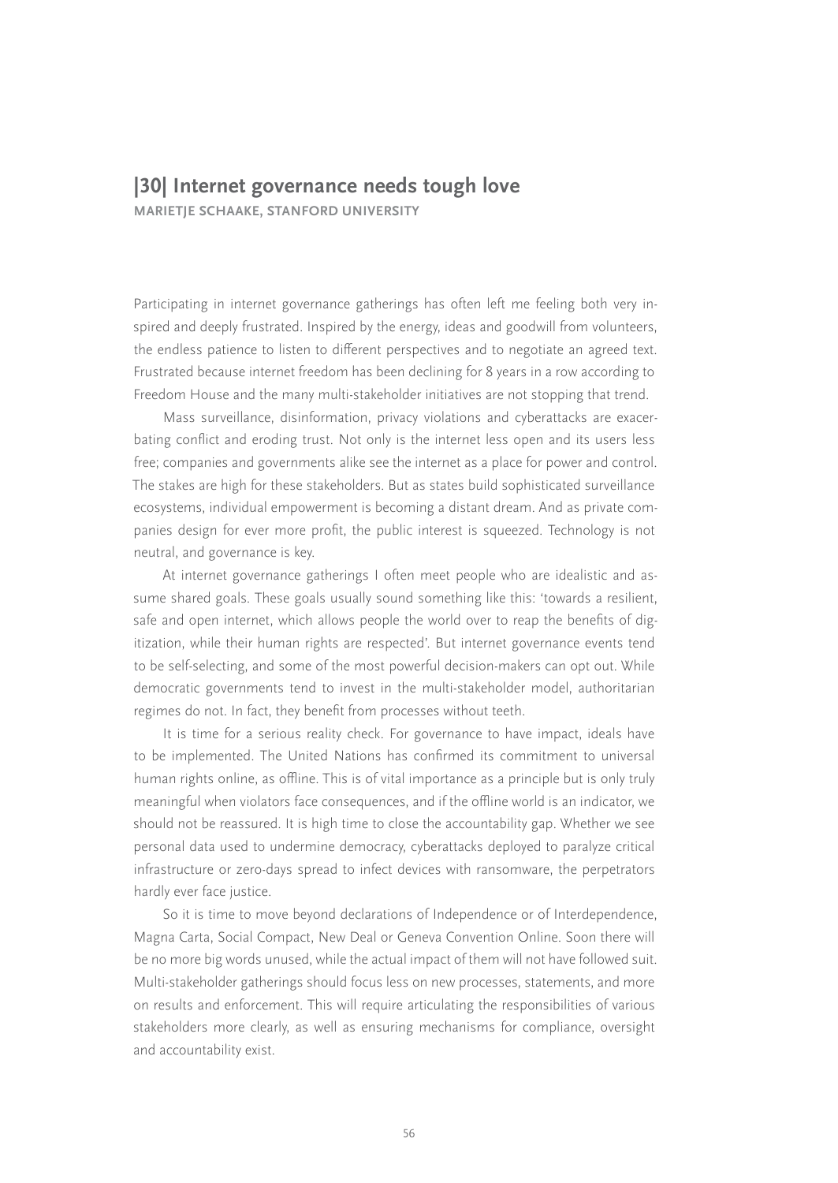## |30| Internet governance needs tough love

**MARIETJE SCHAAKE, STANFORD UNIVERSITY**

Participating in internet governance gatherings has often left me feeling both very inspired and deeply frustrated. Inspired by the energy, ideas and goodwill from volunteers, the endless patience to listen to different perspectives and to negotiate an agreed text. Frustrated because internet freedom has been declining for 8 years in a row according to Freedom House and the many multi-stakeholder initiatives are not stopping that trend.

Mass surveillance, disinformation, privacy violations and cyberattacks are exacerbating conflict and eroding trust. Not only is the internet less open and its users less free; companies and governments alike see the internet as a place for power and control. The stakes are high for these stakeholders. But as states build sophisticated surveillance ecosystems, individual empowerment is becoming a distant dream. And as private companies design for ever more profit, the public interest is squeezed. Technology is not neutral, and governance is key.

At internet governance gatherings I often meet people who are idealistic and assume shared goals. These goals usually sound something like this: 'towards a resilient, safe and open internet, which allows people the world over to reap the benefits of digitization, while their human rights are respected'. But internet governance events tend to be self-selecting, and some of the most powerful decision-makers can opt out. While democratic governments tend to invest in the multi-stakeholder model, authoritarian regimes do not. In fact, they benefit from processes without teeth.

It is time for a serious reality check. For governance to have impact, ideals have to be implemented. The United Nations has confirmed its commitment to universal human rights online, as offline. This is of vital importance as a principle but is only truly meaningful when violators face consequences, and if the offline world is an indicator, we should not be reassured. It is high time to close the accountability gap. Whether we see personal data used to undermine democracy, cyberattacks deployed to paralyze critical infrastructure or zero-days spread to infect devices with ransomware, the perpetrators hardly ever face justice.

So it is time to move beyond declarations of Independence or of Interdependence, Magna Carta, Social Compact, New Deal or Geneva Convention Online. Soon there will be no more big words unused, while the actual impact of them will not have followed suit. Multi-stakeholder gatherings should focus less on new processes, statements, and more on results and enforcement. This will require articulating the responsibilities of various stakeholders more clearly, as well as ensuring mechanisms for compliance, oversight and accountability exist.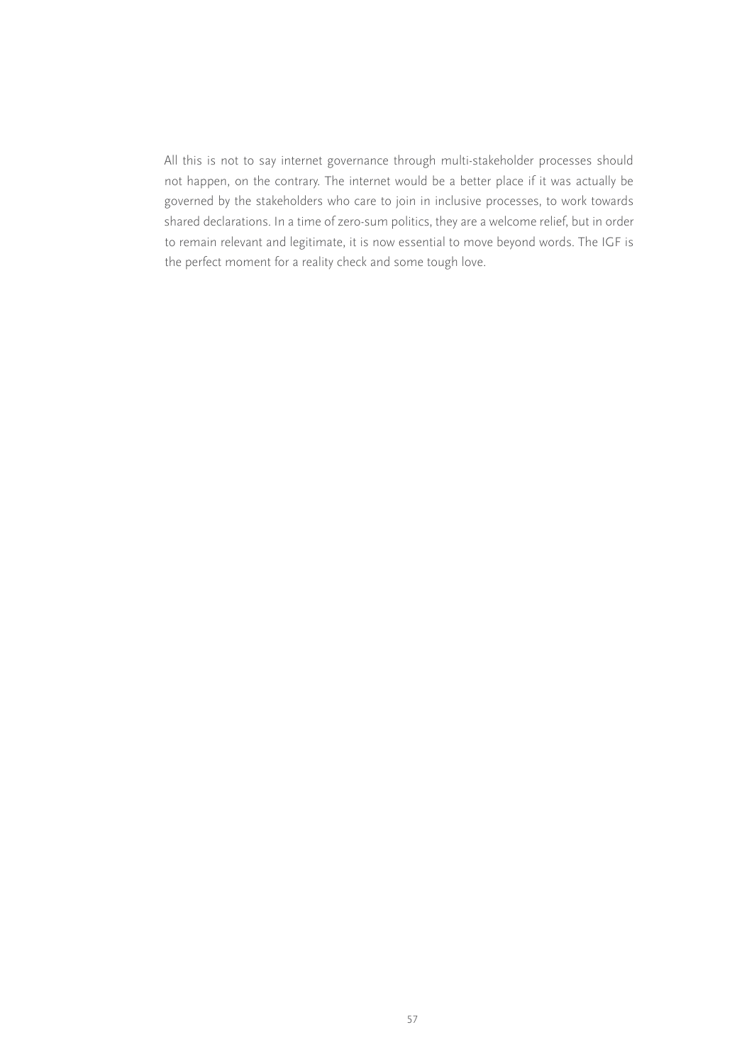All this is not to say internet governance through multi-stakeholder processes should not happen, on the contrary. The internet would be a better place if it was actually be governed by the stakeholders who care to join in inclusive processes, to work towards shared declarations. In a time of zero-sum politics, they are a welcome relief, but in order to remain relevant and legitimate, it is now essential to move beyond words. The IGF is the perfect moment for a reality check and some tough love.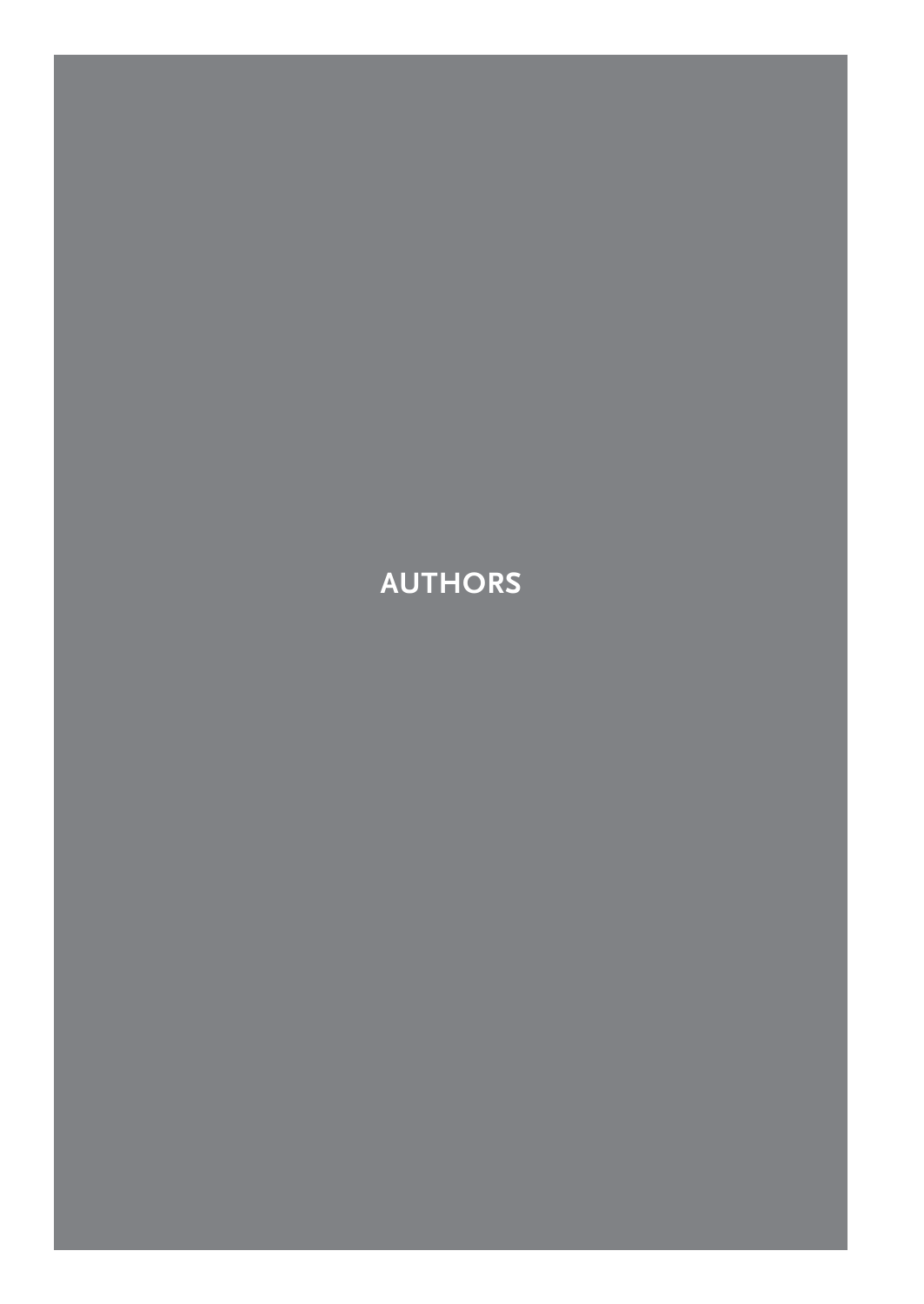# AUTHORS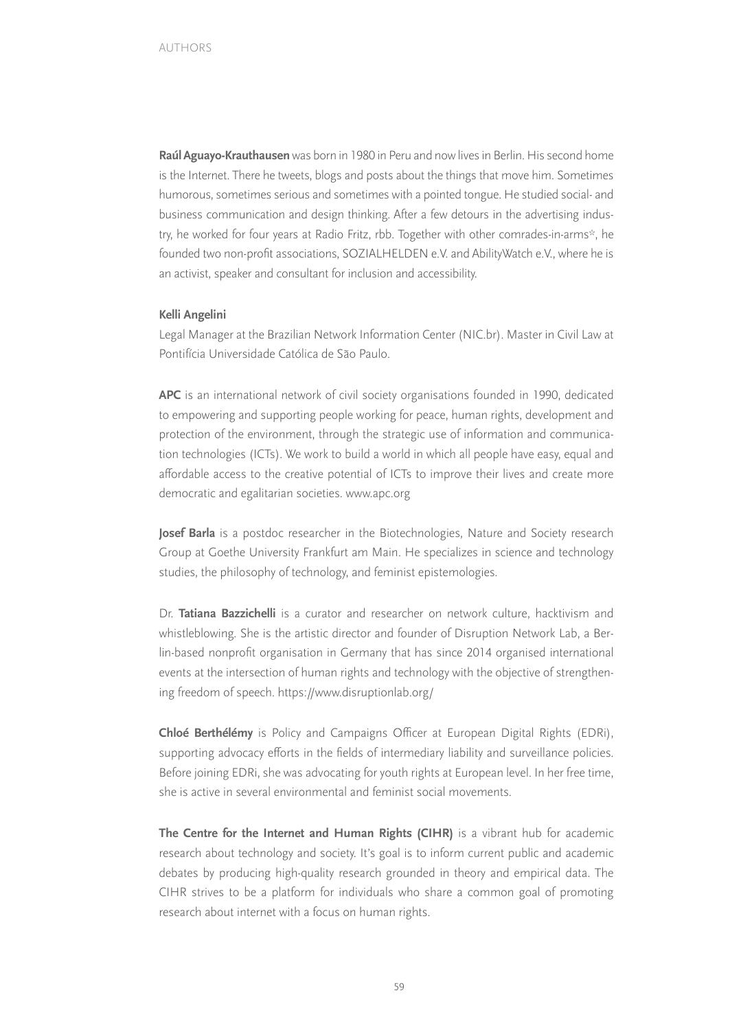Raúl Aguayo-Krauthausen was born in 1980 in Peru and now lives in Berlin. His second home is the Internet. There he tweets, blogs and posts about the things that move him. Sometimes humorous, sometimes serious and sometimes with a pointed tongue. He studied social- and business communication and design thinking. After a few detours in the advertising industry, he worked for four years at Radio Fritz, rbb. Together with other comrades-in-arms*, he founded two non-profit associations, SOZIALHELDEN e.V. and AbilityWatch e.V., where he is an activist, speaker and consultant for inclusion and accessibility.

**Kelli Angelini**

Legal Manager at the Brazilian Network Information Center (NIC.br). Master in Civil Law at Pontifícia Universidade Católica de São Paulo.

**APC** is an international network of civil society organisations founded in 1990, dedicated to empowering and supporting people working for peace, human rights, development and protection of the environment, through the strategic use of information and communication technologies (ICTs). We work to build a world in which all people have easy, equal and affordable access to the creative potential of ICTs to improve their lives and create more democratic and egalitarian societies. www.apc.org

**Josef Barla** is a postdoc researcher in the Biotechnologies, Nature and Society research Group at Goethe University Frankfurt am Main. He specializes in science and technology studies, the philosophy of technology, and feminist epistemologies.

Dr. **Tatiana Bazzichelli** is a curator and researcher on network culture, hacktivism and whistleblowing. She is the artistic director and founder of Disruption Network Lab, a Berlin-based nonprofit organisation in Germany that has since 2014 organised international events at the intersection of human rights and technology with the objective of strengthening freedom of speech. https://www.disruptionlab.org/

**Chloé Berthélémy** is Policy and Campaigns Officer at European Digital Rights (EDRi), supporting advocacy efforts in the fields of intermediary liability and surveillance policies. Before joining EDRi, she was advocating for youth rights at European level. In her free time, she is active in several environmental and feminist social movements.

**The Centre for the Internet and Human Rights (CIHR)** is a vibrant hub for academic research about technology and society. It's goal is to inform current public and academic debates by producing high-quality research grounded in theory and empirical data. The CIHR strives to be a platform for individuals who share a common goal of promoting research about internet with a focus on human rights.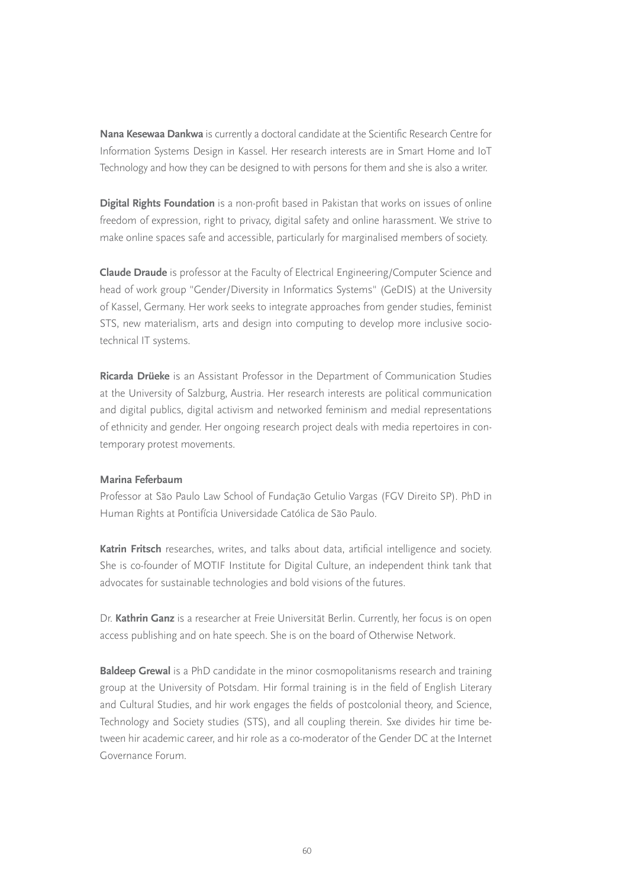**Nana Kesewaa Dankwa** is currently a doctoral candidate at the Scientific Research Centre for Information Systems Design in Kassel. Her research interests are in Smart Home and IoT Technology and how they can be designed to with persons for them and she is also a writer.

**Digital Rights Foundation** is a non-profit based in Pakistan that works on issues of online freedom of expression, right to privacy, digital safety and online harassment. We strive to make online spaces safe and accessible, particularly for marginalised members of society.

**Claude Draude** is professor at the Faculty of Electrical Engineering/Computer Science and head of work group "Gender/Diversity in Informatics Systems" (GeDIS) at the University of Kassel, Germany. Her work seeks to integrate approaches from gender studies, feminist STS, new materialism, arts and design into computing to develop more inclusive socio-technical IT systems.

**Ricarda Drüeke** is an Assistant Professor in the Department of Communication Studies at the University of Salzburg, Austria. Her research interests are political communication and digital publics, digital activism and networked feminism and medial representations of ethnicity and gender. Her ongoing research project deals with media repertoires in contemporary protest movements.

**Marina Feferbaum**
Professor at São Paulo Law School of Fundação Getulio Vargas (FGV Direito SP). PhD in Human Rights at Pontifícia Universidade Católica de São Paulo.

**Katrin Fritsch** researches, writes, and talks about data, artificial intelligence and society. She is co-founder of MOTIF Institute for Digital Culture, an independent think tank that advocates for sustainable technologies and bold visions of the futures.

Dr. **Kathrin Ganz** is a researcher at Freie Universität Berlin. Currently, her focus is on open access publishing and on hate speech. She is on the board of Otherwise Network.

**Baldeep Grewal** is a PhD candidate in the minor cosmopolitanisms research and training group at the University of Potsdam. Hir formal training is in the field of English Literary and Cultural Studies, and hir work engages the fields of postcolonial theory, and Science, Technology and Society studies (STS), and all coupling therein. Sxe divides hir time between hir academic career, and hir role as a co-moderator of the Gender DC at the Internet Governance Forum.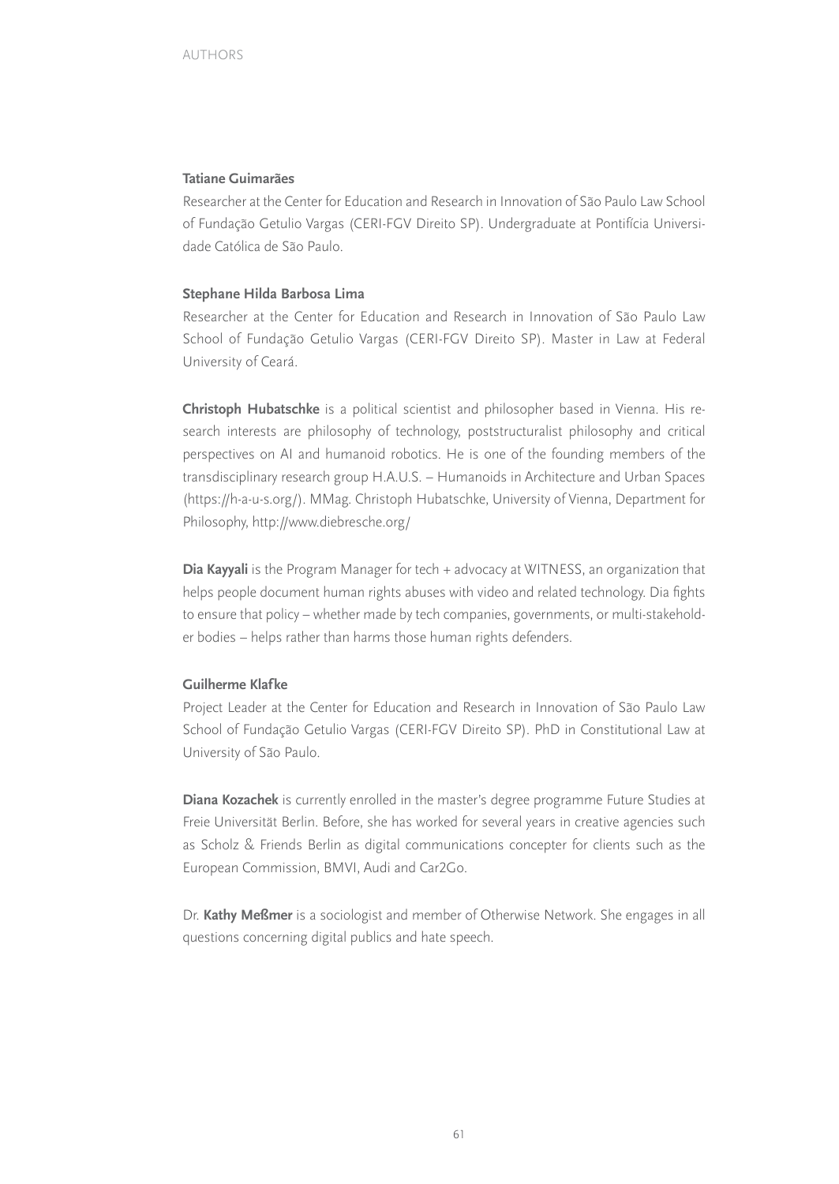**Tatiane Guimarães**

Researcher at the Center for Education and Research in Innovation of São Paulo Law School of Fundação Getulio Vargas (CERI-FGV Direito SP). Undergraduate at Pontifícia Universidade Católica de São Paulo.

**Stephane Hilda Barbosa Lima**

Researcher at the Center for Education and Research in Innovation of São Paulo Law School of Fundação Getulio Vargas (CERI-FGV Direito SP). Master in Law at Federal University of Ceará.

**Christoph Hubatschke** is a political scientist and philosopher based in Vienna. His research interests are philosophy of technology, poststructuralist philosophy and critical perspectives on AI and humanoid robotics. He is one of the founding members of the transdisciplinary research group H.A.U.S. – Humanoids in Architecture and Urban Spaces (https://h-a-u-s.org/). MMag. Christoph Hubatschke, University of Vienna, Department for Philosophy, http://www.diebresche.org/

**Dia Kayyali** is the Program Manager for tech + advocacy at WITNESS, an organization that helps people document human rights abuses with video and related technology. Dia fights to ensure that policy – whether made by tech companies, governments, or multi-stakeholder bodies – helps rather than harms those human rights defenders.

**Guilherme Klafke**

Project Leader at the Center for Education and Research in Innovation of São Paulo Law School of Fundação Getulio Vargas (CERI-FGV Direito SP). PhD in Constitutional Law at University of São Paulo.

**Diana Kozachek** is currently enrolled in the master's degree programme Future Studies at Freie Universität Berlin. Before, she has worked for several years in creative agencies such as Scholz & Friends Berlin as digital communications concepter for clients such as the European Commission, BMVI, Audi and Car2Go.

Dr. **Kathy Meßmer** is a sociologist and member of Otherwise Network. She engages in all questions concerning digital publics and hate speech.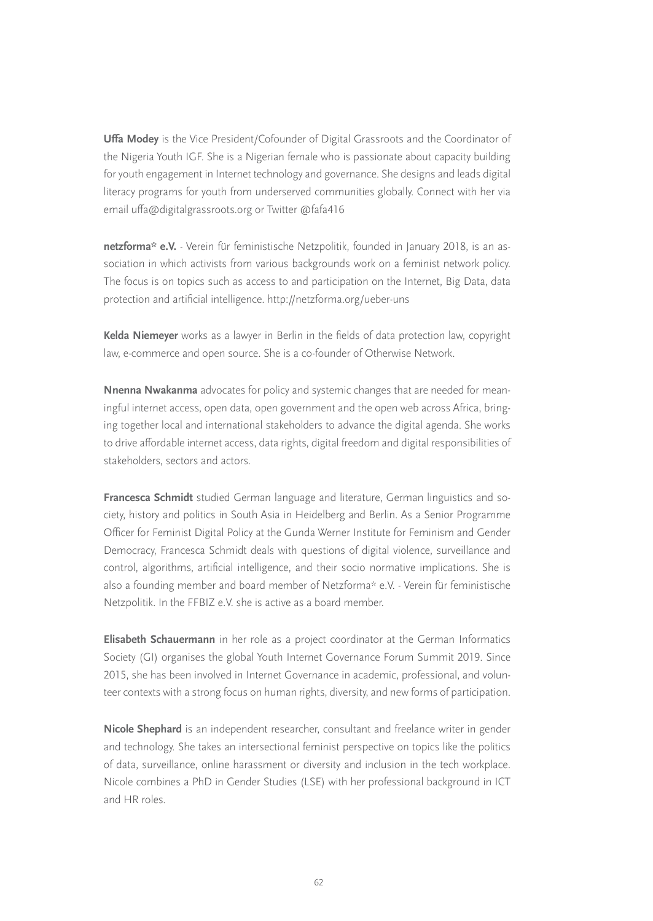**Uffa Modey** is the Vice President/Cofounder of Digital Grassroots and the Coordinator of the Nigeria Youth IGF. She is a Nigerian female who is passionate about capacity building for youth engagement in Internet technology and governance. She designs and leads digital literacy programs for youth from underserved communities globally. Connect with her via email uffa@digitalgrassroots.org or Twitter @fafa416

**netzforma* e.V.** - Verein für feministische Netzpolitik, founded in January 2018, is an association in which activists from various backgrounds work on a feminist network policy. The focus is on topics such as access to and participation on the Internet, Big Data, data protection and artificial intelligence. http://netzforma.org/ueber-uns

**Kelda Niemeyer** works as a lawyer in Berlin in the fields of data protection law, copyright law, e-commerce and open source. She is a co-founder of Otherwise Network.

**Nnenna Nwakanma** advocates for policy and systemic changes that are needed for meaningful internet access, open data, open government and the open web across Africa, bringing together local and international stakeholders to advance the digital agenda. She works to drive affordable internet access, data rights, digital freedom and digital responsibilities of stakeholders, sectors and actors.

**Francesca Schmidt** studied German language and literature, German linguistics and society, history and politics in South Asia in Heidelberg and Berlin. As a Senior Programme Officer for Feminist Digital Policy at the Gunda Werner Institute for Feminism and Gender Democracy, Francesca Schmidt deals with questions of digital violence, surveillance and control, algorithms, artificial intelligence, and their socio normative implications. She is also a founding member and board member of Netzforma* e.V. - Verein für feministische Netzpolitik. In the FFBIZ e.V. she is active as a board member.

**Elisabeth Schauermann** in her role as a project coordinator at the German Informatics Society (GI) organises the global Youth Internet Governance Forum Summit 2019. Since 2015, she has been involved in Internet Governance in academic, professional, and volunteer contexts with a strong focus on human rights, diversity, and new forms of participation.

**Nicole Shephard** is an independent researcher, consultant and freelance writer in gender and technology. She takes an intersectional feminist perspective on topics like the politics of data, surveillance, online harassment or diversity and inclusion in the tech workplace. Nicole combines a PhD in Gender Studies (LSE) with her professional background in ICT and HR roles.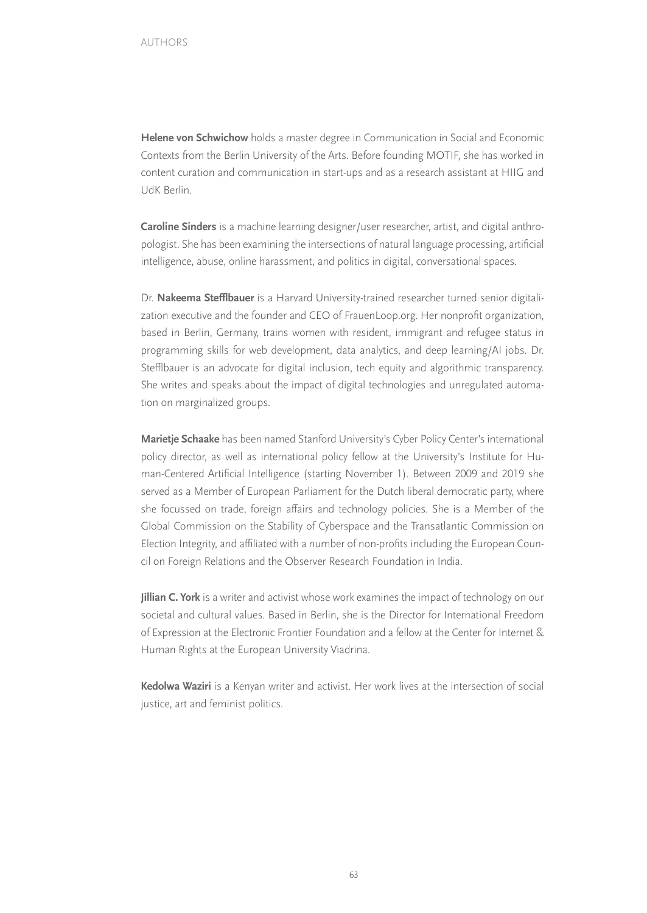**Helene von Schwichow** holds a master degree in Communication in Social and Economic Contexts from the Berlin University of the Arts. Before founding MOTIF, she has worked in content curation and communication in start-ups and as a research assistant at HIIG and UdK Berlin.

**Caroline Sinders** is a machine learning designer/user researcher, artist, and digital anthropologist. She has been examining the intersections of natural language processing, artificial intelligence, abuse, online harassment, and politics in digital, conversational spaces.

Dr. **Nakeema Stefflbauer** is a Harvard University-trained researcher turned senior digitalization executive and the founder and CEO of FrauenLoop.org. Her nonprofit organization, based in Berlin, Germany, trains women with resident, immigrant and refugee status in programming skills for web development, data analytics, and deep learning/AI jobs. Dr. Stefflbauer is an advocate for digital inclusion, tech equity and algorithmic transparency. She writes and speaks about the impact of digital technologies and unregulated automation on marginalized groups.

**Marietje Schaake** has been named Stanford University's Cyber Policy Center's international policy director, as well as international policy fellow at the University's Institute for Human-Centered Artificial Intelligence (starting November 1). Between 2009 and 2019 she served as a Member of European Parliament for the Dutch liberal democratic party, where she focussed on trade, foreign affairs and technology policies. She is a Member of the Global Commission on the Stability of Cyberspace and the Transatlantic Commission on Election Integrity, and affiliated with a number of non-profits including the European Council on Foreign Relations and the Observer Research Foundation in India.

**Jillian C. York** is a writer and activist whose work examines the impact of technology on our societal and cultural values. Based in Berlin, she is the Director for International Freedom of Expression at the Electronic Frontier Foundation and a fellow at the Center for Internet & Human Rights at the European University Viadrina.

**Kedolwa Waziri** is a Kenyan writer and activist. Her work lives at the intersection of social justice, art and feminist politics.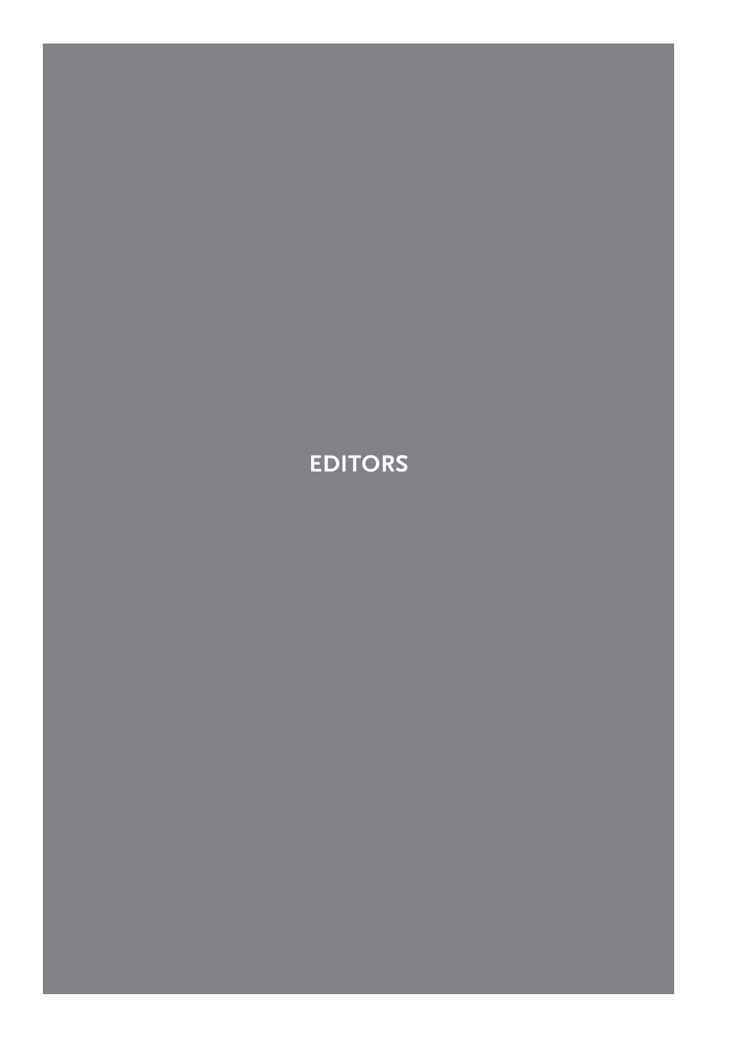# EDITORS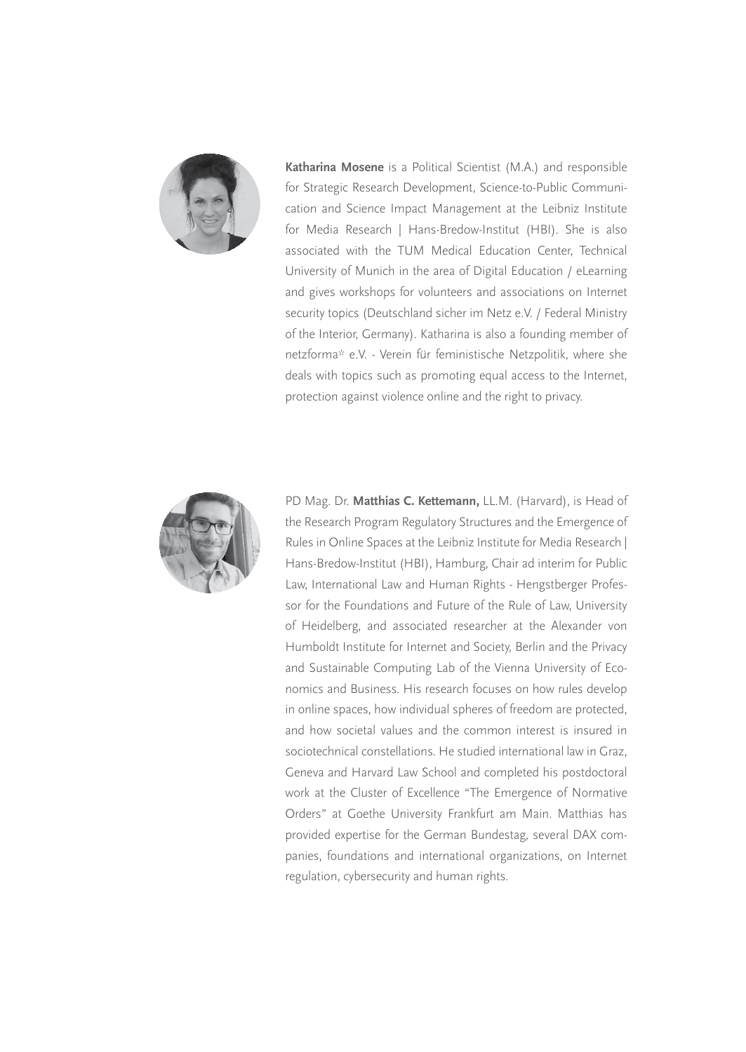**Katharina Mosene** is a Political Scientist (M.A.) and responsible for Strategic Research Development, Science-to-Public Communication and Science Impact Management at the Leibniz Institute for Media Research | Hans-Bredow-Institut (HBI). She is also associated with the TUM Medical Education Center, Technical University of Munich in the area of Digital Education / eLearning and gives workshops for volunteers and associations on Internet security topics (Deutschland sicher im Netz e.V. / Federal Ministry of the Interior, Germany). Katharina is also a founding member of netzforma* e.V. - Verein für feministische Netzpolitik, where she deals with topics such as promoting equal access to the Internet, protection against violence online and the right to privacy.

PD Mag. Dr. **Matthias C. Kettemann,** LL.M. (Harvard), is Head of the Research Program Regulatory Structures and the Emergence of Rules in Online Spaces at the Leibniz Institute for Media Research | Hans-Bredow-Institut (HBI), Hamburg, Chair ad interim for Public Law, International Law and Human Rights - Hengstberger Professor for the Foundations and Future of the Rule of Law, University of Heidelberg, and associated researcher at the Alexander von Humboldt Institute for Internet and Society, Berlin and the Privacy and Sustainable Computing Lab of the Vienna University of Economics and Business. His research focuses on how rules develop in online spaces, how individual spheres of freedom are protected, and how societal values and the common interest is insured in sociotechnical constellations. He studied international law in Graz, Geneva and Harvard Law School and completed his postdoctoral work at the Cluster of Excellence "The Emergence of Normative Orders" at Goethe University Frankfurt am Main. Matthias has provided expertise for the German Bundestag, several DAX companies, foundations and international organizations, on Internet regulation, cybersecurity and human rights.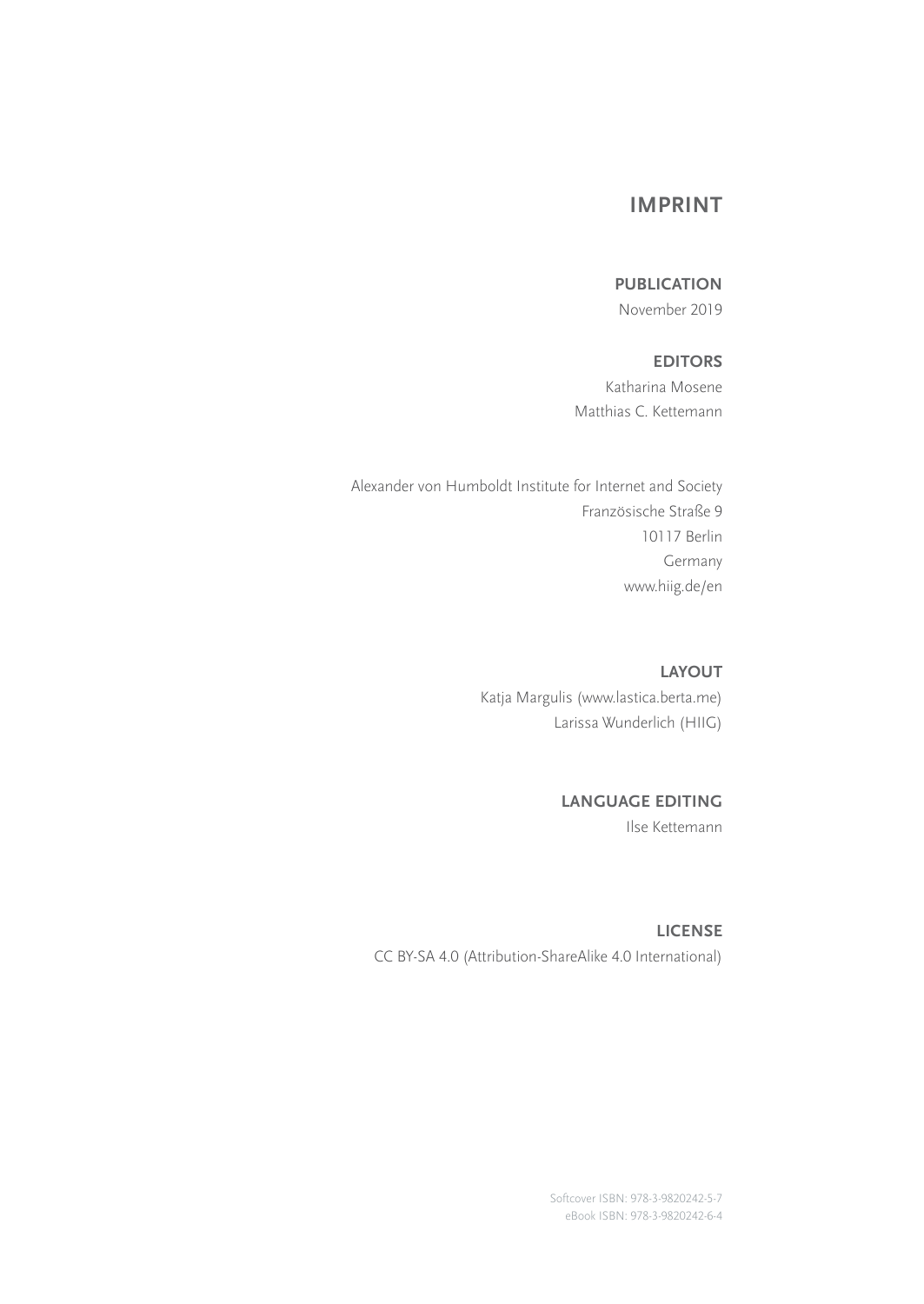# IMPRINT

## PUBLICATION

November 2019

## EDITORS

Katharina Mosene

Matthias C. Kettemann

Alexander von Humboldt Institute for Internet and Society

Französische Straße 9

10117 Berlin

Germany

www.hiig.de/en

## LAYOUT

Katja Margulis (www.lastica.berta.me)

Larissa Wunderlich (HIIG)

## LANGUAGE EDITING

Ilse Kettemann

## LICENSE

CC BY-SA 4.0 (Attribution-ShareAlike 4.0 International)

Softcover ISBN: 978-3-9820242-5-7

eBook ISBN: 978-3-9820242-6-4